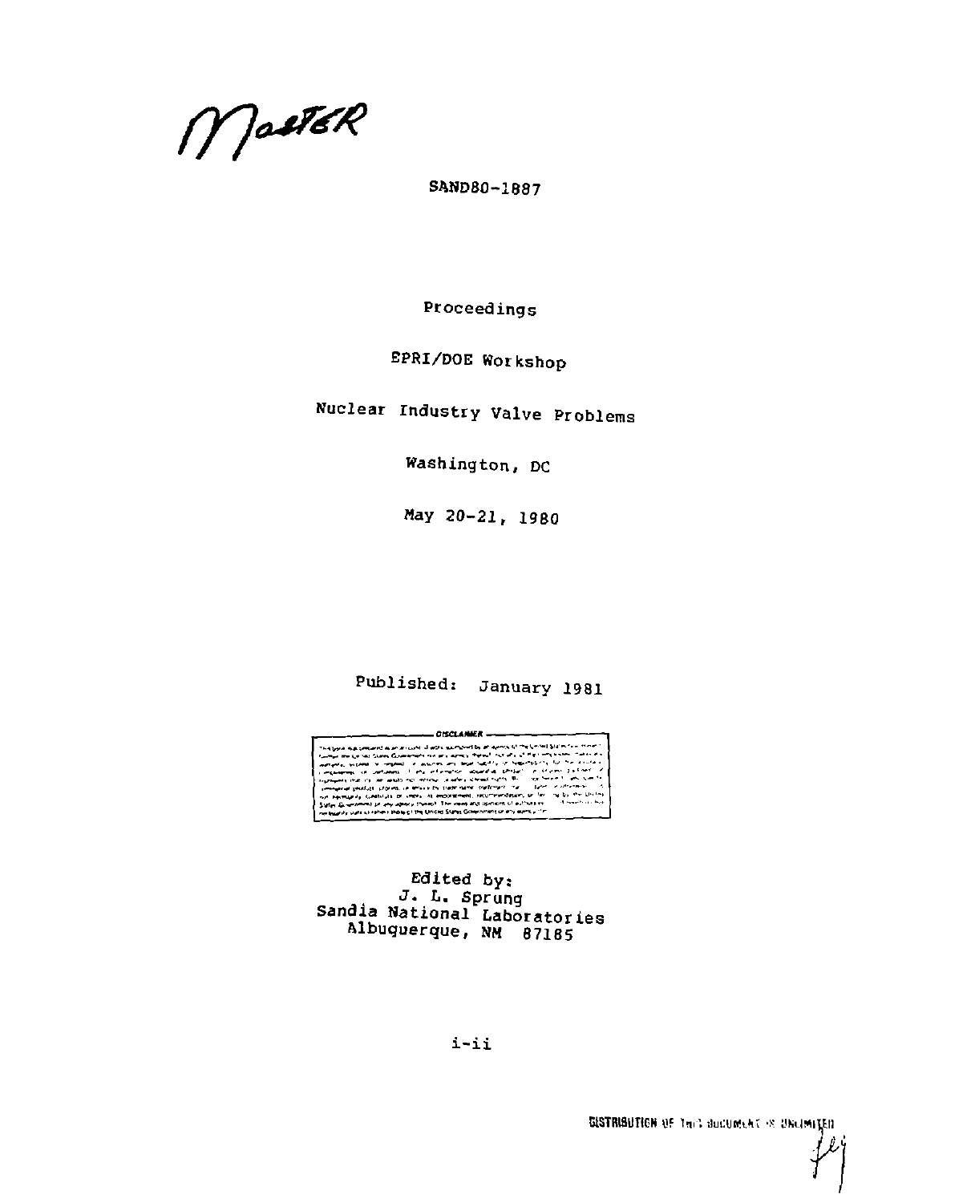MASTER

SAND80-1887

Proceedings

EPRI/DOE Workshop

Nuclear Industry Valve Problems

Washington, DC

May 20-21, 1980

Published: January 1981

Edited by:
J. L. Sprung
Sandia National Laboratories
Albuquerque, NM 87185

i-ii

DISTRIBUTION OF THIS DOCUMENT IS UNLIMITED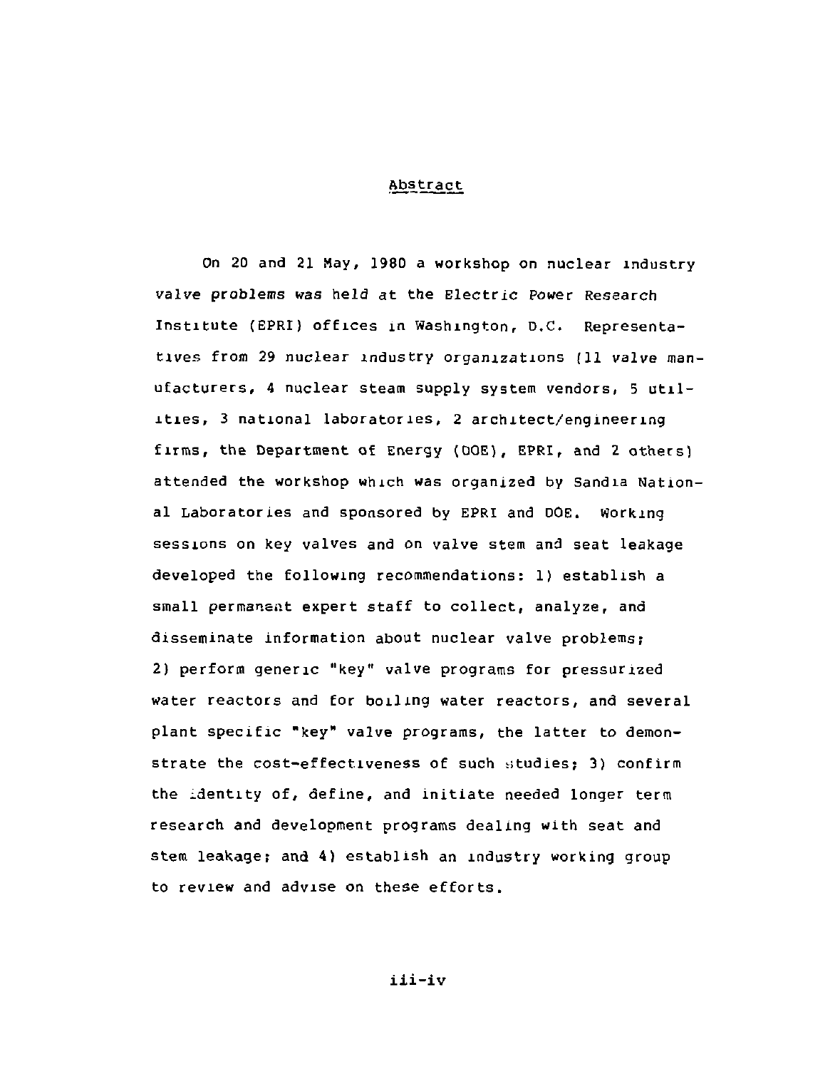## Abstract

On 20 and 21 May, 1980 a workshop on nuclear industry valve problems was held at the Electric Power Research Institute (EPRI) offices in Washington, D.C. Representatives from 29 nuclear industry organizations (11 valve manufacturers, 4 nuclear steam supply system vendors, 5 utilities, 3 national laboratories, 2 architect/engineering firms, the Department of Energy (DOE), EPRI, and 2 others) attended the workshop which was organized by Sandia National Laboratories and sponsored by EPRI and DOE. Working sessions on key valves and on valve stem and seat leakage developed the following recommendations: 1) establish a small permanent expert staff to collect, analyze, and disseminate information about nuclear valve problems; 2) perform generic "key" valve programs for pressurized water reactors and for boiling water reactors, and several plant specific "key" valve programs, the latter to demonstrate the cost-effectiveness of such studies; 3) confirm the identity of, define, and initiate needed longer term research and development programs dealing with seat and stem leakage; and 4) establish an industry working group to review and advise on these efforts.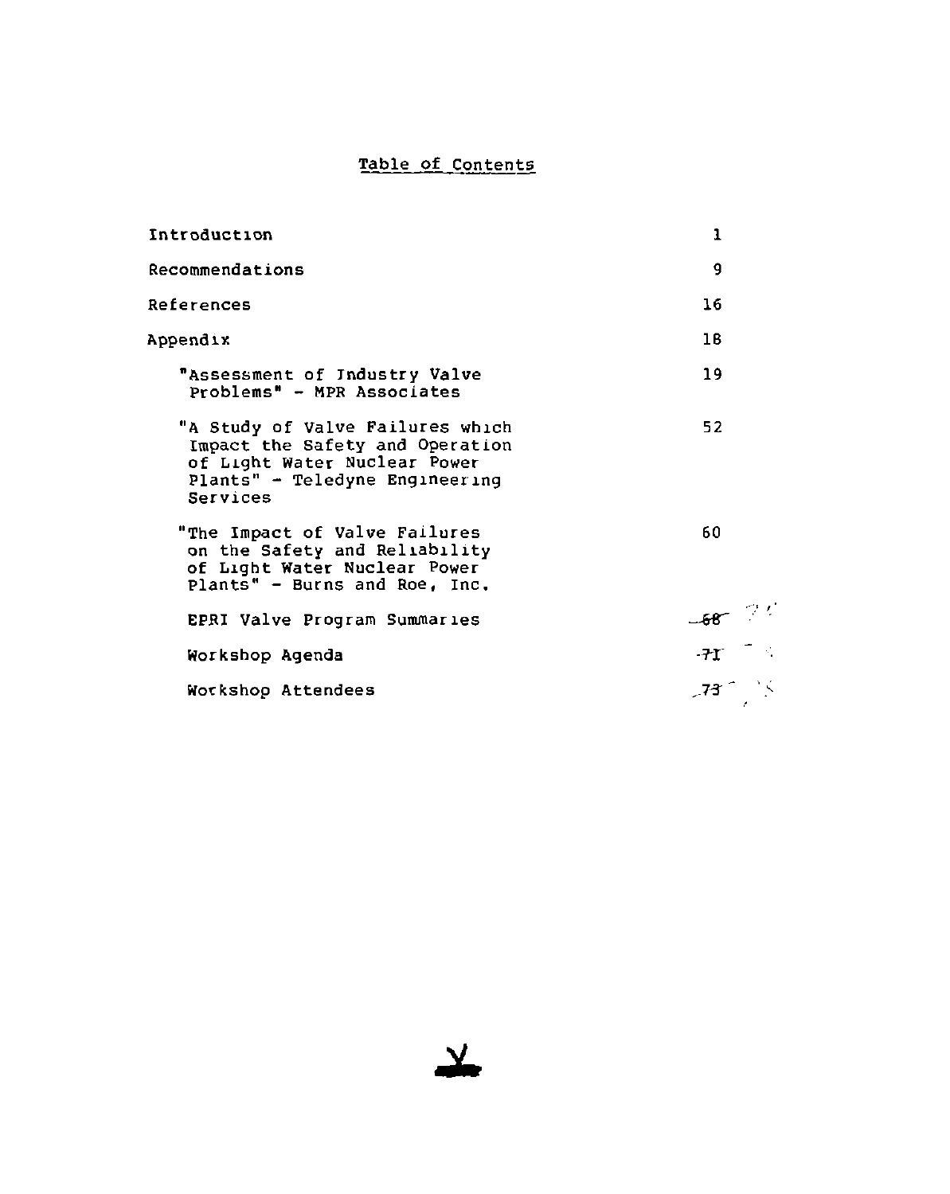# Table of Contents

| | |
|---|---|
| Introduction | 1 |
| Recommendations | 9 |
| References | 16 |
| Appendix | 18 |
| "Assessment of Industry Valve Problems" - MPR Associates | 19 |
| "A Study of Valve Failures which Impact the Safety and Operation of Light Water Nuclear Power Plants" - Teledyne Engineering Services | 52 |
| "The Impact of Valve Failures on the Safety and Reliability of Light Water Nuclear Power Plants" - Burns and Roe, Inc. | 60 |
| EPRI Valve Program Summaries | ~~68~~ |
| Workshop Agenda | ~~71~~ |
| Workshop Attendees | ~~73~~ |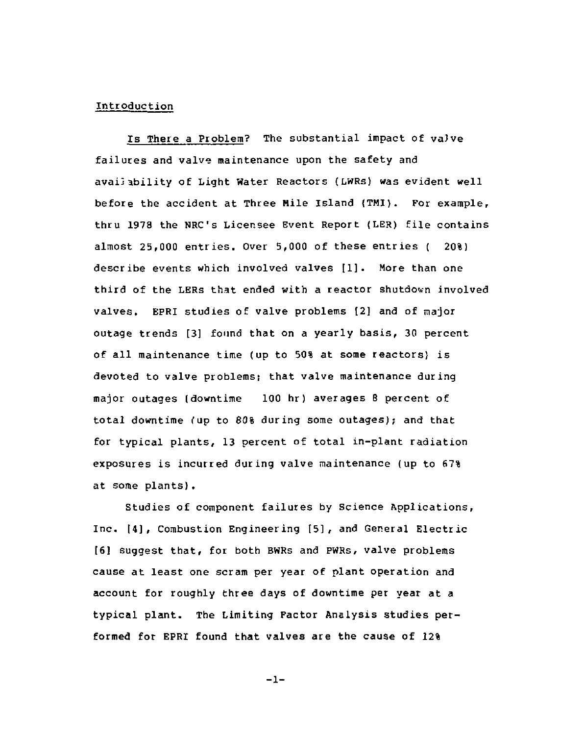## Introduction

Is There a Problem? The substantial impact of valve failures and valve maintenance upon the safety and availability of Light Water Reactors (LWRs) was evident well before the accident at Three Mile Island (TMI). For example, thru 1978 the NRC's Licensee Event Report (LER) file contains almost 25,000 entries. Over 5,000 of these entries ( 20%) describe events which involved valves [1]. More than one third of the LERs that ended with a reactor shutdown involved valves. EPRI studies of valve problems [2] and of major outage trends [3] found that on a yearly basis, 30 percent of all maintenance time (up to 50% at some reactors) is devoted to valve problems; that valve maintenance during major outages (downtime 100 hr) averages 8 percent of total downtime (up to 80% during some outages); and that for typical plants, 13 percent of total in-plant radiation exposures is incurred during valve maintenance (up to 67% at some plants).

Studies of component failures by Science Applications, Inc. [4], Combustion Engineering [5], and General Electric [6] suggest that, for both BWRs and PWRs, valve problems cause at least one scram per year of plant operation and account for roughly three days of downtime per year at a typical plant. The Limiting Factor Analysis studies performed for EPRI found that valves are the cause of 12%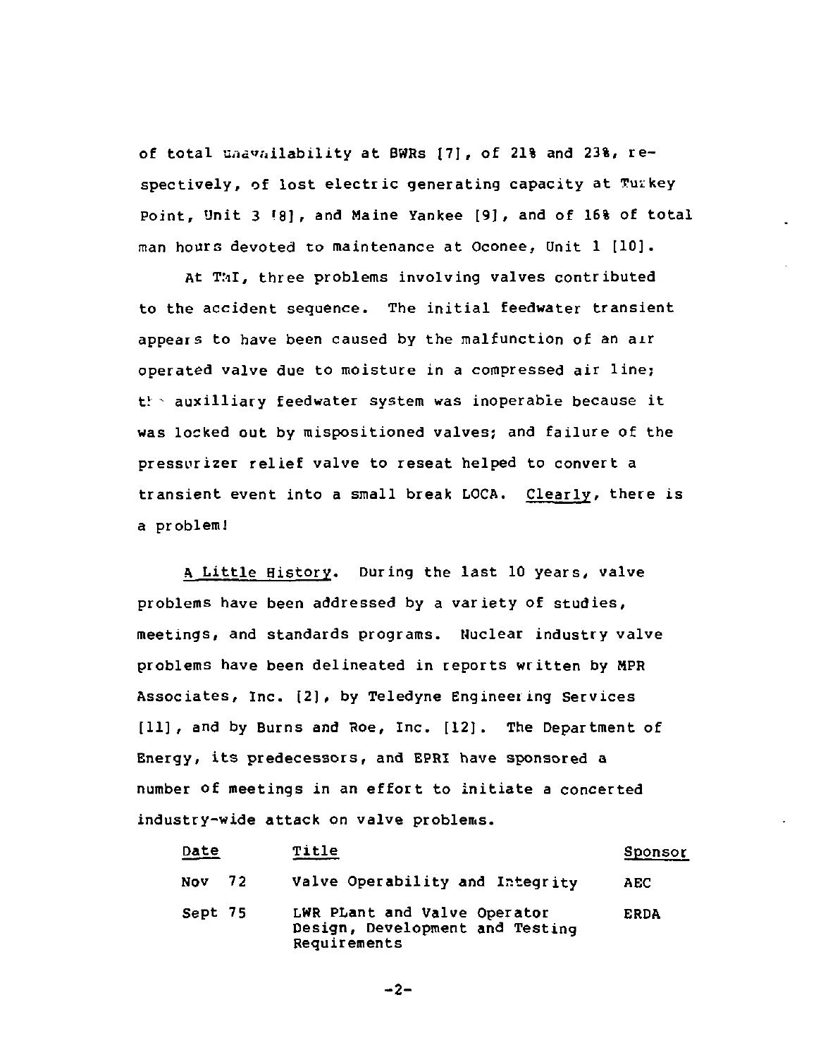of total unavailability at BWRs [7], of 21% and 23%, respectively, of lost electric generating capacity at Turkey Point, Unit 3 [8], and Maine Yankee [9], and of 16% of total man hours devoted to maintenance at Oconee, Unit 1 [10].

At TMI, three problems involving valves contributed to the accident sequence. The initial feedwater transient appears to have been caused by the malfunction of an air operated valve due to moisture in a compressed air line; the auxilliary feedwater system was inoperable because it was locked out by mispositioned valves; and failure of the pressurizer relief valve to reseat helped to convert a transient event into a small break LOCA. Clearly, there is a problem!

A Little History. During the last 10 years, valve problems have been addressed by a variety of studies, meetings, and standards programs. Nuclear industry valve problems have been delineated in reports written by MPR Associates, Inc. [2], by Teledyne Engineering Services [11], and by Burns and Roe, Inc. [12]. The Department of Energy, its predecessors, and EPRI have sponsored a number of meetings in an effort to initiate a concerted industry-wide attack on valve problems.

| Date | Title | Sponsor |
|---|---|---|
| Nov 72 | Valve Operability and Integrity | AEC |
| Sept 75 | LWR PLant and Valve Operator Design, Development and Testing Requirements | ERDA |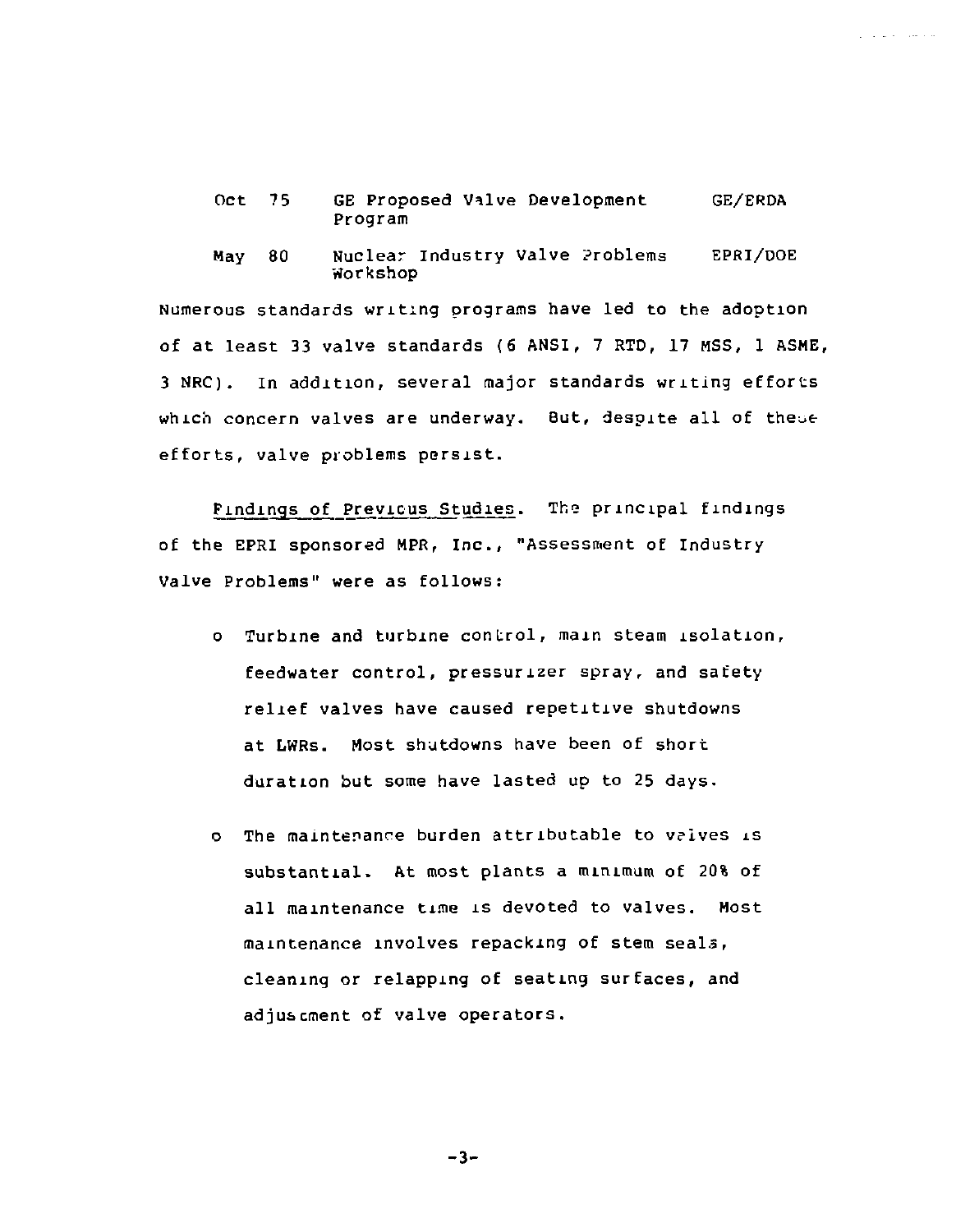| | | |
|---|---|---|
| Oct 75 | GE Proposed Valve Development Program | GE/ERDA |
| May 80 | Nuclear Industry Valve Problems Workshop | EPRI/DOE |

Numerous standards writing programs have led to the adoption of at least 33 valve standards (6 ANSI, 7 RTD, 17 MSS, 1 ASME, 3 NRC). In addition, several major standards writing efforts which concern valves are underway. But, despite all of these efforts, valve problems persist.

Findings of Previous Studies. The principal findings of the EPRI sponsored MPR, Inc., "Assessment of Industry Valve Problems" were as follows:

- Turbine and turbine control, main steam isolation, feedwater control, pressurizer spray, and safety relief valves have caused repetitive shutdowns at LWRs. Most shutdowns have been of short duration but some have lasted up to 25 days.

- The maintenance burden attributable to valves is substantial. At most plants a minimum of 20% of all maintenance time is devoted to valves. Most maintenance involves repacking of stem seals, cleaning or relapping of seating surfaces, and adjustment of valve operators.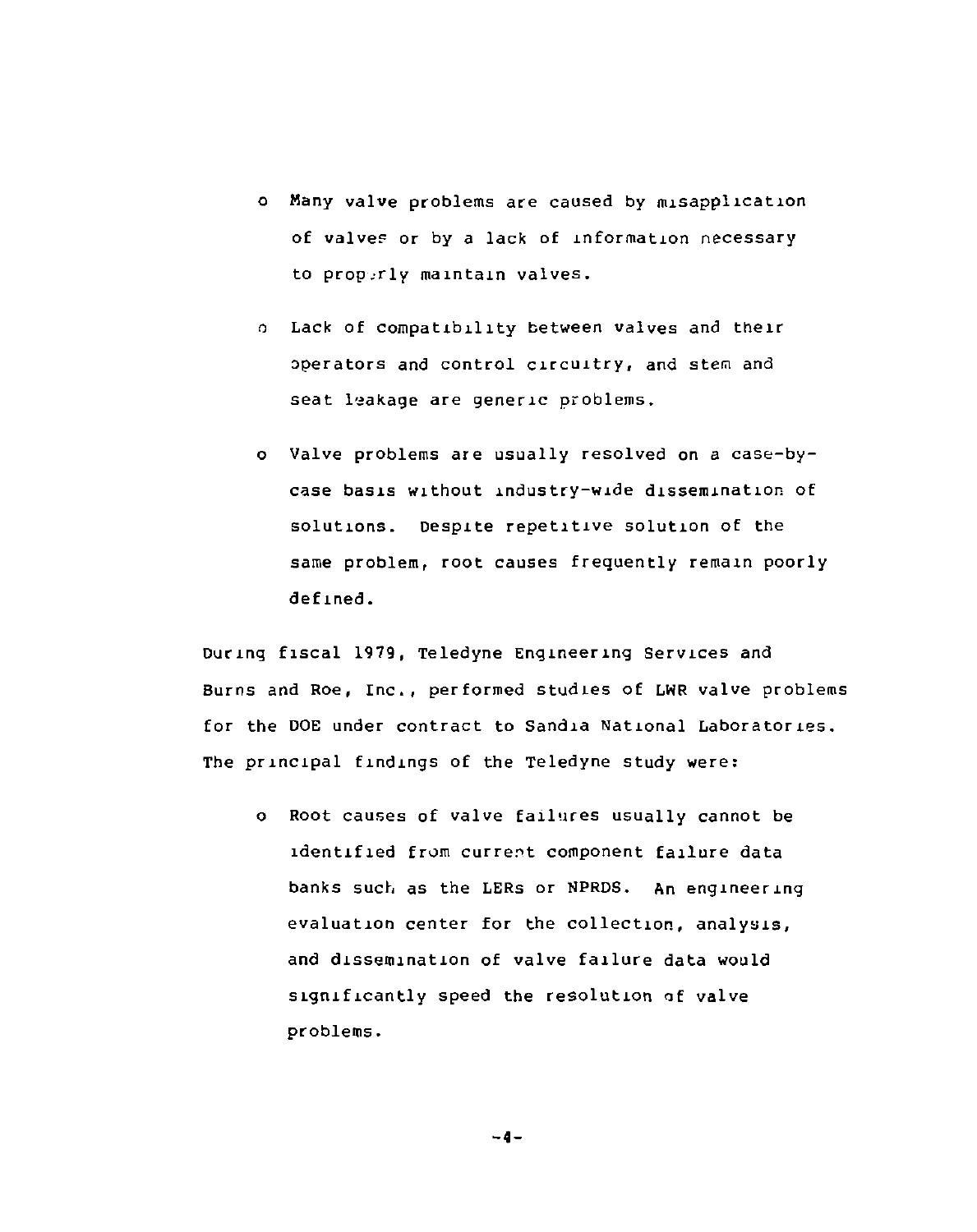- Many valve problems are caused by misapplication of valves or by a lack of information necessary to properly maintain valves.

- Lack of compatibility between valves and their operators and control circuitry, and stem and seat leakage are generic problems.

- Valve problems are usually resolved on a case-by-case basis without industry-wide dissemination of solutions. Despite repetitive solution of the same problem, root causes frequently remain poorly defined.

During fiscal 1979, Teledyne Engineering Services and Burns and Roe, Inc., performed studies of LWR valve problems for the DOE under contract to Sandia National Laboratories. The principal findings of the Teledyne study were:

- Root causes of valve failures usually cannot be identified from current component failure data banks such as the LERs or NPRDS. An engineering evaluation center for the collection, analysis, and dissemination of valve failure data would significantly speed the resolution of valve problems.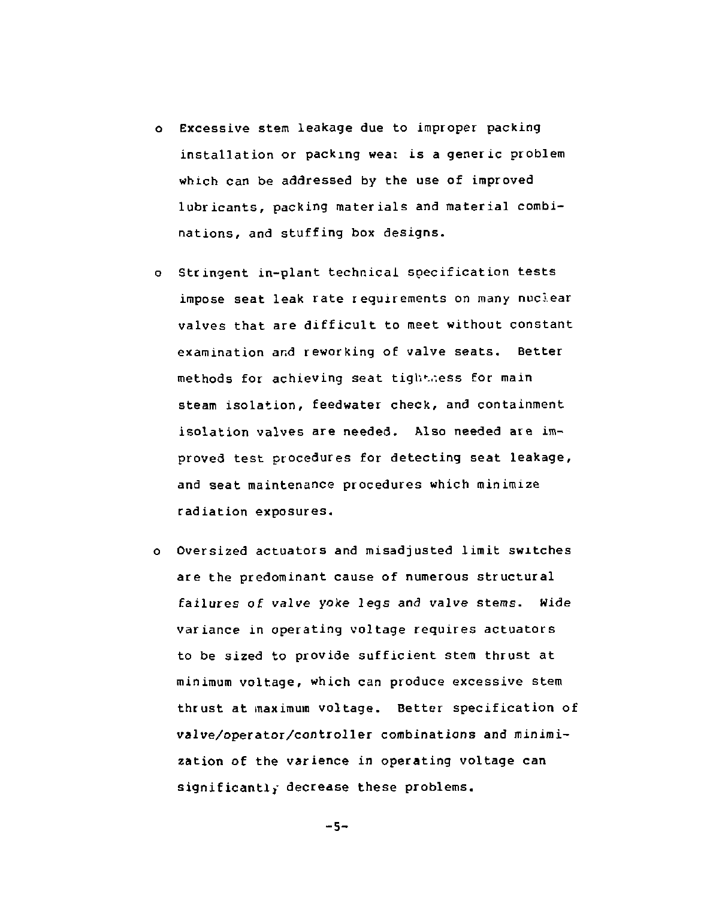- Excessive stem leakage due to improper packing installation or packing wear is a generic problem which can be addressed by the use of improved lubricants, packing materials and material combinations, and stuffing box designs.

- Stringent in-plant technical specification tests impose seat leak rate requirements on many nuclear valves that are difficult to meet without constant examination and reworking of valve seats. Better methods for achieving seat tightness for main steam isolation, feedwater check, and containment isolation valves are needed. Also needed are improved test procedures for detecting seat leakage, and seat maintenance procedures which minimize radiation exposures.

- Oversized actuators and misadjusted limit switches are the predominant cause of numerous structural failures of valve yoke legs and valve stems. Wide variance in operating voltage requires actuators to be sized to provide sufficient stem thrust at minimum voltage, which can produce excessive stem thrust at maximum voltage. Better specification of valve/operator/controller combinations and minimization of the varience in operating voltage can significantly decrease these problems.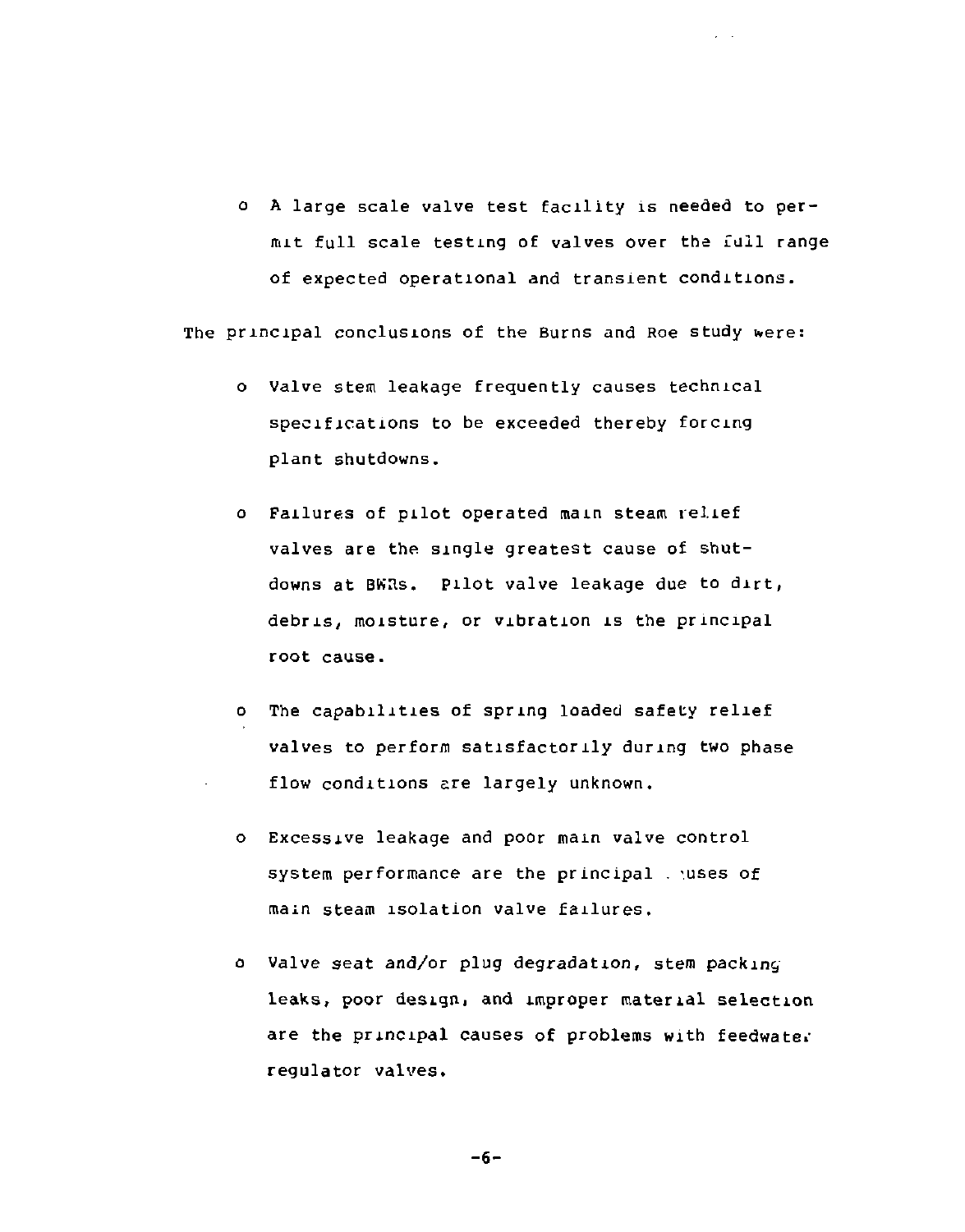- A large scale valve test facility is needed to permit full scale testing of valves over the full range of expected operational and transient conditions.

The principal conclusions of the Burns and Roe study were:

- Valve stem leakage frequently causes technical specifications to be exceeded thereby forcing plant shutdowns.

- Failures of pilot operated main steam relief valves are the single greatest cause of shutdowns at BWRs. Pilot valve leakage due to dirt, debris, moisture, or vibration is the principal root cause.

- The capabilities of spring loaded safety relief valves to perform satisfactorily during two phase flow conditions are largely unknown.

- Excessive leakage and poor main valve control system performance are the principal causes of main steam isolation valve failures.

- Valve seat and/or plug degradation, stem packing leaks, poor design, and improper material selection are the principal causes of problems with feedwater regulator valves.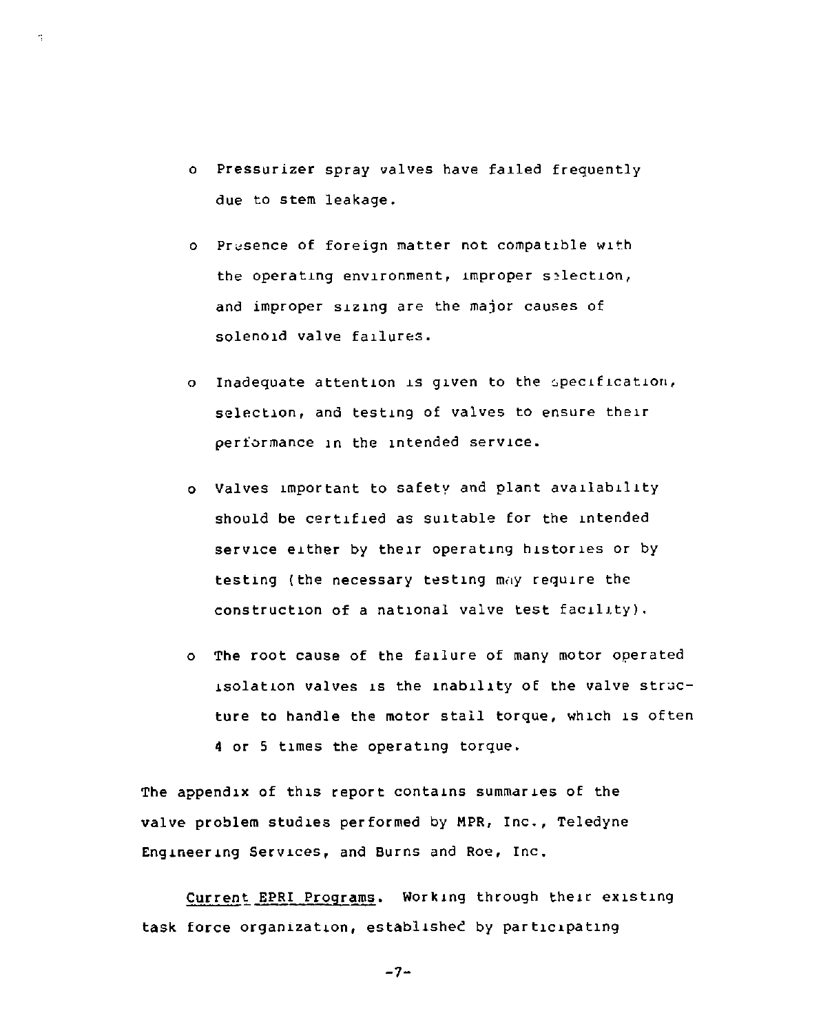- Pressurizer spray valves have failed frequently due to stem leakage.

- Presence of foreign matter not compatible with the operating environment, improper selection, and improper sizing are the major causes of solenoid valve failures.

- Inadequate attention is given to the specification, selection, and testing of valves to ensure their performance in the intended service.

- Valves important to safety and plant availability should be certified as suitable for the intended service either by their operating histories or by testing (the necessary testing may require the construction of a national valve test facility).

- The root cause of the failure of many motor operated isolation valves is the inability of the valve structure to handle the motor stall torque, which is often 4 or 5 times the operating torque.

The appendix of this report contains summaries of the valve problem studies performed by MPR, Inc., Teledyne Engineering Services, and Burns and Roe, Inc.

Current EPRI Programs. Working through their existing task force organization, established by participating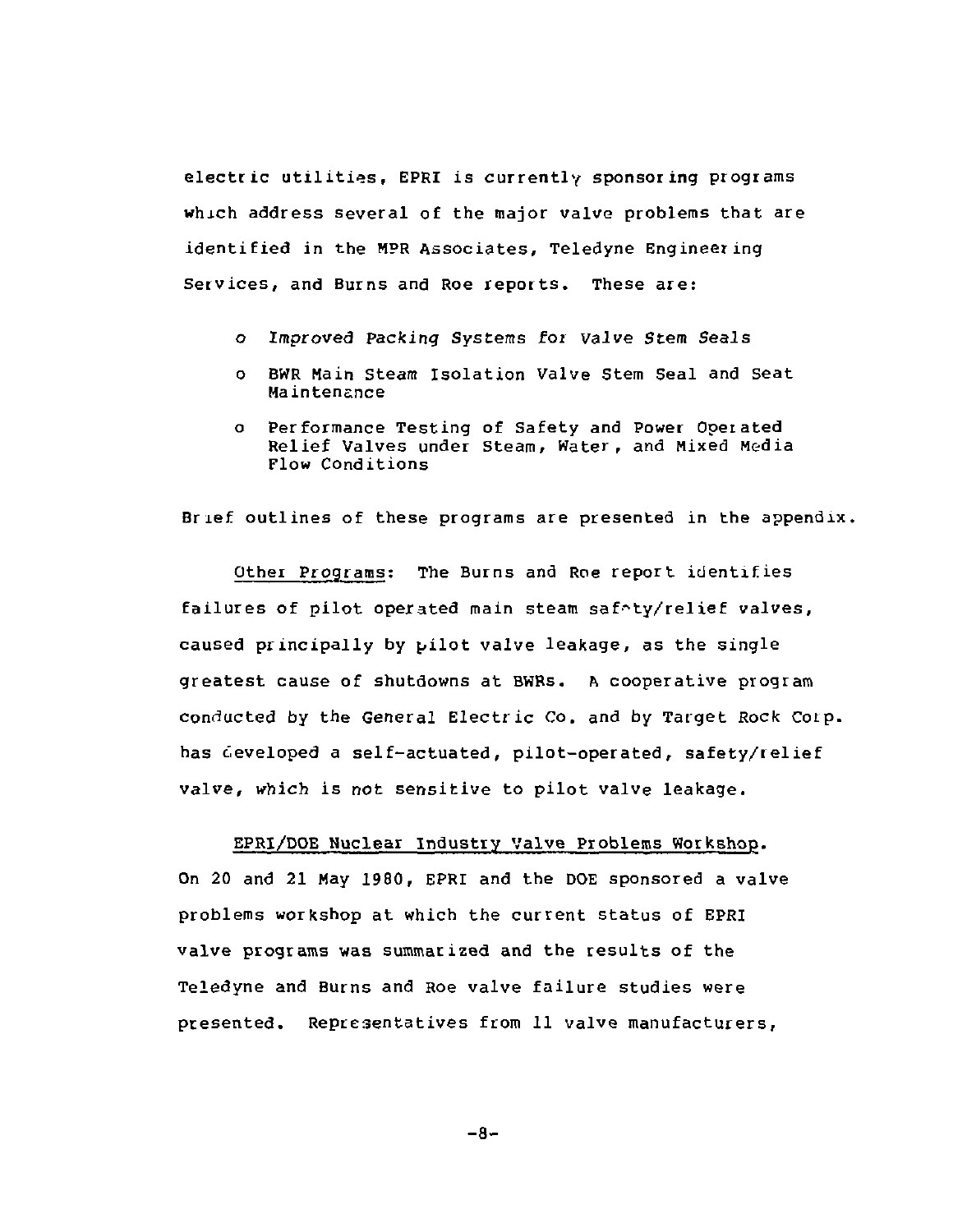electric utilities, EPRI is currently sponsoring programs which address several of the major valve problems that are identified in the MPR Associates, Teledyne Engineering Services, and Burns and Roe reports. These are:

- *Improved Packing Systems for Valve Stem Seals*
- BWR Main Steam Isolation Valve Stem Seal and Seat Maintenance
- Performance Testing of Safety and Power Operated Relief Valves under Steam, Water, and Mixed Media Flow Conditions

Brief outlines of these programs are presented in the appendix.

Other Programs: The Burns and Roe report identifies failures of pilot operated main steam safety/relief valves, caused principally by pilot valve leakage, as the single greatest cause of shutdowns at BWRs. A cooperative program conducted by the General Electric Co. and by Target Rock Corp. has developed a self-actuated, pilot-operated, safety/relief valve, which is not sensitive to pilot valve leakage.

EPRI/DOE Nuclear Industry Valve Problems Workshop. On 20 and 21 May 1980, EPRI and the DOE sponsored a valve problems workshop at which the current status of EPRI valve programs was summarized and the results of the Teledyne and Burns and Roe valve failure studies were presented. Representatives from 11 valve manufacturers,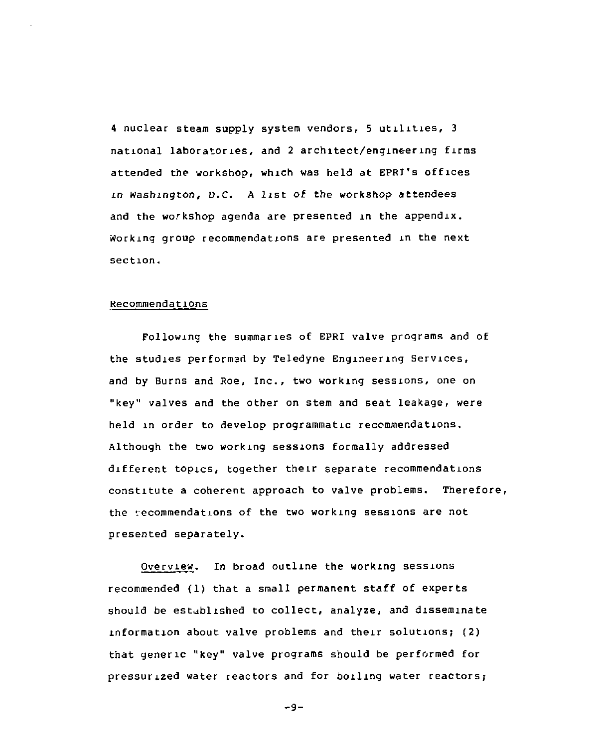4 nuclear steam supply system vendors, 5 utilities, 3 national laboratories, and 2 architect/engineering firms attended the workshop, which was held at EPRI's offices in Washington, D.C. A list of the workshop attendees and the workshop agenda are presented in the appendix. Working group recommendations are presented in the next section.

## Recommendations

Following the summaries of EPRI valve programs and of the studies performed by Teledyne Engineering Services, and by Burns and Roe, Inc., two working sessions, one on "key" valves and the other on stem and seat leakage, were held in order to develop programmatic recommendations. Although the two working sessions formally addressed different topics, together their separate recommendations constitute a coherent approach to valve problems. Therefore, the recommendations of the two working sessions are not presented separately.

Overview. In broad outline the working sessions recommended (1) that a small permanent staff of experts should be established to collect, analyze, and disseminate information about valve problems and their solutions; (2) that generic "key" valve programs should be performed for pressurized water reactors and for boiling water reactors;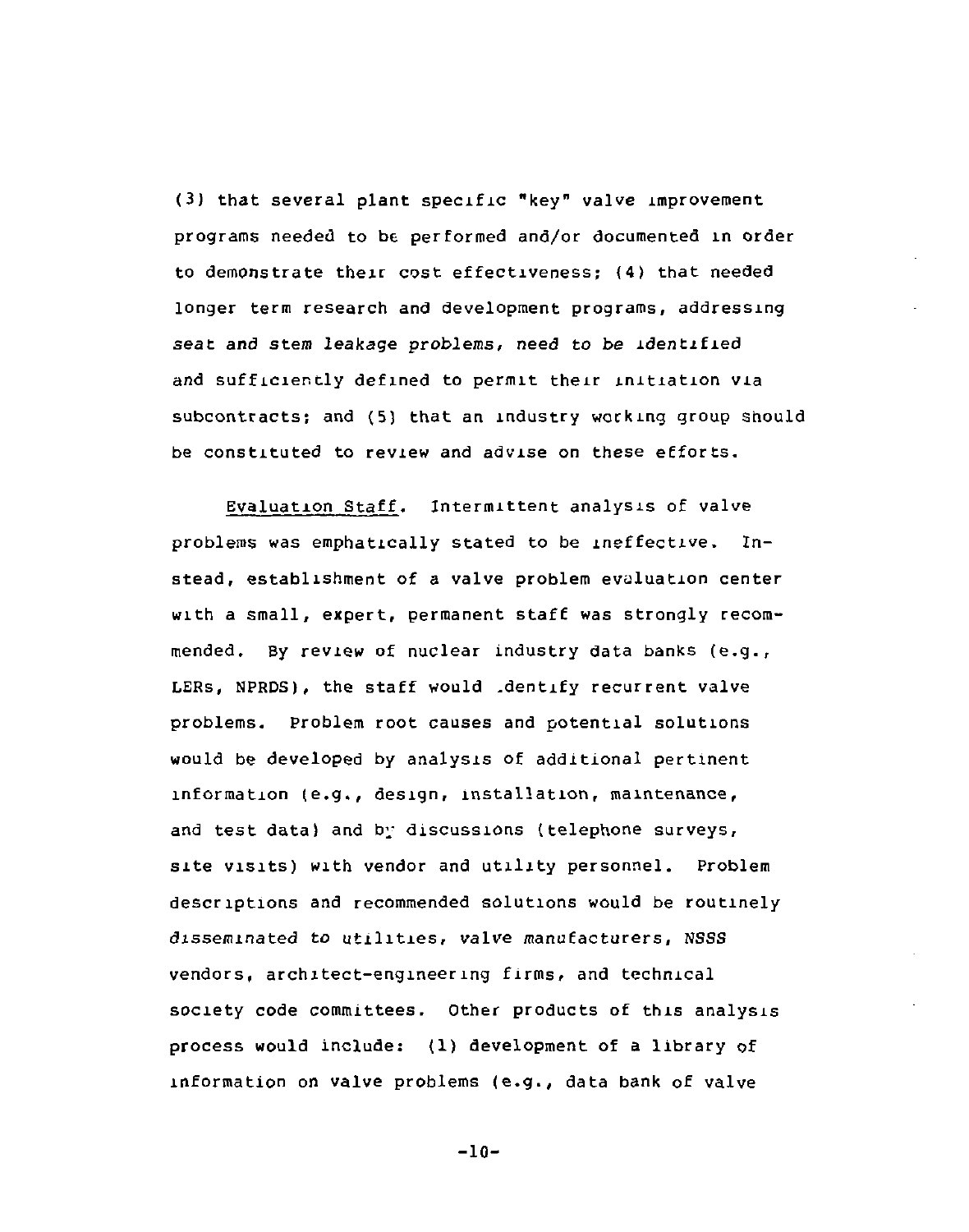(3) that several plant specific "key" valve improvement programs needed to be performed and/or documented in order to demonstrate their cost effectiveness; (4) that needed longer term research and development programs, addressing seat and stem leakage problems, need to be identified and sufficiently defined to permit their initiation via subcontracts; and (5) that an industry working group should be constituted to review and advise on these efforts.

Evaluation Staff. Intermittent analysis of valve problems was emphatically stated to be ineffective. Instead, establishment of a valve problem evaluation center with a small, expert, permanent staff was strongly recommended. By review of nuclear industry data banks (e.g., LERs, NPRDS), the staff would identify recurrent valve problems. Problem root causes and potential solutions would be developed by analysis of additional pertinent information (e.g., design, installation, maintenance, and test data) and by discussions (telephone surveys, site visits) with vendor and utility personnel. Problem descriptions and recommended solutions would be routinely disseminated to utilities, valve manufacturers, NSSS vendors, architect-engineering firms, and technical society code committees. Other products of this analysis process would include: (1) development of a library of information on valve problems (e.g., data bank of valve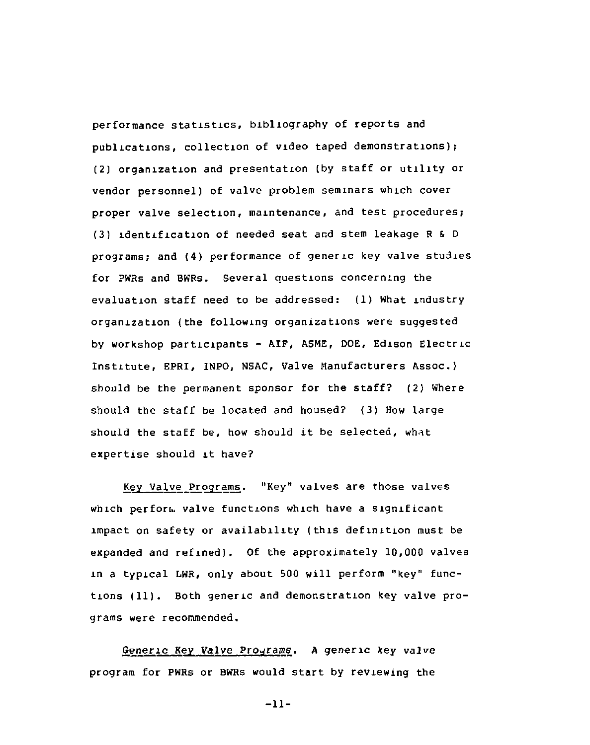performance statistics, bibliography of reports and publications, collection of video taped demonstrations); (2) organization and presentation (by staff or utility or vendor personnel) of valve problem seminars which cover proper valve selection, maintenance, and test procedures; (3) identification of needed seat and stem leakage R & D programs; and (4) performance of generic key valve studies for PWRs and BWRs. Several questions concerning the evaluation staff need to be addressed: (1) What industry organization (the following organizations were suggested by workshop participants - AIF, ASME, DOE, Edison Electric Institute, EPRI, INPO, NSAC, Valve Manufacturers Assoc.) should be the permanent sponsor for the staff? (2) Where should the staff be located and housed? (3) How large should the staff be, how should it be selected, what expertise should it have?

Key Valve Programs. "Key" valves are those valves which perform valve functions which have a significant impact on safety or availability (this definition must be expanded and refined). Of the approximately 10,000 valves in a typical LWR, only about 500 will perform "key" functions (11). Both generic and demonstration key valve programs were recommended.

Generic Key Valve Programs. A generic key valve program for PWRs or BWRs would start by reviewing the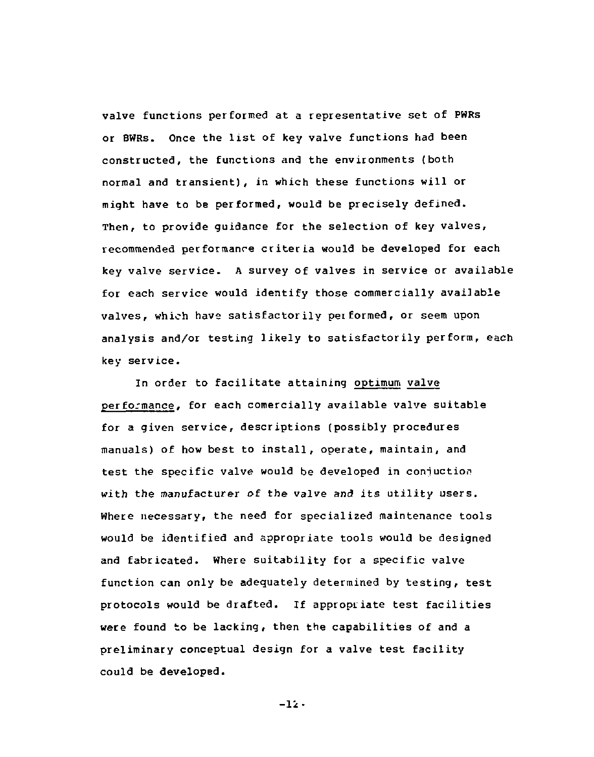valve functions performed at a representative set of PWRs or BWRs. Once the list of key valve functions had been constructed, the functions and the environments (both normal and transient), in which these functions will or might have to be performed, would be precisely defined. Then, to provide guidance for the selection of key valves, recommended performance criteria would be developed for each key valve service. A survey of valves in service or available for each service would identify those commercially available valves, which have satisfactorily performed, or seem upon analysis and/or testing likely to satisfactorily perform, each key service.

In order to facilitate attaining optimum valve performance, for each comercially available valve suitable for a given service, descriptions (possibly procedures manuals) of how best to install, operate, maintain, and test the specific valve would be developed in conjuction with the manufacturer of the valve and its utility users. Where necessary, the need for specialized maintenance tools would be identified and appropriate tools would be designed and fabricated. Where suitability for a specific valve function can only be adequately determined by testing, test protocols would be drafted. If appropriate test facilities were found to be lacking, then the capabilities of and a preliminary conceptual design for a valve test facility could be developed.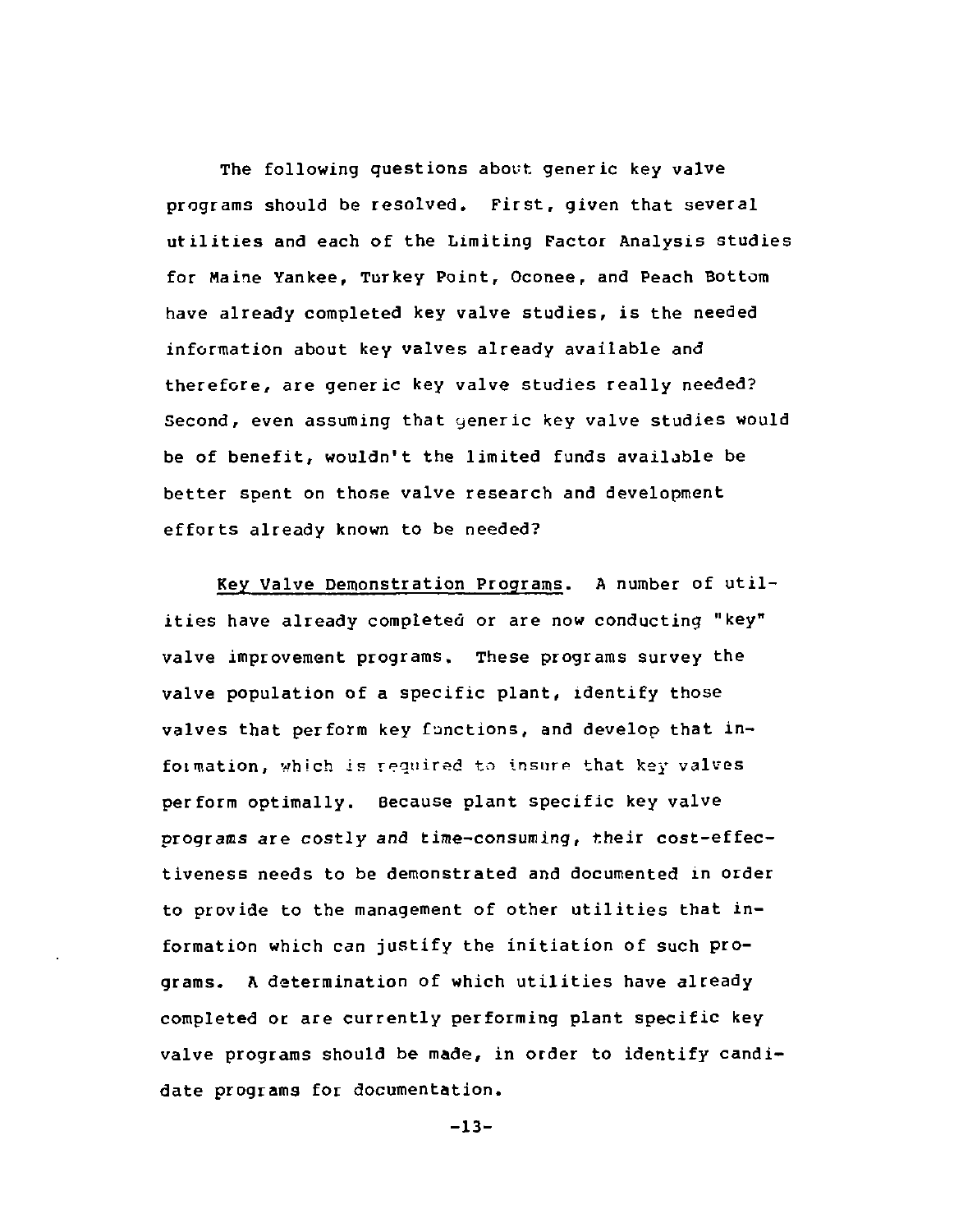The following questions about generic key valve programs should be resolved. First, given that several utilities and each of the Limiting Factor Analysis studies for Maine Yankee, Turkey Point, Oconee, and Peach Bottom have already completed key valve studies, is the needed information about key valves already available and therefore, are generic key valve studies really needed? Second, even assuming that generic key valve studies would be of benefit, wouldn't the limited funds available be better spent on those valve research and development efforts already known to be needed?

Key Valve Demonstration Programs. A number of utilities have already completed or are now conducting "key" valve improvement programs. These programs survey the valve population of a specific plant, identify those valves that perform key functions, and develop that information, which is required to insure that key valves perform optimally. Because plant specific key valve programs are costly and time-consuming, their cost-effectiveness needs to be demonstrated and documented in order to provide to the management of other utilities that information which can justify the initiation of such programs. A determination of which utilities have already completed or are currently performing plant specific key valve programs should be made, in order to identify candidate programs for documentation.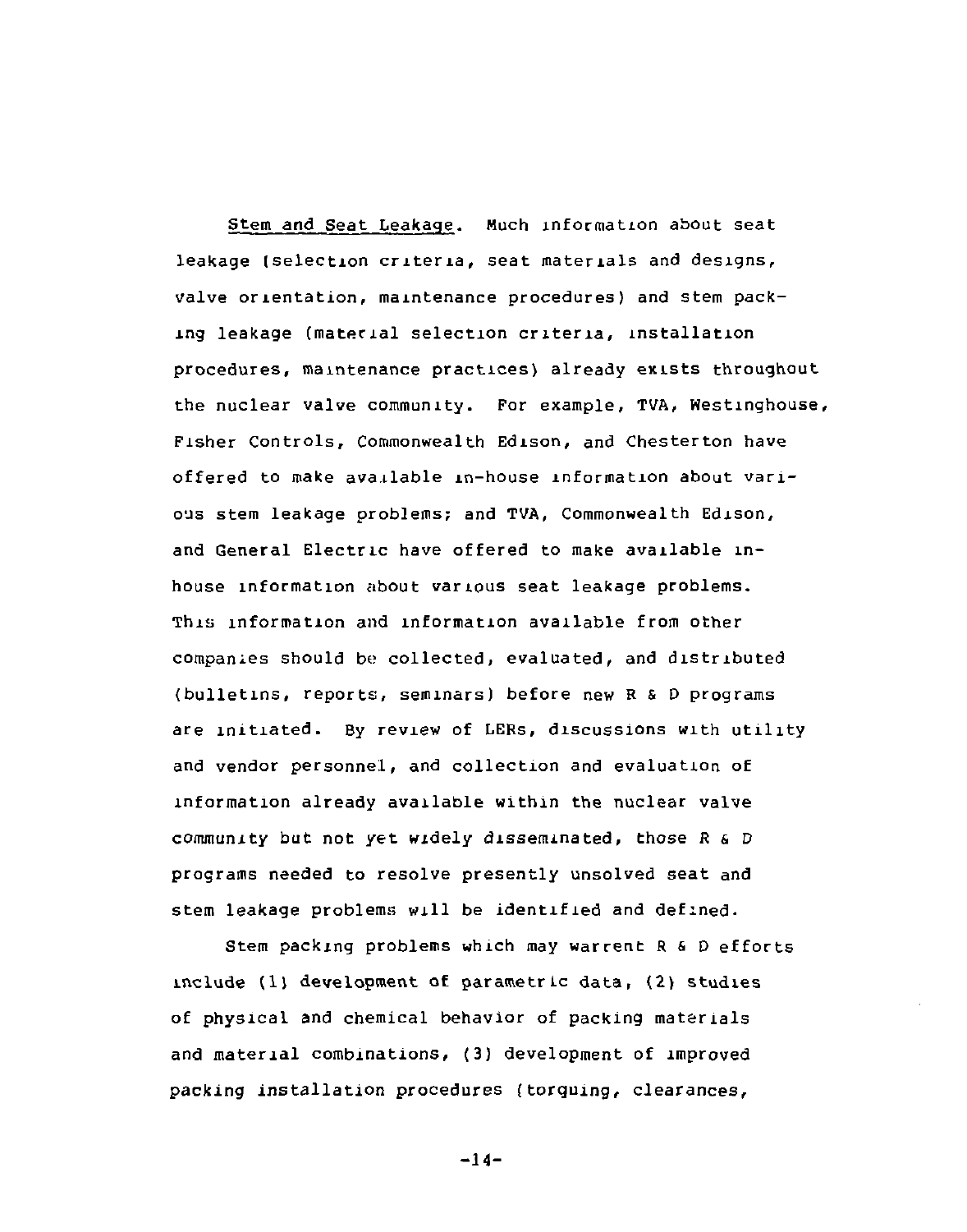<u>Stem and Seat Leakage</u>. Much information about seat leakage (selection criteria, seat materials and designs, valve orientation, maintenance procedures) and stem packing leakage (material selection criteria, installation procedures, maintenance practices) already exists throughout the nuclear valve community. For example, TVA, Westinghouse, Fisher Controls, Commonwealth Edison, and Chesterton have offered to make available in-house information about various stem leakage problems; and TVA, Commonwealth Edison, and General Electric have offered to make available in-house information about various seat leakage problems. This information and information available from other companies should be collected, evaluated, and distributed (bulletins, reports, seminars) before new R & D programs are initiated. By review of LERs, discussions with utility and vendor personnel, and collection and evaluation of information already available within the nuclear valve community but not yet widely disseminated, those R & D programs needed to resolve presently unsolved seat and stem leakage problems will be identified and defined.

Stem packing problems which may warrent R & D efforts include (1) development of parametric data, (2) studies of physical and chemical behavior of packing materials and material combinations, (3) development of improved packing installation procedures (torquing, clearances,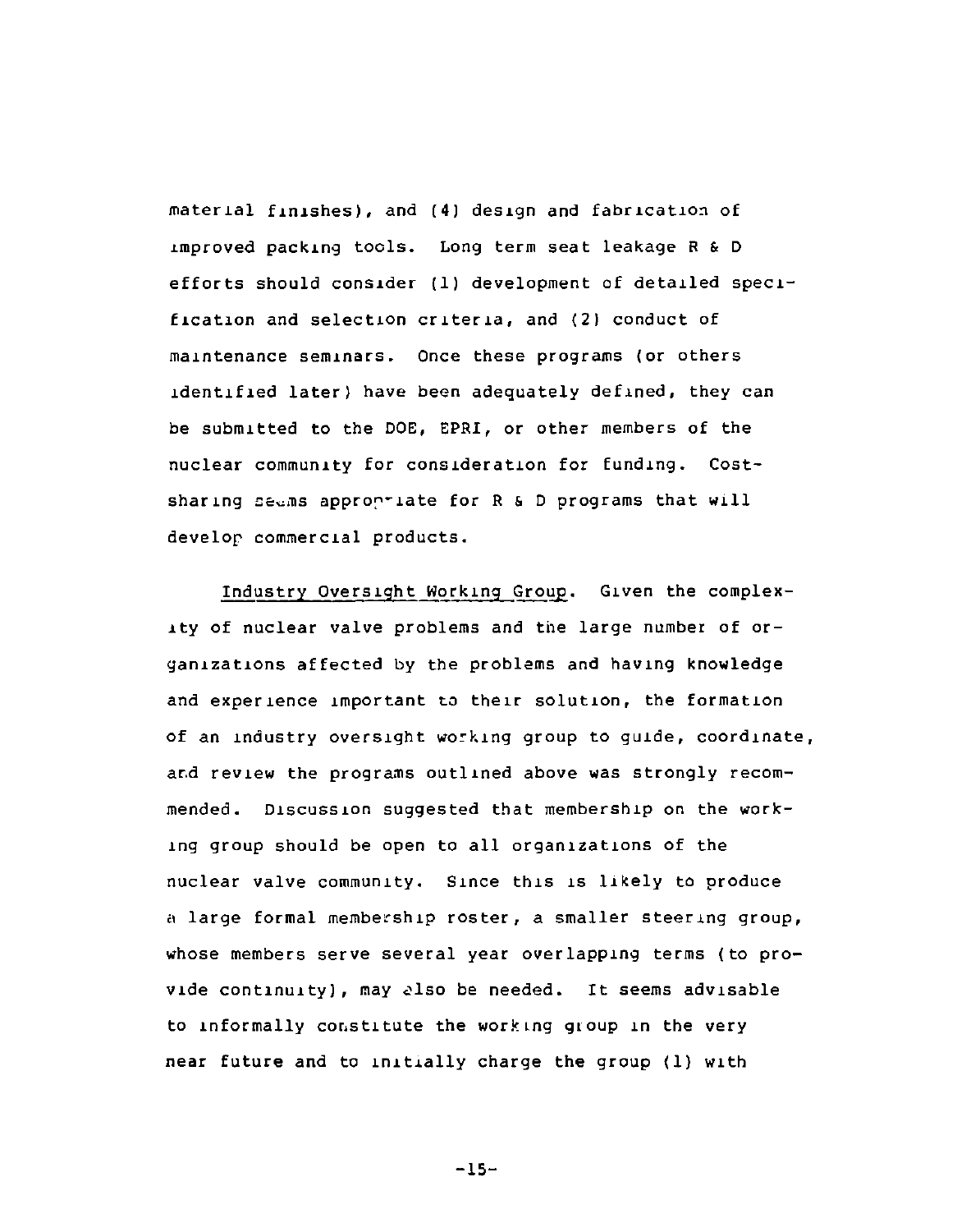material finishes), and (4) design and fabrication of improved packing tools. Long term seat leakage R & D efforts should consider (1) development of detailed specification and selection criteria, and (2) conduct of maintenance seminars. Once these programs (or others identified later) have been adequately defined, they can be submitted to the DOE, EPRI, or other members of the nuclear community for consideration for funding. Cost-sharing seems appropriate for R & D programs that will develop commercial products.

Industry Oversight Working Group. Given the complexity of nuclear valve problems and the large number of organizations affected by the problems and having knowledge and experience important to their solution, the formation of an industry oversight working group to guide, coordinate, and review the programs outlined above was strongly recommended. Discussion suggested that membership on the working group should be open to all organizations of the nuclear valve community. Since this is likely to produce a large formal membership roster, a smaller steering group, whose members serve several year overlapping terms (to provide continuity), may also be needed. It seems advisable to informally constitute the working group in the very near future and to initially charge the group (1) with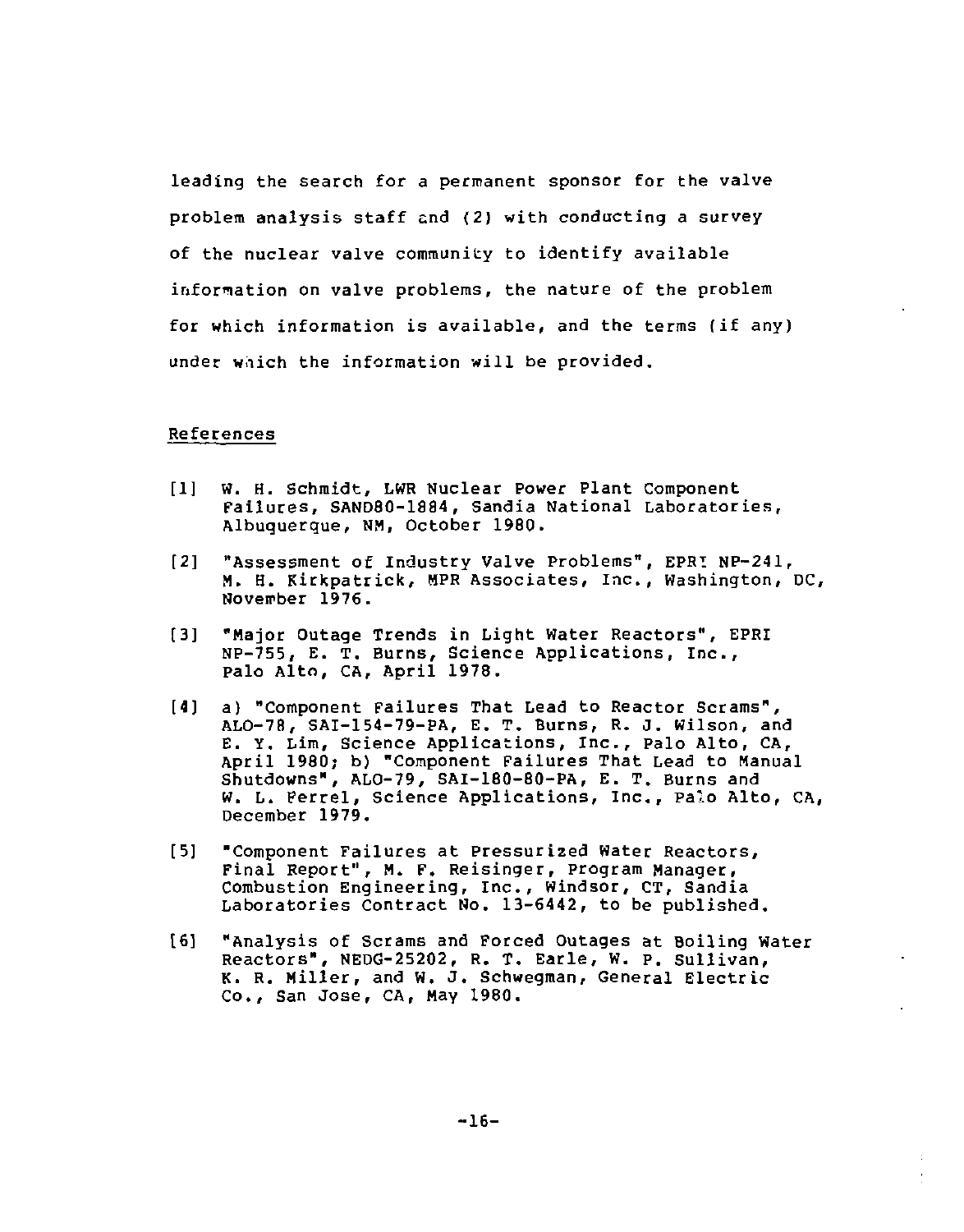leading the search for a permanent sponsor for the valve problem analysis staff and (2) with conducting a survey of the nuclear valve community to identify available information on valve problems, the nature of the problem for which information is available, and the terms (if any) under which the information will be provided.

## References

[1] W. H. Schmidt, LWR Nuclear Power Plant Component Failures, SAND80-1884, Sandia National Laboratories, Albuquerque, NM, October 1980.

[2] "Assessment of Industry Valve Problems", EPRI NP-241, M. H. Kirkpatrick, MPR Associates, Inc., Washington, DC, November 1976.

[3] "Major Outage Trends in Light Water Reactors", EPRI NP-755, E. T. Burns, Science Applications, Inc., Palo Alto, CA, April 1978.

[4] a) "Component Failures That Lead to Reactor Scrams", ALO-78, SAI-154-79-PA, E. T. Burns, R. J. Wilson, and E. Y. Lim, Science Applications, Inc., Palo Alto, CA, April 1980; b) "Component Failures That Lead to Manual Shutdowns", ALO-79, SAI-180-80-PA, E. T. Burns and W. L. Ferrel, Science Applications, Inc., Palo Alto, CA, December 1979.

[5] "Component Failures at Pressurized Water Reactors, Final Report", M. F. Reisinger, Program Manager, Combustion Engineering, Inc., Windsor, CT, Sandia Laboratories Contract No. 13-6442, to be published.

[6] "Analysis of Scrams and Forced Outages at Boiling Water Reactors", NEDG-25202, R. T. Earle, W. P. Sullivan, K. R. Miller, and W. J. Schwegman, General Electric Co., San Jose, CA, May 1980.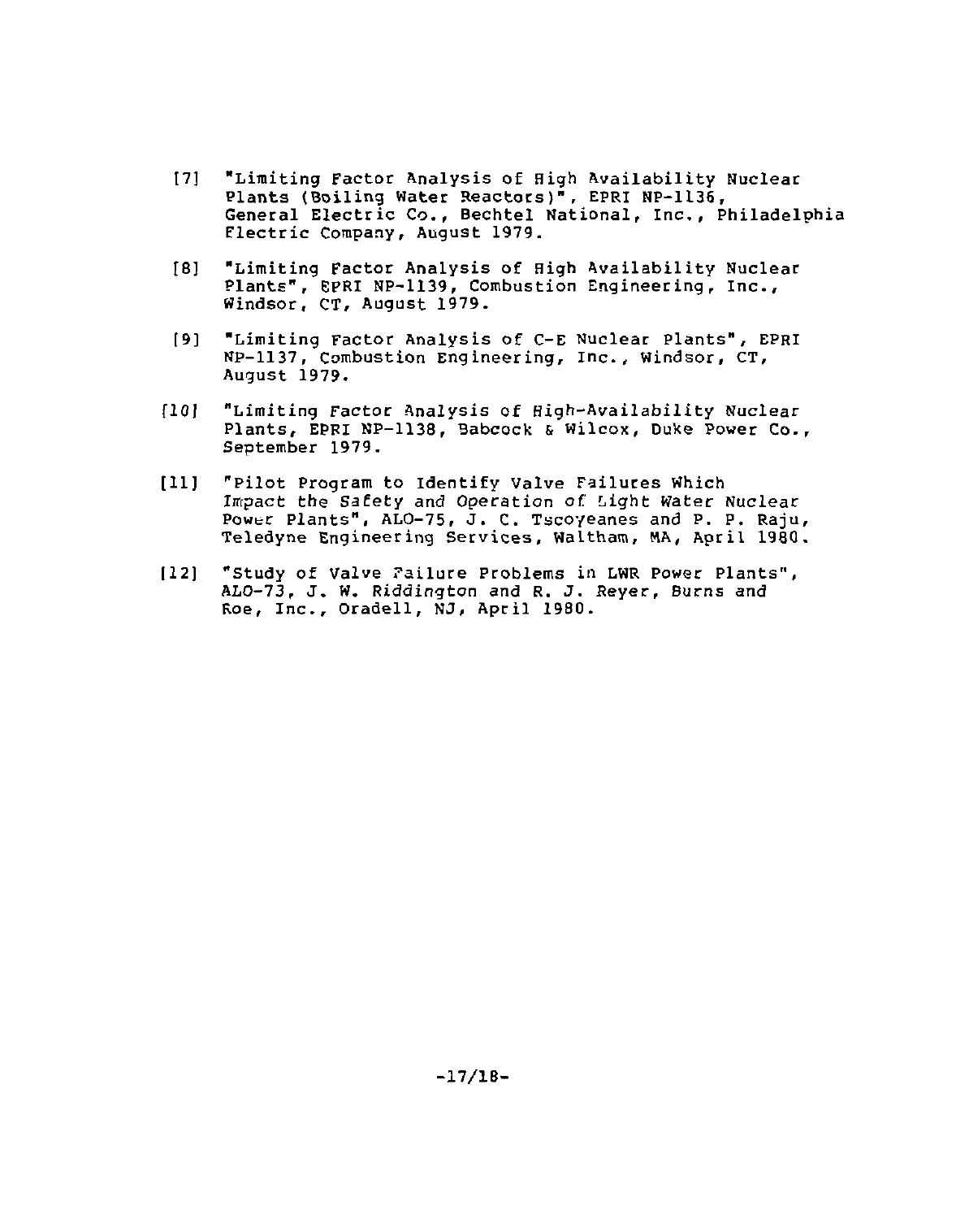[7] "Limiting Factor Analysis of High Availability Nuclear Plants (Boiling Water Reactors)", EPRI NP-1136, General Electric Co., Bechtel National, Inc., Philadelphia Electric Company, August 1979.

[8] "Limiting Factor Analysis of High Availability Nuclear Plants", EPRI NP-1139, Combustion Engineering, Inc., Windsor, CT, August 1979.

[9] "Limiting Factor Analysis of C-E Nuclear Plants", EPRI NP-1137, Combustion Engineering, Inc., Windsor, CT, August 1979.

[10] "Limiting Factor Analysis of High-Availability Nuclear Plants, EPRI NP-1138, Babcock & Wilcox, Duke Power Co., September 1979.

[11] "Pilot Program to Identify Valve Failures Which Impact the Safety and Operation of Light Water Nuclear Power Plants", ALO-75, J. C. Tscoyeanes and P. P. Raju, Teledyne Engineering Services, Waltham, MA, April 1980.

[12] "Study of Valve Failure Problems in LWR Power Plants", ALO-73, J. W. Riddington and R. J. Reyer, Burns and Roe, Inc., Oradell, NJ, April 1980.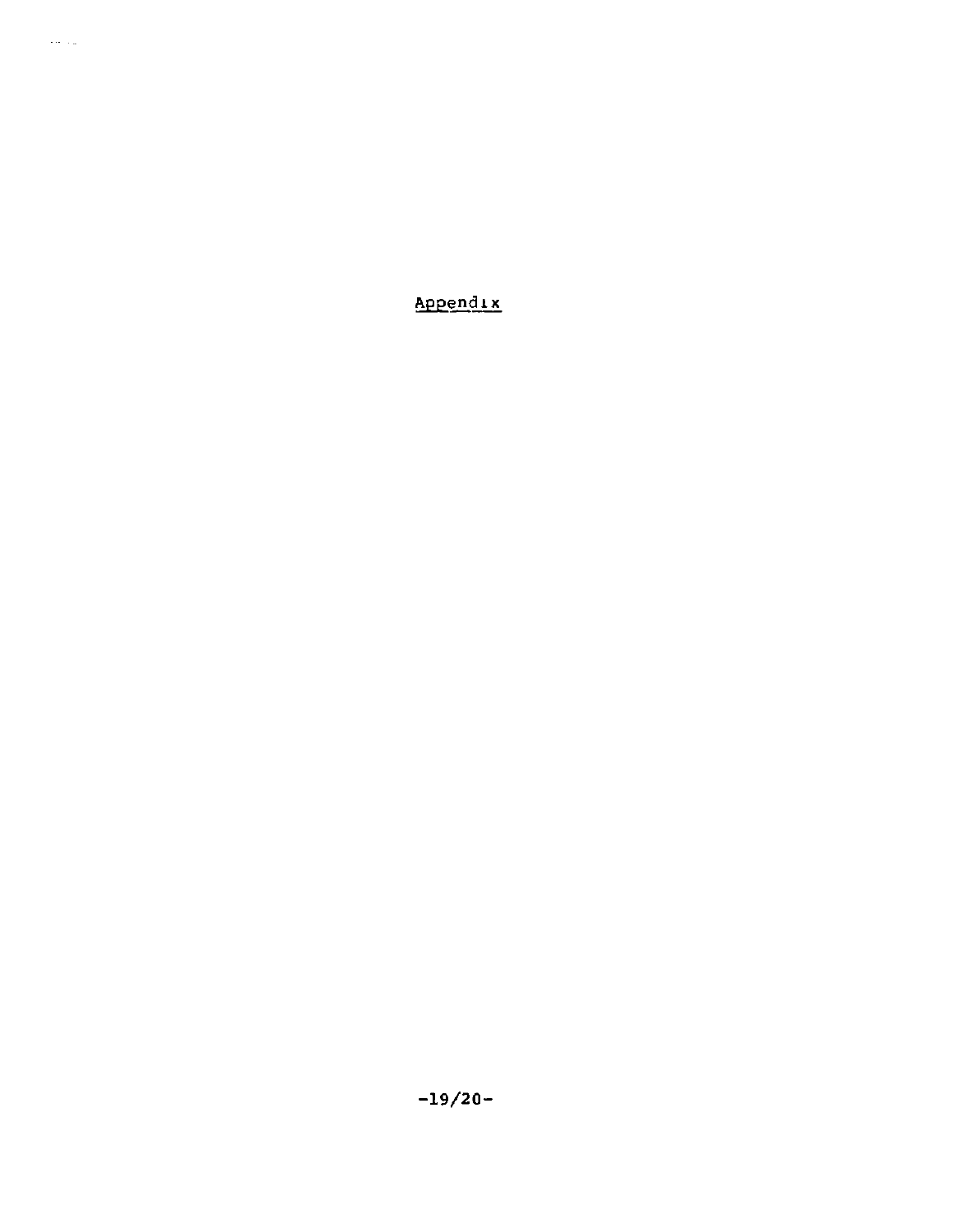# Appendix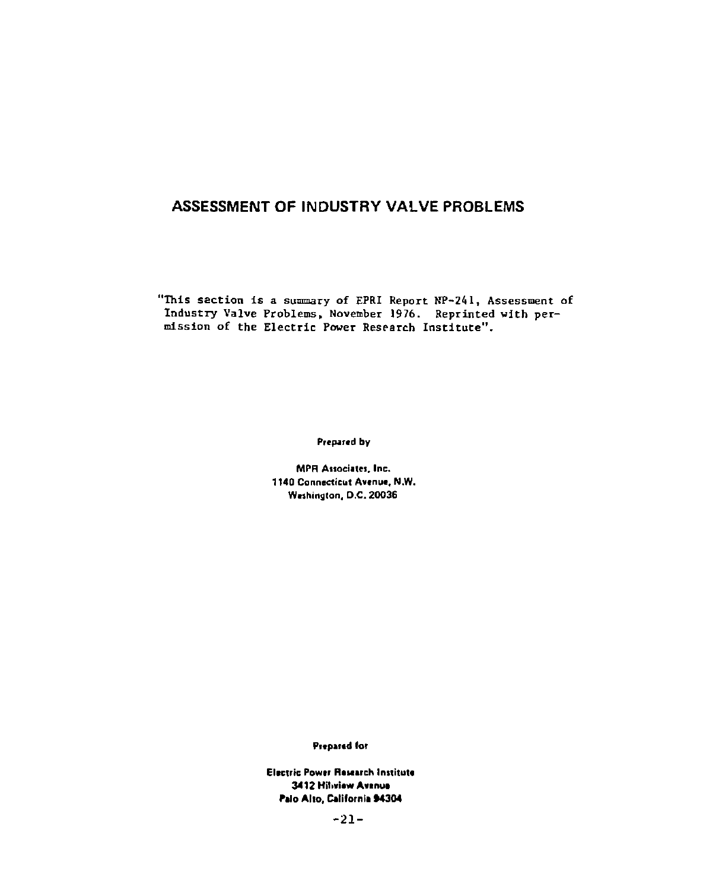# ASSESSMENT OF INDUSTRY VALVE PROBLEMS

"This section is a summary of EPRI Report NP-241, Assessment of Industry Valve Problems, November 1976. Reprinted with permission of the Electric Power Research Institute".

Prepared by

MPR Associates, Inc.
1140 Connecticut Avenue, N.W.
Washington, D.C. 20036

Prepared for

Electric Power Research Institute
3412 Hillview Avenue
Palo Alto, California 94304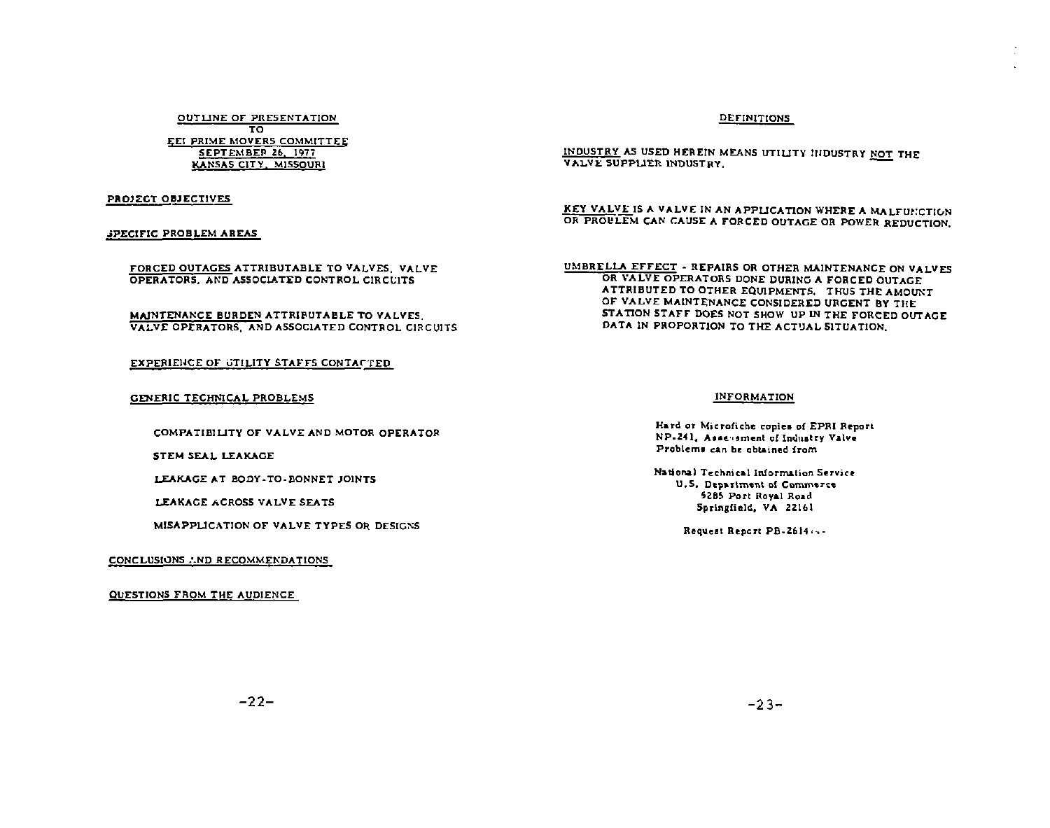## OUTLINE OF PRESENTATION
## TO
## EEI PRIME MOVERS COMMITTEE
## SEPTEMBER 26, 1977
## KANSAS CITY, MISSOURI

PROJECT OBJECTIVES

SPECIFIC PROBLEM AREAS

- FORCED OUTAGES ATTRIBUTABLE TO VALVES, VALVE OPERATORS, AND ASSOCIATED CONTROL CIRCUITS

- MAINTENANCE BURDEN ATTRIBUTABLE TO VALVES, VALVE OPERATORS, AND ASSOCIATED CONTROL CIRCUITS

- EXPERIENCE OF UTILITY STAFFS CONTACTED

- GENERIC TECHNICAL PROBLEMS

  - COMPATIBILITY OF VALVE AND MOTOR OPERATOR
  - STEM SEAL LEAKAGE
  - LEAKAGE AT BODY-TO-BONNET JOINTS
  - LEAKAGE ACROSS VALVE SEATS
  - MISAPPLICATION OF VALVE TYPES OR DESIGNS

CONCLUSIONS AND RECOMMENDATIONS

QUESTIONS FROM THE AUDIENCE

## DEFINITIONS

INDUSTRY AS USED HEREIN MEANS UTILITY INDUSTRY NOT THE VALVE SUPPLIER INDUSTRY.

KEY VALVE IS A VALVE IN AN APPLICATION WHERE A MALFUNCTION OR PROBLEM CAN CAUSE A FORCED OUTAGE OR POWER REDUCTION.

UMBRELLA EFFECT - REPAIRS OR OTHER MAINTENANCE ON VALVES OR VALVE OPERATORS DONE DURING A FORCED OUTAGE ATTRIBUTED TO OTHER EQUIPMENTS. THUS THE AMOUNT OF VALVE MAINTENANCE CONSIDERED URGENT BY THE STATION STAFF DOES NOT SHOW UP IN THE FORCED OUTAGE DATA IN PROPORTION TO THE ACTUAL SITUATION.

## INFORMATION

Hard or Microfiche copies of EPRI Report NP-241, Assessment of Industry Valve Problems can be obtained from

National Technical Information Service
U.S. Department of Commerce
5285 Port Royal Road
Springfield, VA 22161

Request Report PB-2614..-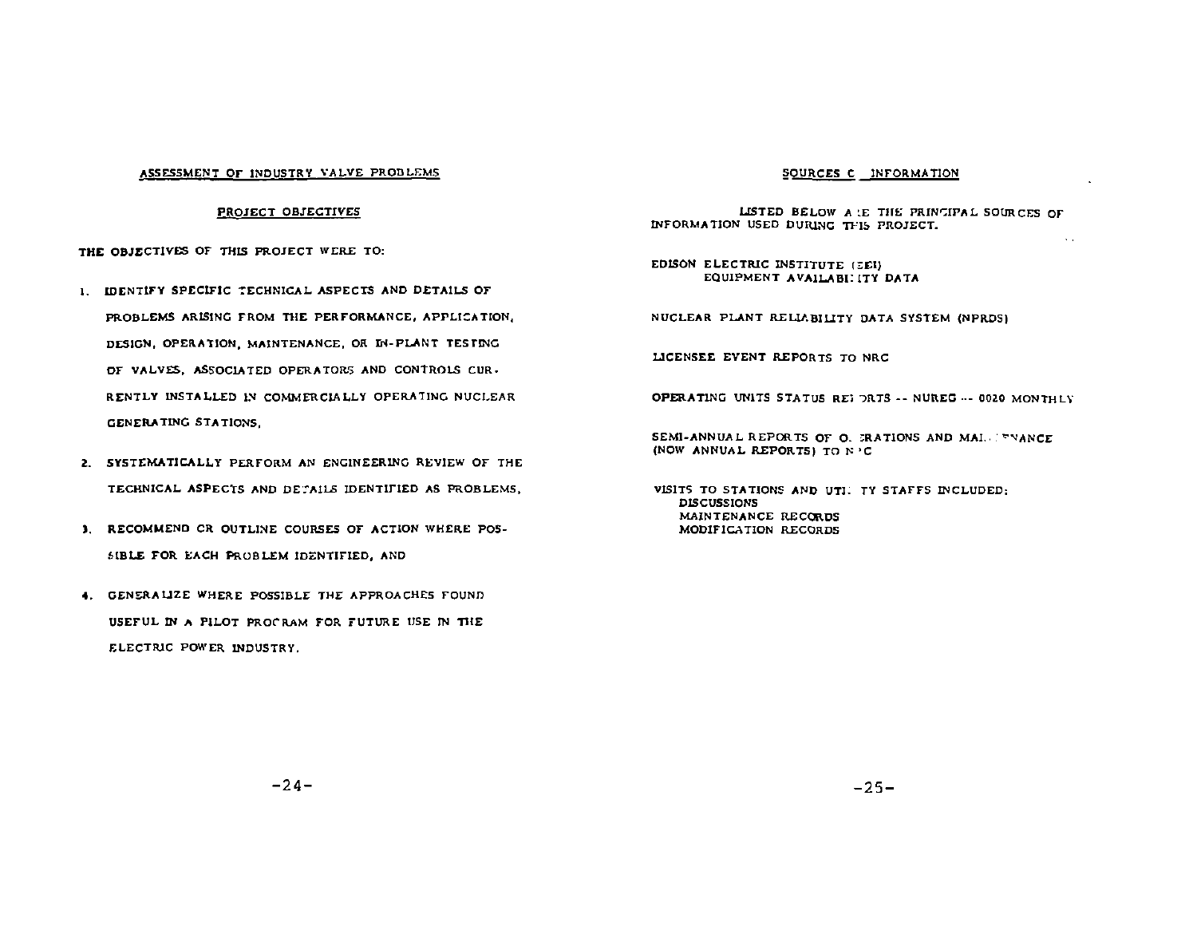## ASSESSMENT OF INDUSTRY VALVE PROBLEMS

### PROJECT OBJECTIVES

THE OBJECTIVES OF THIS PROJECT WERE TO:

1. IDENTIFY SPECIFIC TECHNICAL ASPECTS AND DETAILS OF PROBLEMS ARISING FROM THE PERFORMANCE, APPLICATION, DESIGN, OPERATION, MAINTENANCE, OR IN-PLANT TESTING OF VALVES, ASSOCIATED OPERATORS AND CONTROLS CURRENTLY INSTALLED IN COMMERCIALLY OPERATING NUCLEAR GENERATING STATIONS,

2. SYSTEMATICALLY PERFORM AN ENGINEERING REVIEW OF THE TECHNICAL ASPECTS AND DETAILS IDENTIFIED AS PROBLEMS,

3. RECOMMEND OR OUTLINE COURSES OF ACTION WHERE POSSIBLE FOR EACH PROBLEM IDENTIFIED, AND

4. GENERALIZE WHERE POSSIBLE THE APPROACHES FOUND USEFUL IN A PILOT PROGRAM FOR FUTURE USE IN THE ELECTRIC POWER INDUSTRY.

## SOURCES OF INFORMATION

LISTED BELOW ARE THE PRINCIPAL SOURCES OF INFORMATION USED DURING THIS PROJECT.

EDISON ELECTRIC INSTITUTE (EEI)
EQUIPMENT AVAILABILITY DATA

NUCLEAR PLANT RELIABILITY DATA SYSTEM (NPRDS)

LICENSEE EVENT REPORTS TO NRC

OPERATING UNITS STATUS REPORTS -- NUREG -- 0020 MONTHLY

SEMI-ANNUAL REPORTS OF OPERATIONS AND MAINTENANCE (NOW ANNUAL REPORTS) TO NRC

VISITS TO STATIONS AND UTILITY STAFFS INCLUDED:
- DISCUSSIONS
- MAINTENANCE RECORDS
- MODIFICATION RECORDS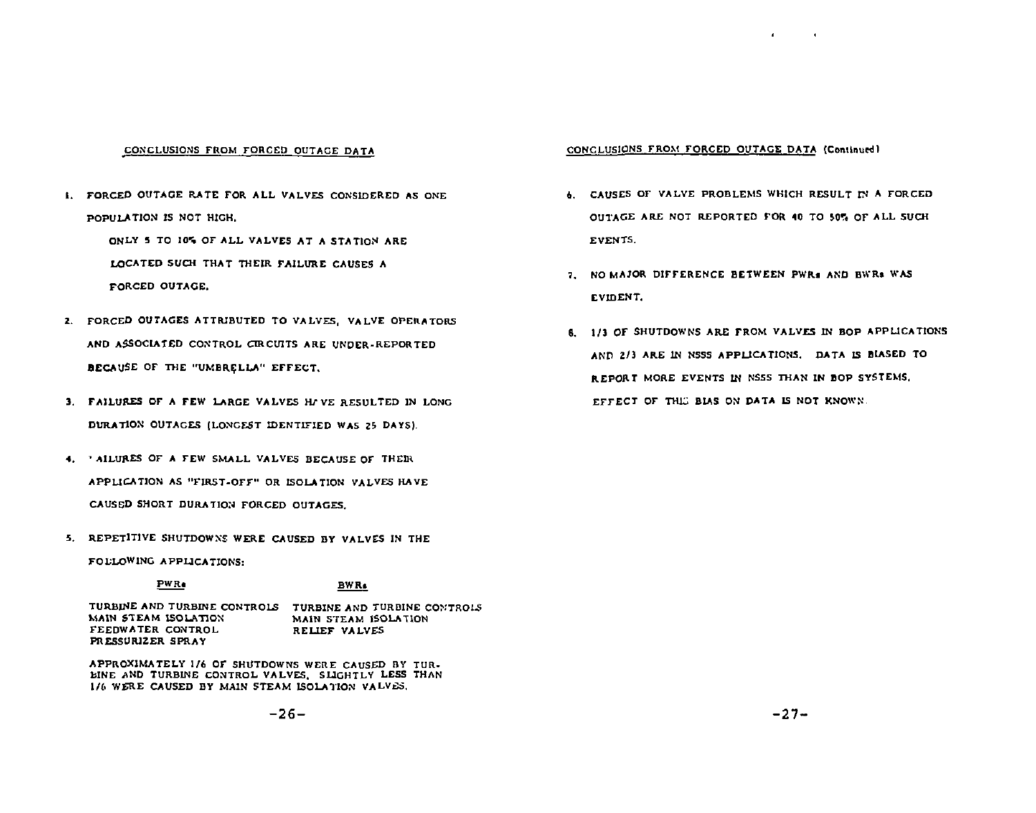## CONCLUSIONS FROM FORCED OUTAGE DATA

1. FORCED OUTAGE RATE FOR ALL VALVES CONSIDERED AS ONE POPULATION IS NOT HIGH.

   ONLY 5 TO 10% OF ALL VALVES AT A STATION ARE LOCATED SUCH THAT THEIR FAILURE CAUSES A FORCED OUTAGE.

2. FORCED OUTAGES ATTRIBUTED TO VALVES, VALVE OPERATORS AND ASSOCIATED CONTROL CIRCUITS ARE UNDER-REPORTED BECAUSE OF THE "UMBRELLA" EFFECT.

3. FAILURES OF A FEW LARGE VALVES HAVE RESULTED IN LONG DURATION OUTAGES (LONGEST IDENTIFIED WAS 25 DAYS).

4. FAILURES OF A FEW SMALL VALVES BECAUSE OF THEIR APPLICATION AS "FIRST-OFF" OR ISOLATION VALVES HAVE CAUSED SHORT DURATION FORCED OUTAGES.

5. REPETITIVE SHUTDOWNS WERE CAUSED BY VALVES IN THE FOLLOWING APPLICATIONS:

| PWRs | BWRs |
|---|---|
| TURBINE AND TURBINE CONTROLS | TURBINE AND TURBINE CONTROLS |
| MAIN STEAM ISOLATION | MAIN STEAM ISOLATION |
| FEEDWATER CONTROL | RELIEF VALVES |
| PRESSURIZER SPRAY | |

   APPROXIMATELY 1/6 OF SHUTDOWNS WERE CAUSED BY TURBINE AND TURBINE CONTROL VALVES. SLIGHTLY LESS THAN 1/6 WERE CAUSED BY MAIN STEAM ISOLATION VALVES.

## CONCLUSIONS FROM FORCED OUTAGE DATA (Continued)

6. CAUSES OF VALVE PROBLEMS WHICH RESULT IN A FORCED OUTAGE ARE NOT REPORTED FOR 40 TO 50% OF ALL SUCH EVENTS.

7. NO MAJOR DIFFERENCE BETWEEN PWRs AND BWRs WAS EVIDENT.

8. 1/3 OF SHUTDOWNS ARE FROM VALVES IN BOP APPLICATIONS AND 2/3 ARE IN NSSS APPLICATIONS. DATA IS BIASED TO REPORT MORE EVENTS IN NSSS THAN IN BOP SYSTEMS. EFFECT OF THIS BIAS ON DATA IS NOT KNOWN.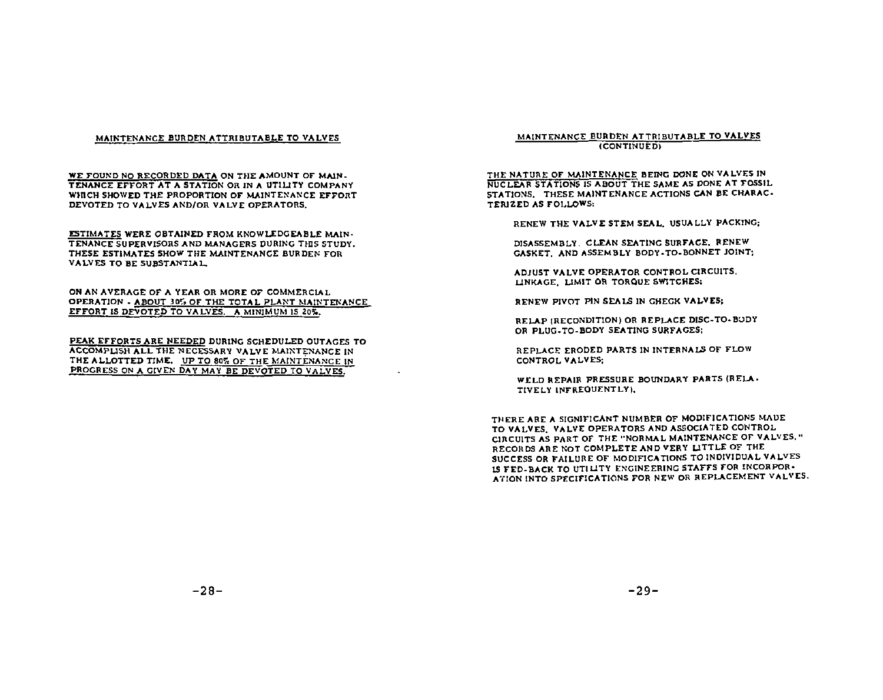## MAINTENANCE BURDEN ATTRIBUTABLE TO VALVES

WE FOUND NO RECORDED DATA ON THE AMOUNT OF MAINTENANCE EFFORT AT A STATION OR IN A UTILITY COMPANY WHICH SHOWED THE PROPORTION OF MAINTENANCE EFFORT DEVOTED TO VALVES AND/OR VALVE OPERATORS.

ESTIMATES WERE OBTAINED FROM KNOWLEDGEABLE MAINTENANCE SUPERVISORS AND MANAGERS DURING THIS STUDY. THESE ESTIMATES SHOW THE MAINTENANCE BURDEN FOR VALVES TO BE SUBSTANTIAL.

ON AN AVERAGE OF A YEAR OR MORE OF COMMERCIAL OPERATION - ABOUT 30% OF THE TOTAL PLANT MAINTENANCE EFFORT IS DEVOTED TO VALVES. A MINIMUM IS 20%.

PEAK EFFORTS ARE NEEDED DURING SCHEDULED OUTAGES TO ACCOMPLISH ALL THE NECESSARY VALVE MAINTENANCE IN THE ALLOTTED TIME. UP TO 80% OF THE MAINTENANCE IN PROGRESS ON A GIVEN DAY MAY BE DEVOTED TO VALVES.

## MAINTENANCE BURDEN ATTRIBUTABLE TO VALVES (CONTINUED)

THE NATURE OF MAINTENANCE BEING DONE ON VALVES IN NUCLEAR STATIONS IS ABOUT THE SAME AS DONE AT FOSSIL STATIONS. THESE MAINTENANCE ACTIONS CAN BE CHARACTERIZED AS FOLLOWS:

- RENEW THE VALVE STEM SEAL, USUALLY PACKING;
- DISASSEMBLY, CLEAN SEATING SURFACE, RENEW GASKET, AND ASSEMBLY BODY-TO-BONNET JOINT;
- ADJUST VALVE OPERATOR CONTROL CIRCUITS, LINKAGE, LIMIT OR TORQUE SWITCHES;
- RENEW PIVOT PIN SEALS IN CHECK VALVES;
- RELAP (RECONDITION) OR REPLACE DISC-TO-BODY OR PLUG-TO-BODY SEATING SURFACES;
- REPLACE ERODED PARTS IN INTERNALS OF FLOW CONTROL VALVES;
- WELD REPAIR PRESSURE BOUNDARY PARTS (RELATIVELY INFREQUENTLY).

THERE ARE A SIGNIFICANT NUMBER OF MODIFICATIONS MADE TO VALVES, VALVE OPERATORS AND ASSOCIATED CONTROL CIRCUITS AS PART OF THE "NORMAL MAINTENANCE OF VALVES." RECORDS ARE NOT COMPLETE AND VERY LITTLE OF THE SUCCESS OR FAILURE OF MODIFICATIONS TO INDIVIDUAL VALVES IS FED-BACK TO UTILITY ENGINEERING STAFFS FOR INCORPORATION INTO SPECIFICATIONS FOR NEW OR REPLACEMENT VALVES.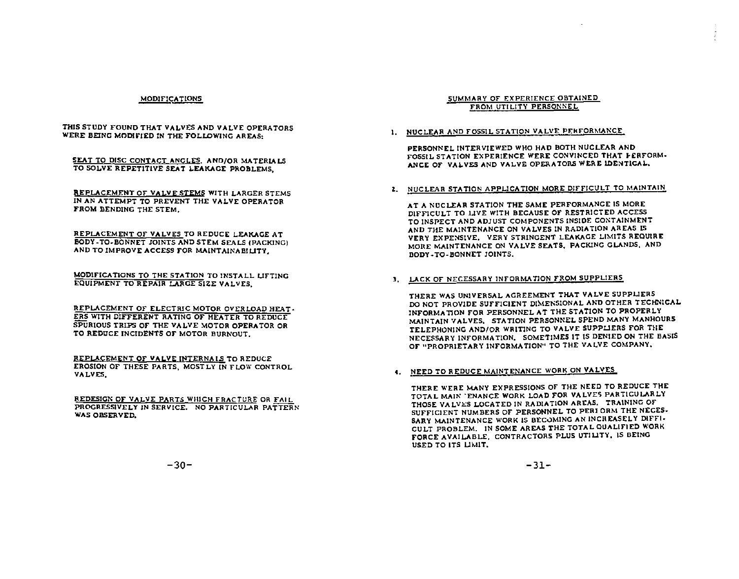## MODIFICATIONS

THIS STUDY FOUND THAT VALVES AND VALVE OPERATORS WERE BEING MODIFIED IN THE FOLLOWING AREAS:

SEAT TO DISC CONTACT ANGLES, AND/OR MATERIALS TO SOLVE REPETITIVE SEAT LEAKAGE PROBLEMS.

REPLACEMENT OF VALVE STEMS WITH LARGER STEMS IN AN ATTEMPT TO PREVENT THE VALVE OPERATOR FROM BENDING THE STEM.

REPLACEMENT OF VALVES TO REDUCE LEAKAGE AT BODY-TO-BONNET JOINTS AND STEM SEALS (PACKING) AND TO IMPROVE ACCESS FOR MAINTAINABILITY.

MODIFICATIONS TO THE STATION TO INSTALL LIFTING EQUIPMENT TO REPAIR LARGE SIZE VALVES.

REPLACEMENT OF ELECTRIC MOTOR OVERLOAD HEATERS WITH DIFFERENT RATING OF HEATER TO REDUCE SPURIOUS TRIPS OF THE VALVE MOTOR OPERATOR OR TO REDUCE INCIDENTS OF MOTOR BURNOUT.

REPLACEMENT OF VALVE INTERNALS TO REDUCE EROSION OF THESE PARTS, MOSTLY IN FLOW CONTROL VALVES.

REDESIGN OF VALVE PARTS WHICH FRACTURE OR FAIL PROGRESSIVELY IN SERVICE. NO PARTICULAR PATTERN WAS OBSERVED.

## SUMMARY OF EXPERIENCE OBTAINED FROM UTILITY PERSONNEL

1. NUCLEAR AND FOSSIL STATION VALVE PERFORMANCE

   PERSONNEL INTERVIEWED WHO HAD BOTH NUCLEAR AND FOSSIL STATION EXPERIENCE WERE CONVINCED THAT PERFORMANCE OF VALVES AND VALVE OPERATORS WERE IDENTICAL.

2. NUCLEAR STATION APPLICATION MORE DIFFICULT TO MAINTAIN

   AT A NUCLEAR STATION THE SAME PERFORMANCE IS MORE DIFFICULT TO LIVE WITH BECAUSE OF RESTRICTED ACCESS TO INSPECT AND ADJUST COMPONENTS INSIDE CONTAINMENT AND THE MAINTENANCE ON VALVES IN RADIATION AREAS IS VERY EXPENSIVE. VERY STRINGENT LEAKAGE LIMITS REQUIRE MORE MAINTENANCE ON VALVE SEATS, PACKING GLANDS, AND BODY-TO-BONNET JOINTS.

3. LACK OF NECESSARY INFORMATION FROM SUPPLIERS

   THERE WAS UNIVERSAL AGREEMENT THAT VALVE SUPPLIERS DO NOT PROVIDE SUFFICIENT DIMENSIONAL AND OTHER TECHNICAL INFORMATION FOR PERSONNEL AT THE STATION TO PROPERLY MAINTAIN VALVES. STATION PERSONNEL SPEND MANY MANHOURS TELEPHONING AND/OR WRITING TO VALVE SUPPLIERS FOR THE NECESSARY INFORMATION. SOMETIMES IT IS DENIED ON THE BASIS OF "PROPRIETARY INFORMATION" TO THE VALVE COMPANY.

4. NEED TO REDUCE MAINTENANCE WORK ON VALVES

   THERE WERE MANY EXPRESSIONS OF THE NEED TO REDUCE THE TOTAL MAINTENANCE WORK LOAD FOR VALVES PARTICULARLY THOSE VALVES LOCATED IN RADIATION AREAS. TRAINING OF SUFFICIENT NUMBERS OF PERSONNEL TO PERFORM THE NECESSARY MAINTENANCE WORK IS BECOMING AN INCREASELY DIFFICULT PROBLEM. IN SOME AREAS THE TOTAL QUALIFIED WORK FORCE AVAILABLE, CONTRACTORS PLUS UTILITY, IS BEING USED TO ITS LIMIT.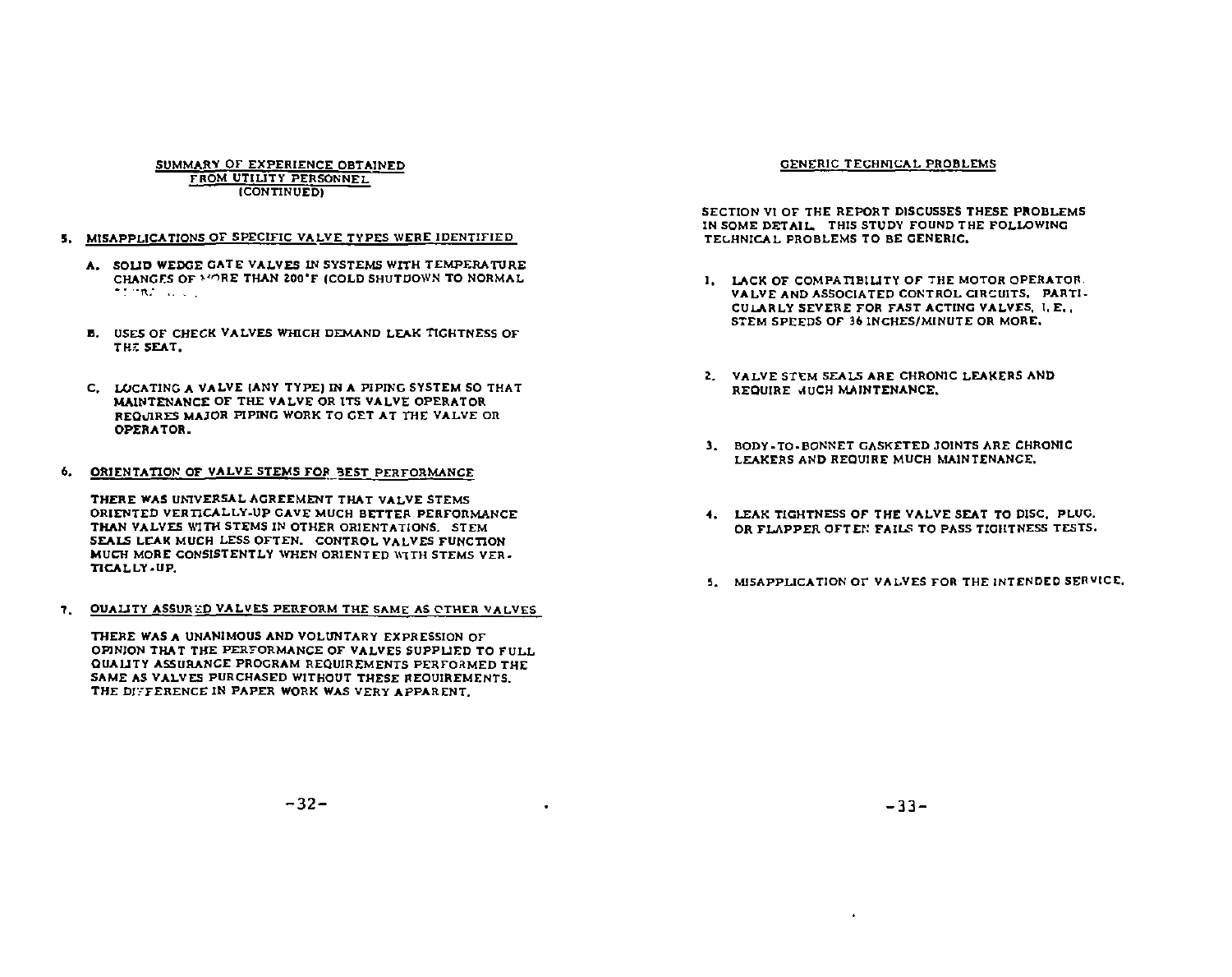## SUMMARY OF EXPERIENCE OBTAINED FROM UTILITY PERSONNEL (CONTINUED)

5. MISAPPLICATIONS OF SPECIFIC VALVE TYPES WERE IDENTIFIED

   A. SOLID WEDGE GATE VALVES IN SYSTEMS WITH TEMPERATURE CHANGES OF MORE THAN 200°F (COLD SHUTDOWN TO NORMAL OPERATION).

   B. USES OF CHECK VALVES WHICH DEMAND LEAK TIGHTNESS OF THE SEAT.

   C. LOCATING A VALVE (ANY TYPE) IN A PIPING SYSTEM SO THAT MAINTENANCE OF THE VALVE OR ITS VALVE OPERATOR REQUIRES MAJOR PIPING WORK TO GET AT THE VALVE OR OPERATOR.

6. ORIENTATION OF VALVE STEMS FOR BEST PERFORMANCE

   THERE WAS UNIVERSAL AGREEMENT THAT VALVE STEMS ORIENTED VERTICALLY-UP GAVE MUCH BETTER PERFORMANCE THAN VALVES WITH STEMS IN OTHER ORIENTATIONS. STEM SEALS LEAK MUCH LESS OFTEN. CONTROL VALVES FUNCTION MUCH MORE CONSISTENTLY WHEN ORIENTED WITH STEMS VERTICALLY-UP.

7. QUALITY ASSURED VALVES PERFORM THE SAME AS OTHER VALVES

   THERE WAS A UNANIMOUS AND VOLUNTARY EXPRESSION OF OPINION THAT THE PERFORMANCE OF VALVES SUPPLIED TO FULL QUALITY ASSURANCE PROGRAM REQUIREMENTS PERFORMED THE SAME AS VALVES PURCHASED WITHOUT THESE REQUIREMENTS. THE DIFFERENCE IN PAPER WORK WAS VERY APPARENT.

## GENERIC TECHNICAL PROBLEMS

SECTION VI OF THE REPORT DISCUSSES THESE PROBLEMS IN SOME DETAIL. THIS STUDY FOUND THE FOLLOWING TECHNICAL PROBLEMS TO BE GENERIC.

1. LACK OF COMPATIBILITY OF THE MOTOR OPERATOR, VALVE AND ASSOCIATED CONTROL CIRCUITS. PARTICULARLY SEVERE FOR FAST ACTING VALVES, I. E., STEM SPEEDS OF 36 INCHES/MINUTE OR MORE.

2. VALVE STEM SEALS ARE CHRONIC LEAKERS AND REQUIRE MUCH MAINTENANCE.

3. BODY-TO-BONNET GASKETED JOINTS ARE CHRONIC LEAKERS AND REQUIRE MUCH MAINTENANCE.

4. LEAK TIGHTNESS OF THE VALVE SEAT TO DISC, PLUG, OR FLAPPER OFTEN FAILS TO PASS TIGHTNESS TESTS.

5. MISAPPLICATION OF VALVES FOR THE INTENDED SERVICE.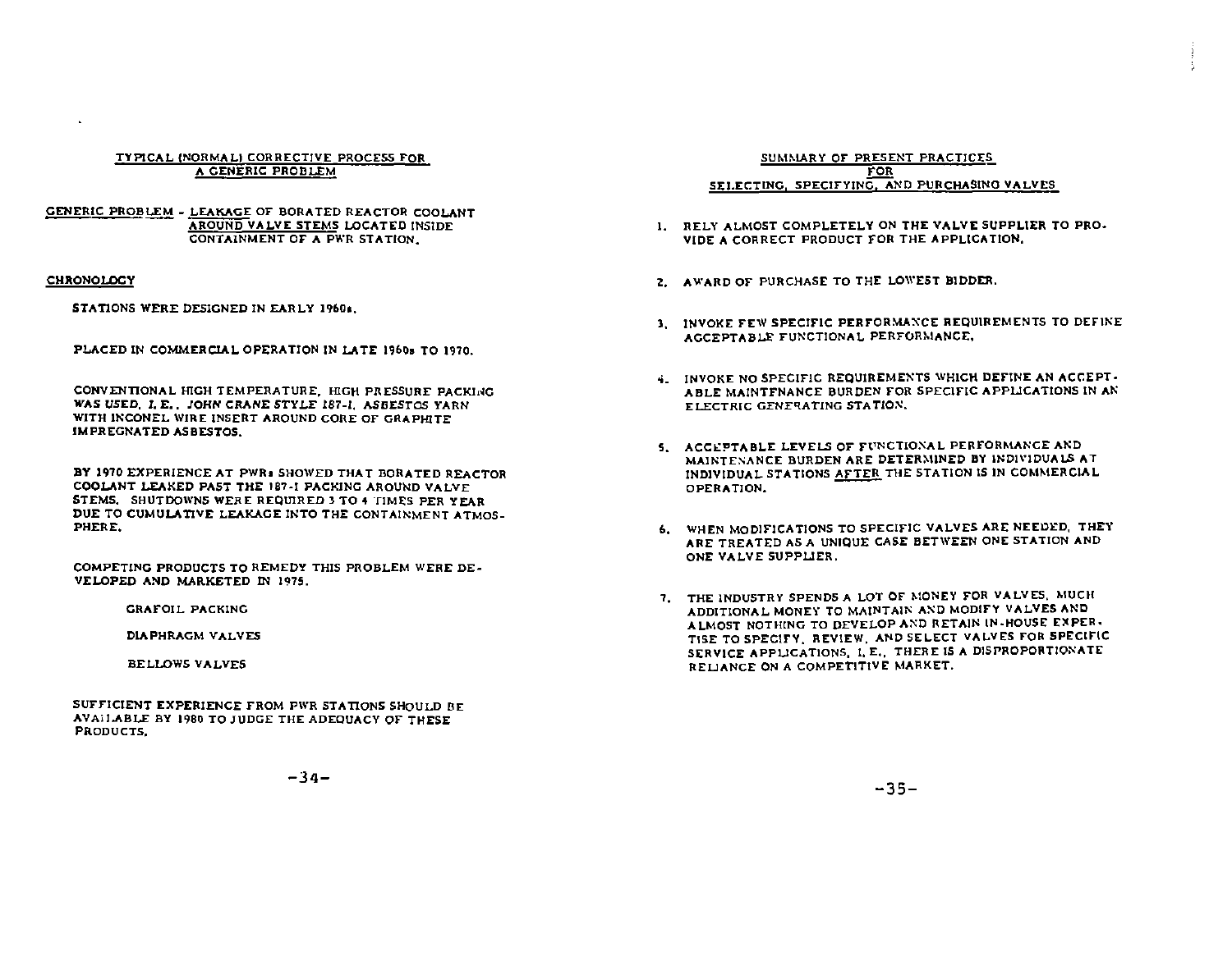## TYPICAL (NORMAL) CORRECTIVE PROCESS FOR A GENERIC PROBLEM

GENERIC PROBLEM - LEAKAGE OF BORATED REACTOR COOLANT AROUND VALVE STEMS LOCATED INSIDE CONTAINMENT OF A PWR STATION.

### CHRONOLOGY

STATIONS WERE DESIGNED IN EARLY 1960s.

PLACED IN COMMERCIAL OPERATION IN LATE 1960s TO 1970.

CONVENTIONAL HIGH TEMPERATURE, HIGH PRESSURE PACKING WAS USED, I. E., JOHN CRANE STYLE 187-I, ASBESTOS YARN WITH INCONEL WIRE INSERT AROUND CORE OF GRAPHITE IMPREGNATED ASBESTOS.

BY 1970 EXPERIENCE AT PWRs SHOWED THAT BORATED REACTOR COOLANT LEAKED PAST THE 187-I PACKING AROUND VALVE STEMS. SHUTDOWNS WERE REQUIRED 3 TO 4 TIMES PER YEAR DUE TO CUMULATIVE LEAKAGE INTO THE CONTAINMENT ATMOSPHERE.

COMPETING PRODUCTS TO REMEDY THIS PROBLEM WERE DEVELOPED AND MARKETED IN 1975.

GRAFOIL PACKING

DIAPHRAGM VALVES

BELLOWS VALVES

SUFFICIENT EXPERIENCE FROM PWR STATIONS SHOULD BE AVAILABLE BY 1980 TO JUDGE THE ADEQUACY OF THESE PRODUCTS.

## SUMMARY OF PRESENT PRACTICES FOR SELECTING, SPECIFYING, AND PURCHASING VALVES

1. RELY ALMOST COMPLETELY ON THE VALVE SUPPLIER TO PROVIDE A CORRECT PRODUCT FOR THE APPLICATION.

2. AWARD OF PURCHASE TO THE LOWEST BIDDER.

3. INVOKE FEW SPECIFIC PERFORMANCE REQUIREMENTS TO DEFINE ACCEPTABLE FUNCTIONAL PERFORMANCE.

4. INVOKE NO SPECIFIC REQUIREMENTS WHICH DEFINE AN ACCEPTABLE MAINTENANCE BURDEN FOR SPECIFIC APPLICATIONS IN AN ELECTRIC GENERATING STATION.

5. ACCEPTABLE LEVELS OF FUNCTIONAL PERFORMANCE AND MAINTENANCE BURDEN ARE DETERMINED BY INDIVIDUALS AT INDIVIDUAL STATIONS AFTER THE STATION IS IN COMMERCIAL OPERATION.

6. WHEN MODIFICATIONS TO SPECIFIC VALVES ARE NEEDED, THEY ARE TREATED AS A UNIQUE CASE BETWEEN ONE STATION AND ONE VALVE SUPPLIER.

7. THE INDUSTRY SPENDS A LOT OF MONEY FOR VALVES, MUCH ADDITIONAL MONEY TO MAINTAIN AND MODIFY VALVES AND ALMOST NOTHING TO DEVELOP AND RETAIN IN-HOUSE EXPERTISE TO SPECIFY, REVIEW, AND SELECT VALVES FOR SPECIFIC SERVICE APPLICATIONS, I. E., THERE IS A DISPROPORTIONATE RELIANCE ON A COMPETITIVE MARKET.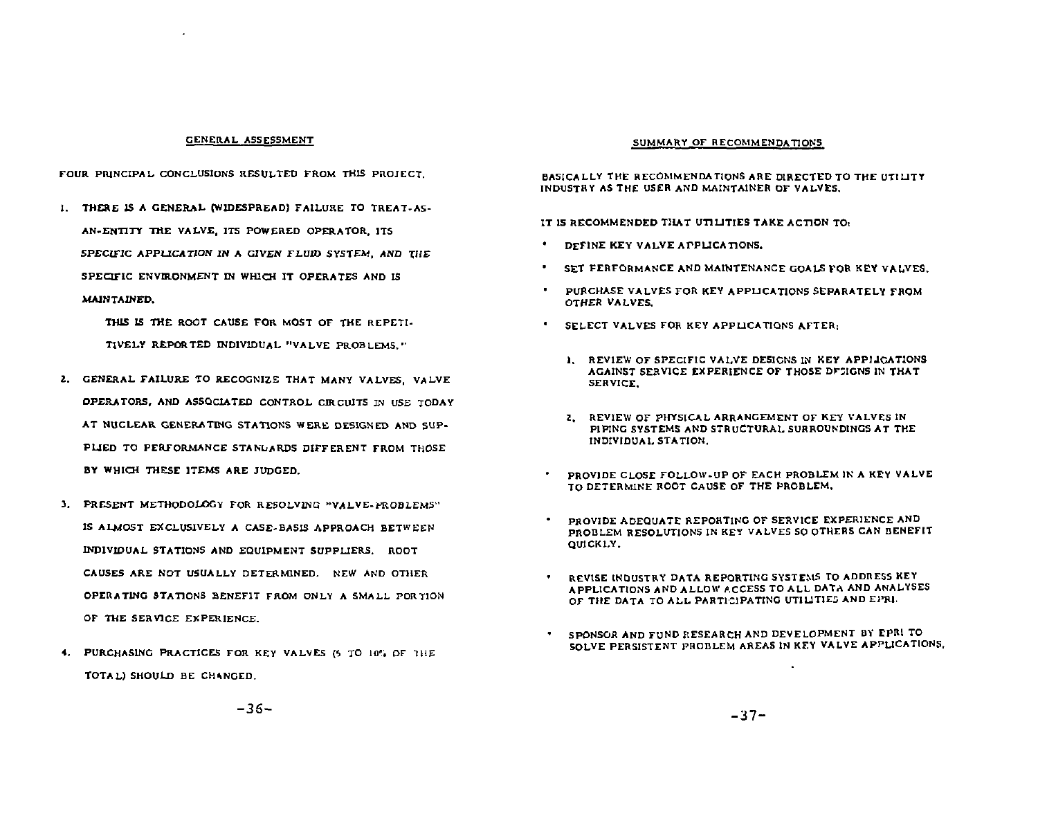## GENERAL ASSESSMENT

FOUR PRINCIPAL CONCLUSIONS RESULTED FROM THIS PROJECT.

1. **THERE IS A GENERAL (WIDESPREAD) FAILURE TO TREAT-AS-AN-ENTITY THE VALVE, ITS POWERED OPERATOR, ITS *SPECIFIC APPLICATION IN A GIVEN FLUID SYSTEM, AND THE* SPECIFIC ENVIRONMENT IN WHICH IT OPERATES AND IS MAINTAINED.**

   **THIS IS THE ROOT CAUSE FOR MOST OF THE REPETITIVELY REPORTED INDIVIDUAL "VALVE PROBLEMS."**

2. GENERAL FAILURE TO RECOGNIZE THAT MANY VALVES, VALVE OPERATORS, AND ASSOCIATED CONTROL CIRCUITS IN USE TODAY AT NUCLEAR GENERATING STATIONS WERE DESIGNED AND SUPPLIED TO PERFORMANCE STANDARDS DIFFERENT FROM THOSE BY WHICH THESE ITEMS ARE JUDGED.

3. PRESENT METHODOLOGY FOR RESOLVING "VALVE-PROBLEMS" IS ALMOST EXCLUSIVELY A CASE-BASIS APPROACH BETWEEN INDIVIDUAL STATIONS AND EQUIPMENT SUPPLIERS. ROOT CAUSES ARE NOT USUALLY DETERMINED. NEW AND OTHER OPERATING STATIONS BENEFIT FROM ONLY A SMALL PORTION OF THE SERVICE EXPERIENCE.

4. PURCHASING PRACTICES FOR KEY VALVES (5 TO 10% OF THE TOTAL) SHOULD BE CHANGED.

## SUMMARY OF RECOMMENDATIONS

BASICALLY THE RECOMMENDATIONS ARE DIRECTED TO THE UTILITY INDUSTRY AS THE USER AND MAINTAINER OF VALVES.

IT IS RECOMMENDED THAT UTILITIES TAKE ACTION TO:

- DEFINE KEY VALVE APPLICATIONS.
- SET PERFORMANCE AND MAINTENANCE GOALS FOR KEY VALVES.
- PURCHASE VALVES FOR KEY APPLICATIONS SEPARATELY FROM OTHER VALVES.
- SELECT VALVES FOR KEY APPLICATIONS AFTER:
  1. REVIEW OF SPECIFIC VALVE DESIGNS IN KEY APPLICATIONS AGAINST SERVICE EXPERIENCE OF THOSE DESIGNS IN THAT SERVICE.
  2. REVIEW OF PHYSICAL ARRANGEMENT OF KEY VALVES IN PIPING SYSTEMS AND STRUCTURAL SURROUNDINGS AT THE INDIVIDUAL STATION.
- PROVIDE CLOSE FOLLOW-UP OF EACH PROBLEM IN A KEY VALVE TO DETERMINE ROOT CAUSE OF THE PROBLEM.
- PROVIDE ADEQUATE REPORTING OF SERVICE EXPERIENCE AND PROBLEM RESOLUTIONS IN KEY VALVES SO OTHERS CAN BENEFIT QUICKLY.
- REVISE INDUSTRY DATA REPORTING SYSTEMS TO ADDRESS KEY APPLICATIONS AND ALLOW ACCESS TO ALL DATA AND ANALYSES OF THE DATA TO ALL PARTICIPATING UTILITIES AND EPRI.
- SPONSOR AND FUND RESEARCH AND DEVELOPMENT BY EPRI TO SOLVE PERSISTENT PROBLEM AREAS IN KEY VALVE APPLICATIONS.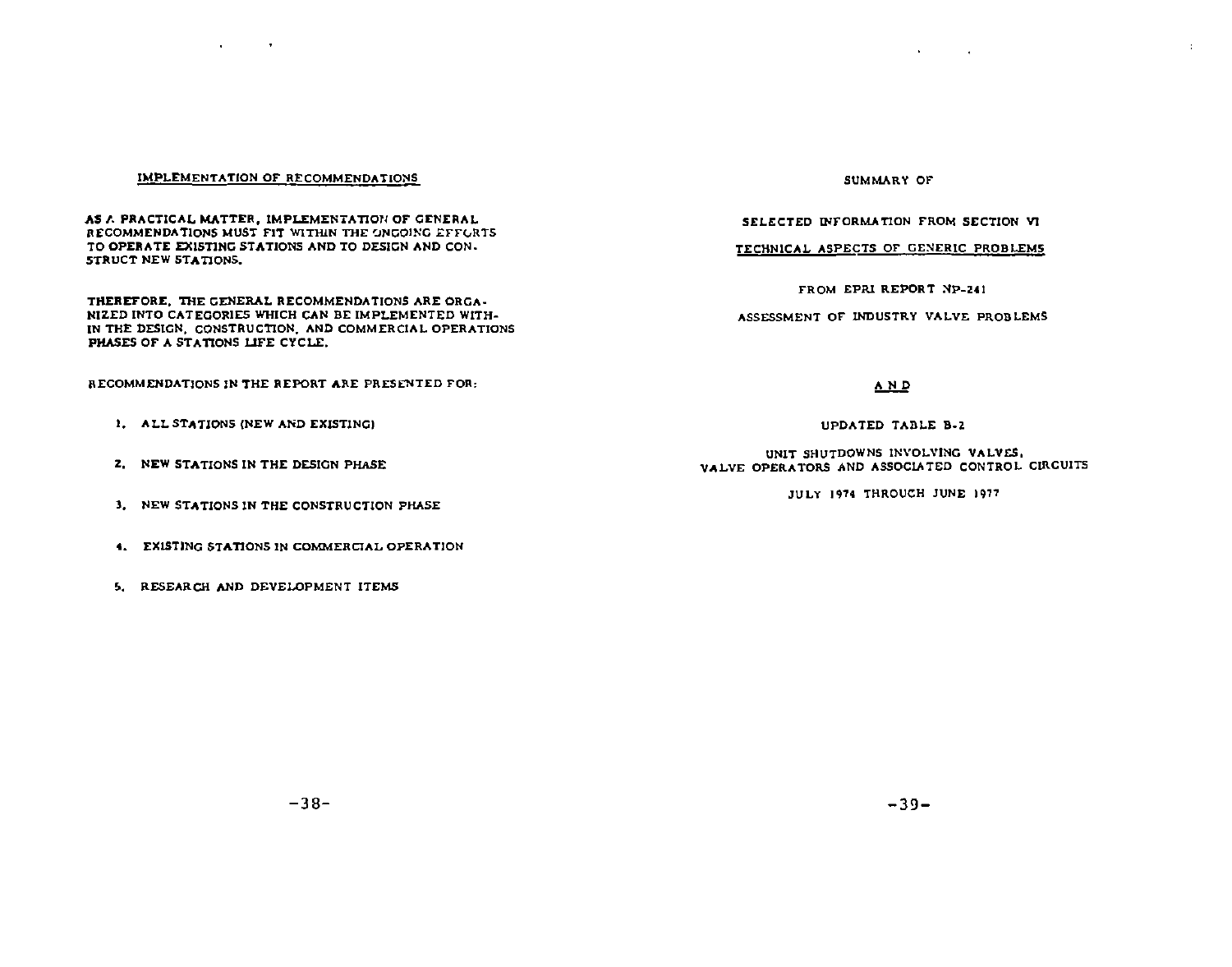## IMPLEMENTATION OF RECOMMENDATIONS

AS A PRACTICAL MATTER, IMPLEMENTATION OF GENERAL RECOMMENDATIONS MUST FIT WITHIN THE ONGOING EFFORTS TO OPERATE EXISTING STATIONS AND TO DESIGN AND CONSTRUCT NEW STATIONS.

THEREFORE, THE GENERAL RECOMMENDATIONS ARE ORGANIZED INTO CATEGORIES WHICH CAN BE IMPLEMENTED WITHIN THE DESIGN, CONSTRUCTION, AND COMMERCIAL OPERATIONS PHASES OF A STATIONS LIFE CYCLE.

RECOMMENDATIONS IN THE REPORT ARE PRESENTED FOR:

1. ALL STATIONS (NEW AND EXISTING)
2. NEW STATIONS IN THE DESIGN PHASE
3. NEW STATIONS IN THE CONSTRUCTION PHASE
4. EXISTING STATIONS IN COMMERCIAL OPERATION
5. RESEARCH AND DEVELOPMENT ITEMS

SUMMARY OF

SELECTED INFORMATION FROM SECTION VI

TECHNICAL ASPECTS OF GENERIC PROBLEMS

FROM EPRI REPORT NP-241

ASSESSMENT OF INDUSTRY VALVE PROBLEMS

AND

UPDATED TABLE B-2

UNIT SHUTDOWNS INVOLVING VALVES, VALVE OPERATORS AND ASSOCIATED CONTROL CIRCUITS

JULY 1974 THROUGH JUNE 1977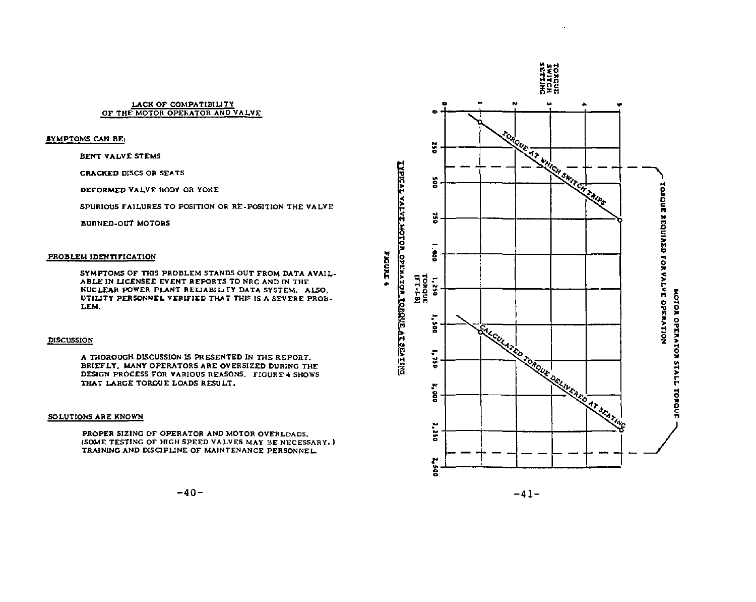## LACK OF COMPATIBILITY OF THE MOTOR OPERATOR AND VALVE

**SYMPTOMS CAN BE:**

BENT VALVE STEMS

CRACKED DISCS OR SEATS

DEFORMED VALVE BODY OR YOKE

SPURIOUS FAILURES TO POSITION OR RE-POSITION THE VALVE

BURNED-OUT MOTORS

**PROBLEM IDENTIFICATION**

SYMPTOMS OF THIS PROBLEM STANDS OUT FROM DATA AVAILABLE IN LICENSEE EVENT REPORTS TO NRC AND IN THE NUCLEAR POWER PLANT RELIABILITY DATA SYSTEM. ALSO, UTILITY PERSONNEL VERIFIED THAT THIS IS A SEVERE PROBLEM.

**DISCUSSION**

A THOROUGH DISCUSSION IS PRESENTED IN THE REPORT. BRIEFLY, MANY OPERATORS ARE OVERSIZED DURING THE DESIGN PROCESS FOR VARIOUS REASONS. FIGURE 4 SHOWS THAT LARGE TORQUE LOADS RESULT.

**SOLUTIONS ARE KNOWN**

PROPER SIZING OF OPERATOR AND MOTOR OVERLOADS. (SOME TESTING OF HIGH SPEED VALVES MAY BE NECESSARY.) TRAINING AND DISCIPLINE OF MAINTENANCE PERSONNEL.

TORQUE SWITCH SETTING: 0, 1, 2, 3, 4, 5

TORQUE (FT-LB): 0, 250, 500, 750, 1,000, 1,250, 1,500, 1,750, 2,000, 2,250, 2,500

TORQUE AT WHICH SWITCH TRIPS

CALCULATED TORQUE DELIVERED AT SEATING

TORQUE REQUIRED FOR VALVE OPERATION

MOTOR OPERATOR STALL TORQUE

FIGURE 4

TYPICAL VALVE MOTOR OPERATOR TORQUE AT SEATING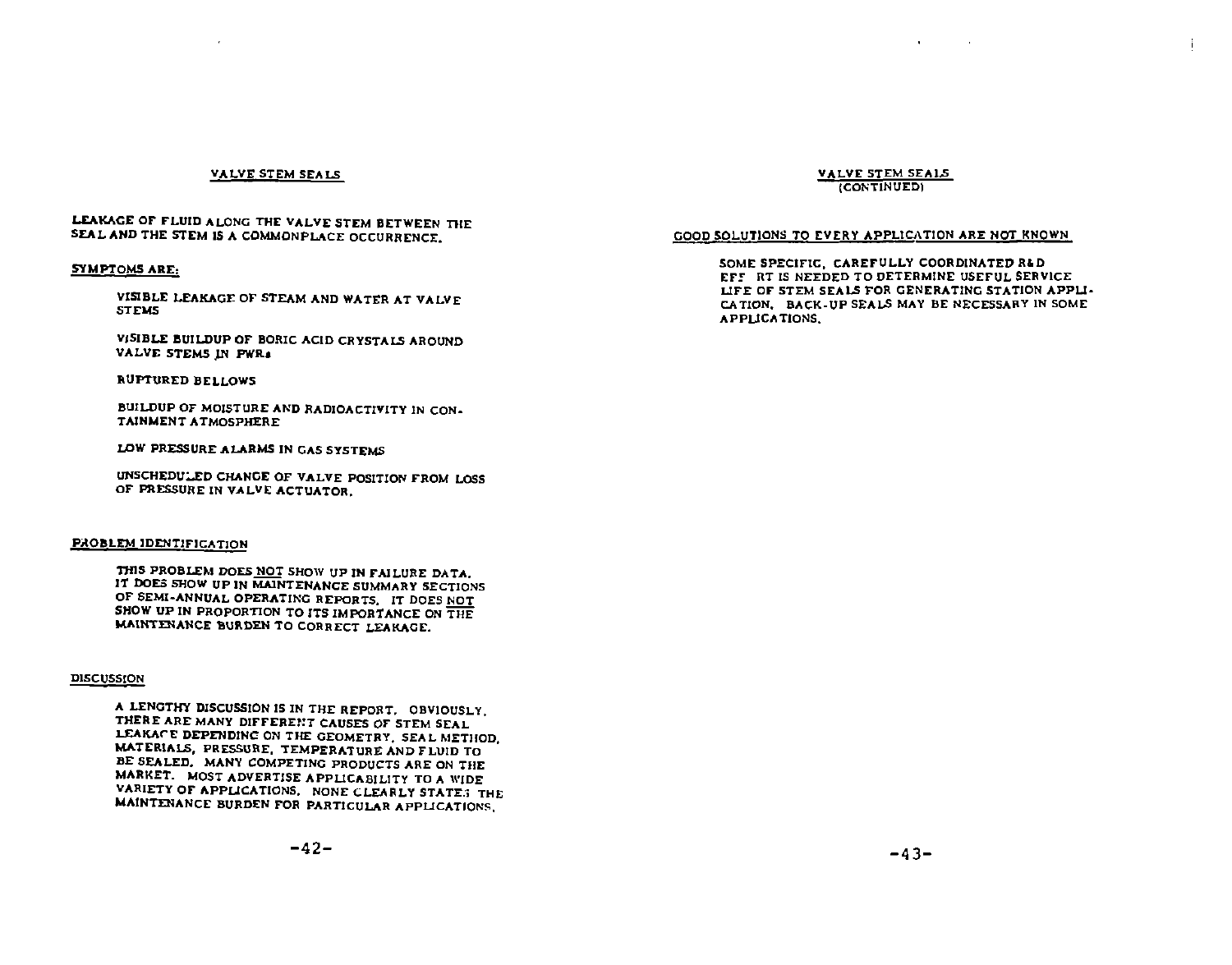## VALVE STEM SEALS

LEAKAGE OF FLUID ALONG THE VALVE STEM BETWEEN THE SEAL AND THE STEM IS A COMMONPLACE OCCURRENCE.

### SYMPTOMS ARE:

> VISIBLE LEAKAGE OF STEAM AND WATER AT VALVE STEMS
>
> VISIBLE BUILDUP OF BORIC ACID CRYSTALS AROUND VALVE STEMS IN PWRs
>
> RUPTURED BELLOWS
>
> BUILDUP OF MOISTURE AND RADIOACTIVITY IN CONTAINMENT ATMOSPHERE
>
> LOW PRESSURE ALARMS IN GAS SYSTEMS
>
> UNSCHEDULED CHANGE OF VALVE POSITION FROM LOSS OF PRESSURE IN VALVE ACTUATOR.

### PROBLEM IDENTIFICATION

> THIS PROBLEM DOES NOT SHOW UP IN FAILURE DATA. IT DOES SHOW UP IN MAINTENANCE SUMMARY SECTIONS OF SEMI-ANNUAL OPERATING REPORTS. IT DOES NOT SHOW UP IN PROPORTION TO ITS IMPORTANCE ON THE MAINTENANCE BURDEN TO CORRECT LEAKAGE.

### DISCUSSION

> A LENGTHY DISCUSSION IS IN THE REPORT. OBVIOUSLY, THERE ARE MANY DIFFERENT CAUSES OF STEM SEAL LEAKAGE DEPENDING ON THE GEOMETRY, SEAL METHOD, MATERIALS, PRESSURE, TEMPERATURE AND FLUID TO BE SEALED. MANY COMPETING PRODUCTS ARE ON THE MARKET. MOST ADVERTISE APPLICABILITY TO A WIDE VARIETY OF APPLICATIONS. NONE CLEARLY STATES THE MAINTENANCE BURDEN FOR PARTICULAR APPLICATIONS.

## VALVE STEM SEALS (CONTINUED)

### GOOD SOLUTIONS TO EVERY APPLICATION ARE NOT KNOWN

> SOME SPECIFIC, CAREFULLY COORDINATED R&D EFFORT IS NEEDED TO DETERMINE USEFUL SERVICE LIFE OF STEM SEALS FOR GENERATING STATION APPLICATION. BACK-UP SEALS MAY BE NECESSARY IN SOME APPLICATIONS.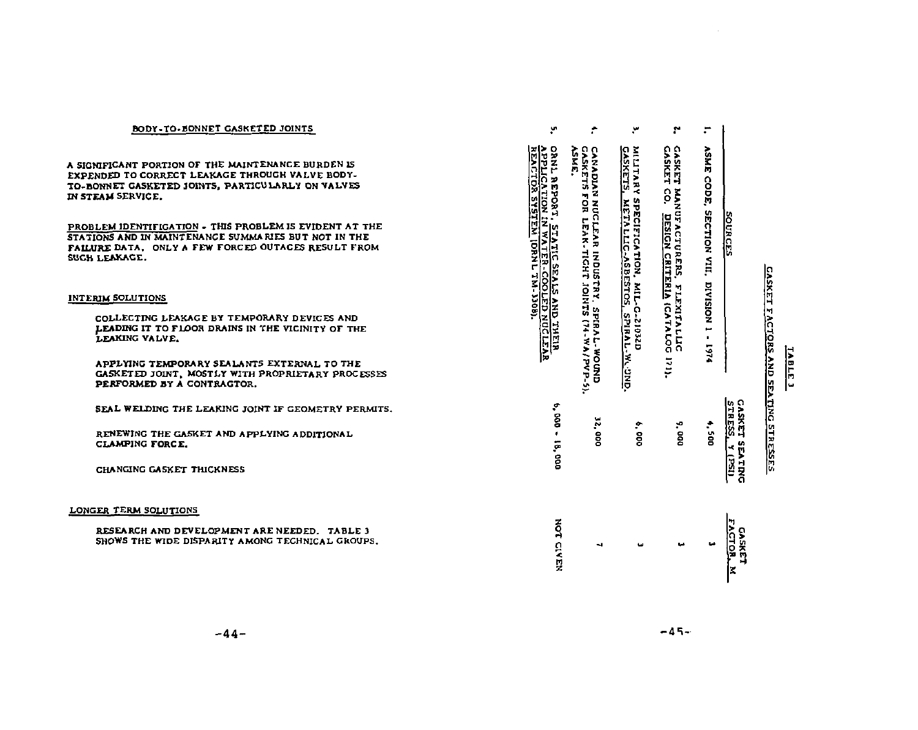## BODY-TO-BONNET GASKETED JOINTS

A SIGNIFICANT PORTION OF THE MAINTENANCE BURDEN IS EXPENDED TO CORRECT LEAKAGE THROUGH VALVE BODY-TO-BONNET GASKETED JOINTS, PARTICULARLY ON VALVES IN STEAM SERVICE.

PROBLEM IDENTIFICATION - THIS PROBLEM IS EVIDENT AT THE STATIONS AND IN MAINTENANCE SUMMARIES BUT NOT IN THE FAILURE DATA. ONLY A FEW FORCED OUTAGES RESULT FROM SUCH LEAKAGE.

### INTERIM SOLUTIONS

- COLLECTING LEAKAGE BY TEMPORARY DEVICES AND LEADING IT TO FLOOR DRAINS IN THE VICINITY OF THE LEAKING VALVE.
- APPLYING TEMPORARY SEALANTS EXTERNAL TO THE GASKETED JOINT, MOSTLY WITH PROPRIETARY PROCESSES PERFORMED BY A CONTRACTOR.
- SEAL WELDING THE LEAKING JOINT IF GEOMETRY PERMITS.
- RENEWING THE GASKET AND APPLYING ADDITIONAL CLAMPING FORCE.
- CHANGING GASKET THICKNESS

### LONGER TERM SOLUTIONS

RESEARCH AND DEVELOPMENT ARE NEEDED. TABLE 3 SHOWS THE WIDE DISPARITY AMONG TECHNICAL GROUPS.

## TABLE 3

### GASKET FACTORS AND SEATING STRESSES

| SOURCES | GASKET SEATING STRESS, Y (PSI) | GASKET FACTOR, M |
|---|---|---|
| 1. ASME CODE, SECTION VIII, DIVISION 1 - 1974 | 4,500 | 3 |
| 2. GASKET MANUFACTURERS, FLEXITALLIC GASKET CO. DESIGN CRITERIA (CATALOG 171). | 9,000 | 3 |
| 3. MILITARY SPECIFICATION, MIL-G-21032D GASKETS, METALLIC-ASBESTOS, SPIRAL-WOUND. | 6,000 | 3 |
| 4. CANADIAN NUCLEAR INDUSTRY, SPIRAL-WOUND GASKETS FOR LEAK-TIGHT JOINTS (74-WA/PVP-5), ASME. | 32,000 | 7 |
| 5. ORNL REPORT, STATIC SEALS AND THEIR APPLICATION IN WATER-COOLED NUCLEAR REACTOR SYSTEM (ORNL TM-3308). | 6,000 - 18,000 | NOT GIVEN |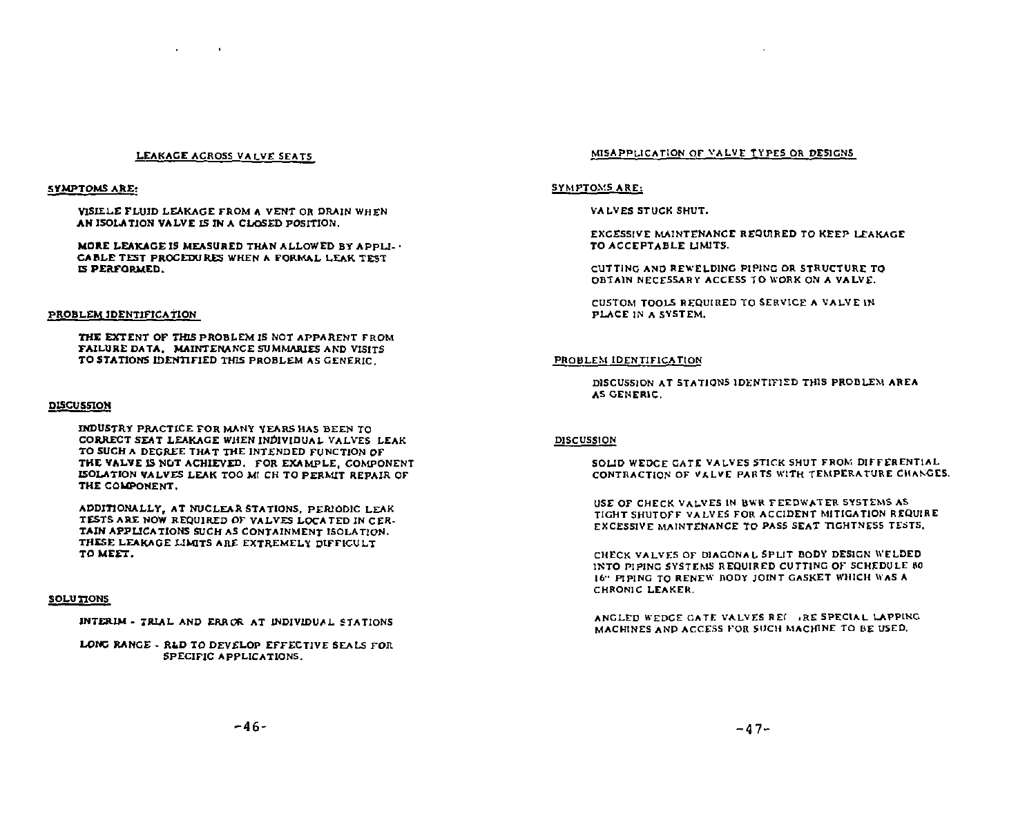## LEAKAGE ACROSS VALVE SEATS

**SYMPTOMS ARE:**

VISIBLE FLUID LEAKAGE FROM A VENT OR DRAIN WHEN AN ISOLATION VALVE IS IN A CLOSED POSITION.

MORE LEAKAGE IS MEASURED THAN ALLOWED BY APPLICABLE TEST PROCEDURES WHEN A FORMAL LEAK TEST IS PERFORMED.

**PROBLEM IDENTIFICATION**

THE EXTENT OF THIS PROBLEM IS NOT APPARENT FROM FAILURE DATA. MAINTENANCE SUMMARIES AND VISITS TO STATIONS IDENTIFIED THIS PROBLEM AS GENERIC.

**DISCUSSION**

INDUSTRY PRACTICE FOR MANY YEARS HAS BEEN TO CORRECT SEAT LEAKAGE WHEN INDIVIDUAL VALVES LEAK TO SUCH A DEGREE THAT THE INTENDED FUNCTION OF THE VALVE IS NOT ACHIEVED. FOR EXAMPLE, COMPONENT ISOLATION VALVES LEAK TOO MUCH TO PERMIT REPAIR OF THE COMPONENT.

ADDITIONALLY, AT NUCLEAR STATIONS, PERIODIC LEAK TESTS ARE NOW REQUIRED OF VALVES LOCATED IN CERTAIN APPLICATIONS SUCH AS CONTAINMENT ISOLATION. THESE LEAKAGE LIMITS ARE EXTREMELY DIFFICULT TO MEET.

**SOLUTIONS**

INTERIM - TRIAL AND ERROR AT INDIVIDUAL STATIONS

LONG RANGE - R&D TO DEVELOP EFFECTIVE SEALS FOR SPECIFIC APPLICATIONS.

## MISAPPLICATION OF VALVE TYPES OR DESIGNS

**SYMPTOMS ARE:**

VALVES STUCK SHUT.

EXCESSIVE MAINTENANCE REQUIRED TO KEEP LEAKAGE TO ACCEPTABLE LIMITS.

CUTTING AND REWELDING PIPING OR STRUCTURE TO OBTAIN NECESSARY ACCESS TO WORK ON A VALVE.

CUSTOM TOOLS REQUIRED TO SERVICE A VALVE IN PLACE IN A SYSTEM.

**PROBLEM IDENTIFICATION**

DISCUSSION AT STATIONS IDENTIFIED THIS PROBLEM AREA AS GENERIC.

**DISCUSSION**

SOLID WEDGE GATE VALVES STICK SHUT FROM DIFFERENTIAL CONTRACTION OF VALVE PARTS WITH TEMPERATURE CHANGES.

USE OF CHECK VALVES IN BWR FEEDWATER SYSTEMS AS TIGHT SHUTOFF VALVES FOR ACCIDENT MITIGATION REQUIRE EXCESSIVE MAINTENANCE TO PASS SEAT TIGHTNESS TESTS.

CHECK VALVES OF DIAGONAL SPLIT BODY DESIGN WELDED INTO PIPING SYSTEMS REQUIRED CUTTING OF SCHEDULE 80 16" PIPING TO RENEW BODY JOINT GASKET WHICH WAS A CHRONIC LEAKER.

ANGLED WEDGE GATE VALVES REQUIRE SPECIAL LAPPING MACHINES AND ACCESS FOR SUCH MACHINE TO BE USED.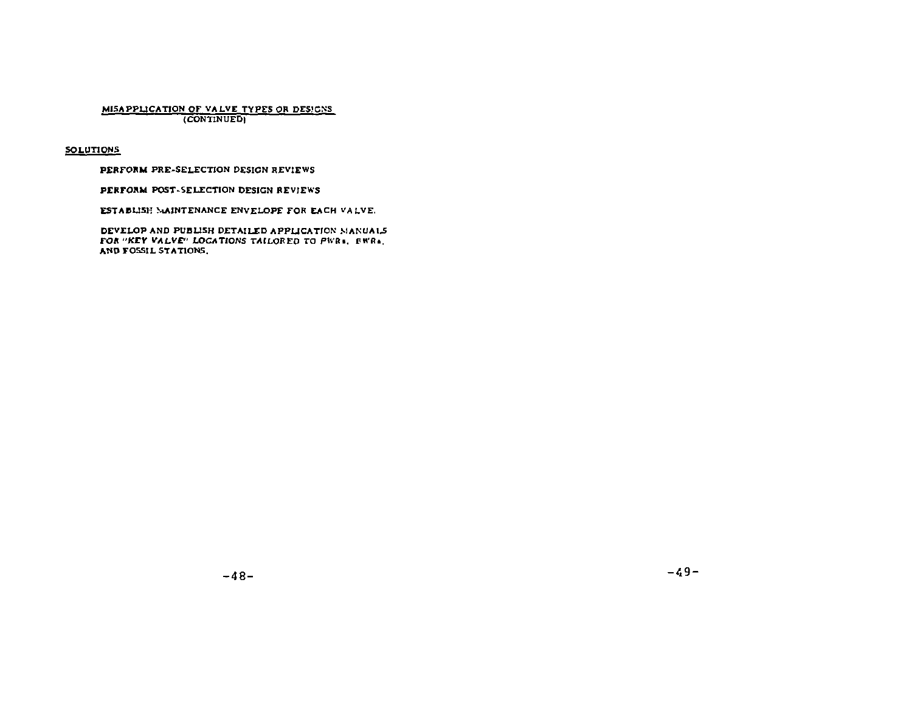## MISAPPLICATION OF VALVE TYPES OR DESIGNS (CONTINUED)

**SOLUTIONS**

PERFORM PRE-SELECTION DESIGN REVIEWS

PERFORM POST-SELECTION DESIGN REVIEWS

ESTABLISH MAINTENANCE ENVELOPE FOR EACH VALVE.

DEVELOP AND PUBLISH DETAILED APPLICATION MANUALS FOR "KEY VALVE" LOCATIONS TAILORED TO PWRs, BWRs, AND FOSSIL STATIONS.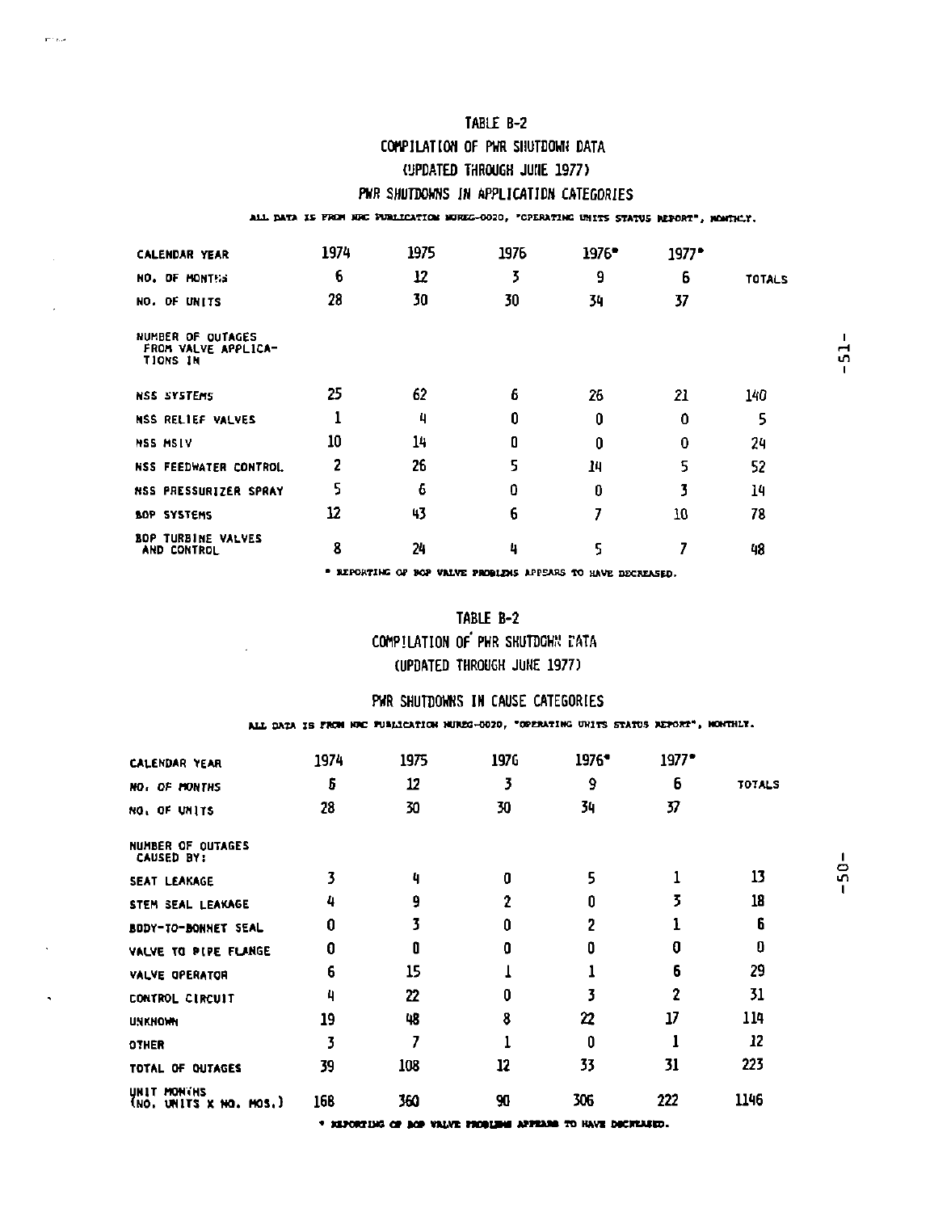# TABLE B-2

## COMPILATION OF PWR SHUTDOWN DATA

## (UPDATED THROUGH JUNE 1977)

### PWR SHUTDOWNS IN APPLICATION CATEGORIES

ALL DATA IS FROM NRC PUBLICATION NUREG-0020, "OPERATING UNITS STATUS REPORT", MONTHLY.

| CALENDAR YEAR | 1974 | 1975 | 1976 | 1976* | 1977* | |
|---|---|---|---|---|---|---|
| NO. OF MONTHS | 6 | 12 | 3 | 9 | 6 | TOTALS |
| NO. OF UNITS | 28 | 30 | 30 | 34 | 37 | |
| NUMBER OF OUTAGES FROM VALVE APPLICATIONS IN | | | | | | |
| NSS SYSTEMS | 25 | 62 | 6 | 26 | 21 | 140 |
| NSS RELIEF VALVES | 1 | 4 | 0 | 0 | 0 | 5 |
| NSS MSIV | 10 | 14 | 0 | 0 | 0 | 24 |
| NSS FEEDWATER CONTROL | 2 | 26 | 5 | 14 | 5 | 52 |
| NSS PRESSURIZER SPRAY | 5 | 6 | 0 | 0 | 3 | 14 |
| BOP SYSTEMS | 12 | 43 | 6 | 7 | 10 | 78 |
| BOP TURBINE VALVES AND CONTROL | 8 | 24 | 4 | 5 | 7 | 48 |

* REPORTING OF BOP VALVE PROBLEMS APPEARS TO HAVE DECREASED.

# TABLE B-2

## COMPILATION OF PWR SHUTDOWN DATA

## (UPDATED THROUGH JUNE 1977)

### PWR SHUTDOWNS IN CAUSE CATEGORIES

ALL DATA IS FROM NRC PUBLICATION NUREG-0020, "OPERATING UNITS STATUS REPORT", MONTHLY.

| CALENDAR YEAR | 1974 | 1975 | 1976 | 1976* | 1977* | |
|---|---|---|---|---|---|---|
| NO. OF MONTHS | 6 | 12 | 3 | 9 | 6 | TOTALS |
| NO. OF UNITS | 28 | 30 | 30 | 34 | 37 | |
| NUMBER OF OUTAGES CAUSED BY: | | | | | | |
| SEAT LEAKAGE | 3 | 4 | 0 | 5 | 1 | 13 |
| STEM SEAL LEAKAGE | 4 | 9 | 2 | 0 | 3 | 18 |
| BODY-TO-BONNET SEAL | 0 | 3 | 0 | 2 | 1 | 6 |
| VALVE TO PIPE FLANGE | 0 | 0 | 0 | 0 | 0 | 0 |
| VALVE OPERATOR | 6 | 15 | 1 | 1 | 6 | 29 |
| CONTROL CIRCUIT | 4 | 22 | 0 | 3 | 2 | 31 |
| UNKNOWN | 19 | 48 | 8 | 22 | 17 | 114 |
| OTHER | 3 | 7 | 1 | 0 | 1 | 12 |
| TOTAL OF OUTAGES | 39 | 108 | 12 | 33 | 31 | 223 |
| UNIT MONTHS (NO. UNITS X NO. MOS.) | 168 | 360 | 90 | 306 | 222 | 1146 |

* REPORTING OF BOP VALVE PROBLEMS APPEARS TO HAVE DECREASED.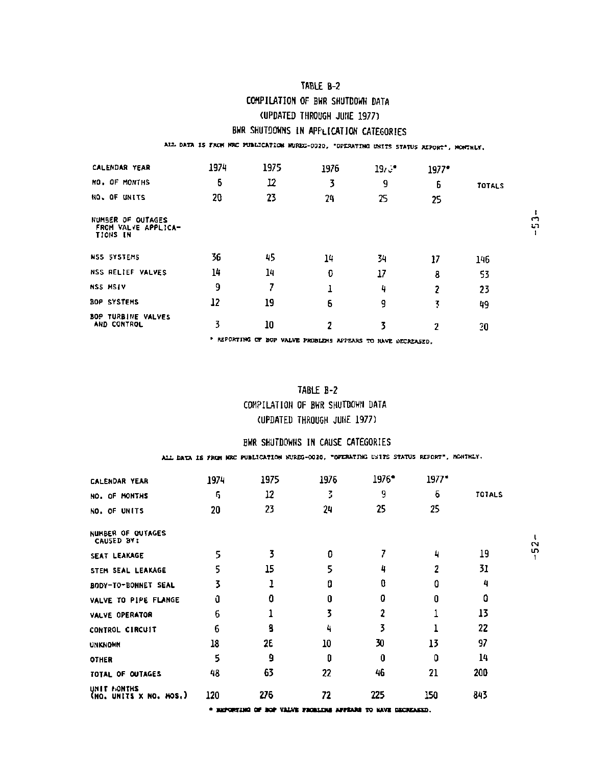## TABLE B-2

### COMPILATION OF BWR SHUTDOWN DATA

### (UPDATED THROUGH JUNE 1977)

### BWR SHUTDOWNS IN APPLICATION CATEGORIES

ALL DATA IS FROM NRC PUBLICATION NUREG-0020, "OPERATING UNITS STATUS REPORT", MONTHLY.

| CALENDAR YEAR | 1974 | 1975 | 1976 | 1976* | 1977* | |
|---|---|---|---|---|---|---|
| NO. OF MONTHS | 6 | 12 | 3 | 9 | 6 | TOTALS |
| NO. OF UNITS | 20 | 23 | 24 | 25 | 25 | |
| NUMBER OF OUTAGES FROM VALVE APPLICATIONS IN | | | | | | |
| NSS SYSTEMS | 36 | 45 | 14 | 34 | 17 | 146 |
| NSS RELIEF VALVES | 14 | 14 | 0 | 17 | 8 | 53 |
| NSS MSIV | 9 | 7 | 1 | 4 | 2 | 23 |
| BOP SYSTEMS | 12 | 19 | 6 | 9 | 3 | 49 |
| BOP TURBINE VALVES AND CONTROL | 3 | 10 | 2 | 3 | 2 | 20 |

* REPORTING OF BOP VALVE PROBLEMS APPEARS TO HAVE DECREASED.

## TABLE B-2

### COMPILATION OF BWR SHUTDOWN DATA

### (UPDATED THROUGH JUNE 1977)

### BWR SHUTDOWNS IN CAUSE CATEGORIES

ALL DATA IS FROM NRC PUBLICATION NUREG-0020, "OPERATING UNITS STATUS REPORT", MONTHLY.

| CALENDAR YEAR | 1974 | 1975 | 1976 | 1976* | 1977* | |
|---|---|---|---|---|---|---|
| NO. OF MONTHS | 6 | 12 | 3 | 9 | 6 | TOTALS |
| NO. OF UNITS | 20 | 23 | 24 | 25 | 25 | |
| NUMBER OF OUTAGES CAUSED BY: | | | | | | |
| SEAT LEAKAGE | 5 | 3 | 0 | 7 | 4 | 19 |
| STEM SEAL LEAKAGE | 5 | 15 | 5 | 4 | 2 | 31 |
| BODY-TO-BONNET SEAL | 3 | 1 | 0 | 0 | 0 | 4 |
| VALVE TO PIPE FLANGE | 0 | 0 | 0 | 0 | 0 | 0 |
| VALVE OPERATOR | 6 | 1 | 3 | 2 | 1 | 13 |
| CONTROL CIRCUIT | 6 | 8 | 4 | 3 | 1 | 22 |
| UNKNOWN | 18 | 26 | 10 | 30 | 13 | 97 |
| OTHER | 5 | 9 | 0 | 0 | 0 | 14 |
| TOTAL OF OUTAGES | 48 | 63 | 22 | 46 | 21 | 200 |
| UNIT MONTHS (NO. UNITS X NO. MOS.) | 120 | 276 | 72 | 225 | 150 | 843 |

* REPORTING OF BOP VALVE PROBLEMS APPEARS TO HAVE DECREASED.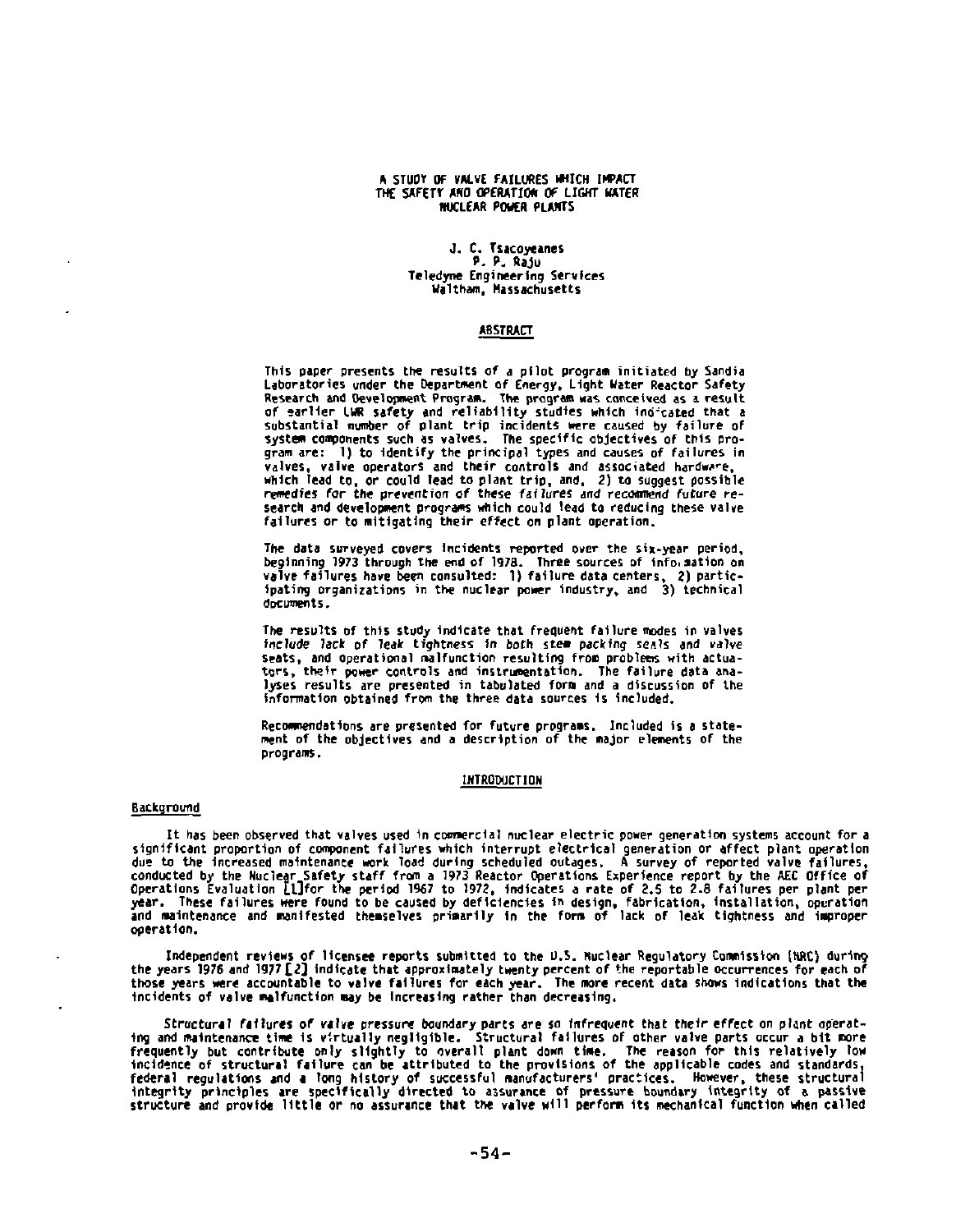# A STUDY OF VALVE FAILURES WHICH IMPACT THE SAFETY AND OPERATION OF LIGHT WATER NUCLEAR POWER PLANTS

J. C. Tsacoyeanes
P. P. Raju
Teledyne Engineering Services
Waltham, Massachusetts

## ABSTRACT

This paper presents the results of a pilot program initiated by Sandia Laboratories under the Department of Energy, Light Water Reactor Safety Research and Development Program. The program was conceived as a result of earlier LWR safety and reliability studies which indicated that a substantial number of plant trip incidents were caused by failure of system components such as valves. The specific objectives of this program are: 1) to identify the principal types and causes of failures in valves, valve operators and their controls and associated hardware, which lead to, or could lead to plant trip, and, 2) to suggest possible remedies for the prevention of these failures and recommend future research and development programs which could lead to reducing these valve failures or to mitigating their effect on plant operation.

The data surveyed covers incidents reported over the six-year period, beginning 1973 through the end of 1978. Three sources of information on valve failures have been consulted: 1) failure data centers, 2) participating organizations in the nuclear power industry, and 3) technical documents.

The results of this study indicate that frequent failure modes in valves include lack of leak tightness in both stem packing seals and valve seats, and operational malfunction resulting from problems with actuators, their power controls and instrumentation. The failure data analyses results are presented in tabulated form and a discussion of the information obtained from the three data sources is included.

Recommendations are presented for future programs. Included is a statement of the objectives and a description of the major elements of the programs.

## INTRODUCTION

### Background

It has been observed that valves used in commercial nuclear electric power generation systems account for a significant proportion of component failures which interrupt electrical generation or affect plant operation due to the increased maintenance work load during scheduled outages. A survey of reported valve failures, conducted by the Nuclear Safety staff from a 1973 Reactor Operations Experience report by the AEC Office of Operations Evaluation [1] for the period 1967 to 1972, indicates a rate of 2.5 to 2.8 failures per plant per year. These failures were found to be caused by deficiencies in design, fabrication, installation, operation and maintenance and manifested themselves primarily in the form of lack of leak tightness and improper operation.

Independent reviews of licensee reports submitted to the U.S. Nuclear Regulatory Commission (NRC) during the years 1976 and 1977 [2] indicate that approximately twenty percent of the reportable occurrences for each of those years were accountable to valve failures for each year. The more recent data shows indications that the incidents of valve malfunction may be increasing rather than decreasing.

Structural failures of valve pressure boundary parts are so infrequent that their effect on plant operating and maintenance time is virtually negligible. Structural failures of other valve parts occur a bit more frequently but contribute only slightly to overall plant down time. The reason for this relatively low incidence of structural failure can be attributed to the provisions of the applicable codes and standards, federal regulations and a long history of successful manufacturers' practices. However, these structural integrity principles are specifically directed to assurance of pressure boundary integrity of a passive structure and provide little or no assurance that the valve will perform its mechanical function when called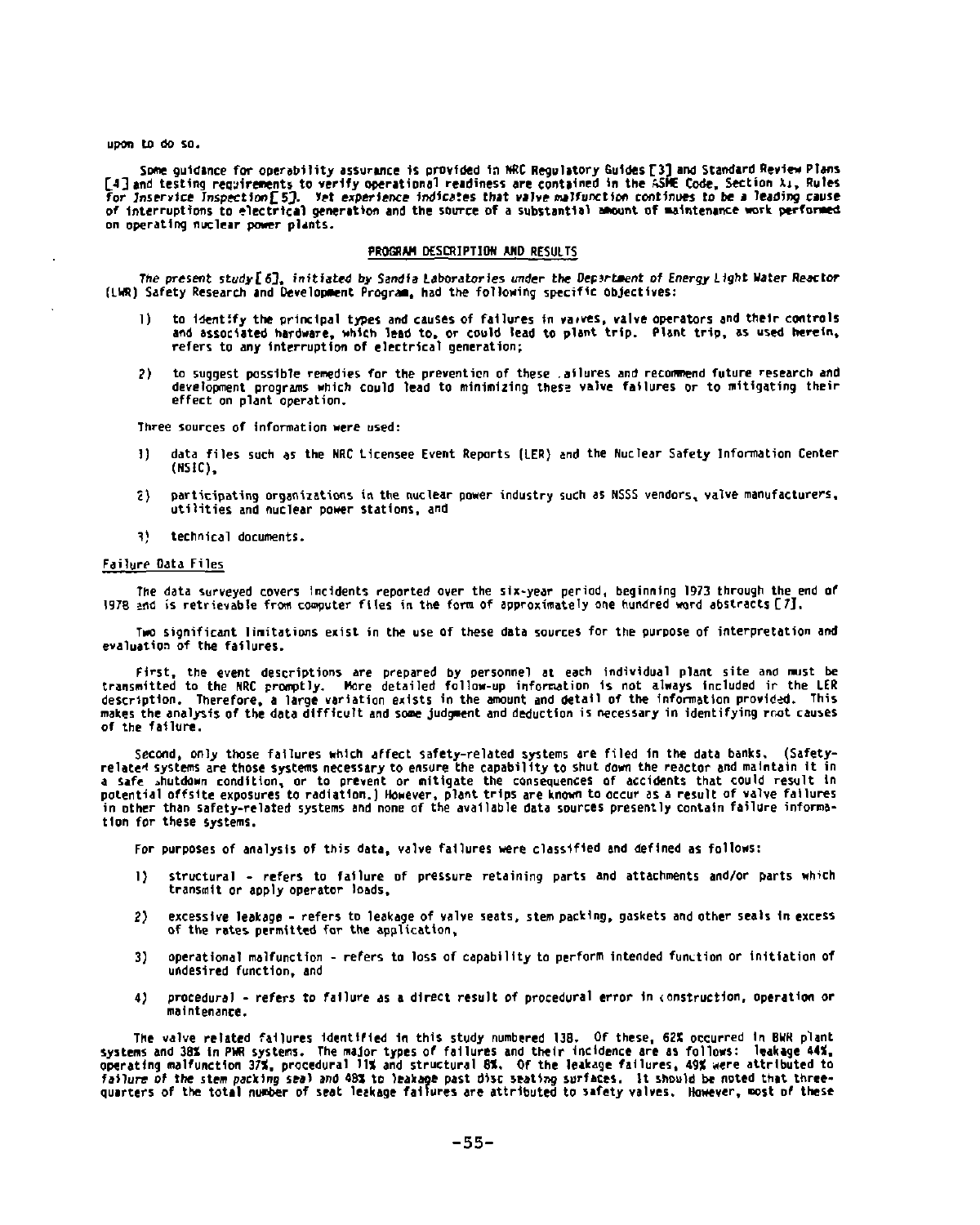upon to do so.

Some guidance for operability assurance is provided in NRC Regulatory Guides [3] and Standard Review Plans [4] and testing requirements to verify operational readiness are contained in the ASME Code, Section XI, Rules for Inservice Inspection [5]. Yet experience indicates that valve malfunction continues to be a leading cause of interruptions to electrical generation and the source of a substantial amount of maintenance work performed on operating nuclear power plants.

## PROGRAM DESCRIPTION AND RESULTS

*The present study [6], initiated by Sandia Laboratories under the Department of Energy Light Water Reactor* (LWR) Safety Research and Development Program, had the following specific objectives:

1) to identify the principal types and causes of failures in valves, valve operators and their controls and associated hardware, which lead to, or could lead to plant trip. Plant trip, as used herein, refers to any interruption of electrical generation;

2) to suggest possible remedies for the prevention of these failures and recommend future research and development programs which could lead to minimizing these valve failures or to mitigating their effect on plant operation.

Three sources of information were used:

1) data files such as the NRC Licensee Event Reports (LER) and the Nuclear Safety Information Center (NSIC),

2) participating organizations in the nuclear power industry such as NSSS vendors, valve manufacturers, utilities and nuclear power stations, and

3) technical documents.

### Failure Data Files

The data surveyed covers incidents reported over the six-year period, beginning 1973 through the end of 1978 and is retrievable from computer files in the form of approximately one hundred word abstracts [7].

Two significant limitations exist in the use of these data sources for the purpose of interpretation and evaluation of the failures.

First, the event descriptions are prepared by personnel at each individual plant site and must be transmitted to the NRC promptly. More detailed follow-up information is not always included in the LER description. Therefore, a large variation exists in the amount and detail of the information provided. This makes the analysis of the data difficult and some judgment and deduction is necessary in identifying root causes of the failure.

Second, only those failures which affect safety-related systems are filed in the data banks. (Safety-related systems are those systems necessary to ensure the capability to shut down the reactor and maintain it in a safe shutdown condition, or to prevent or mitigate the consequences of accidents that could result in potential offsite exposures to radiation.) However, plant trips are known to occur as a result of valve failures in other than safety-related systems and none of the available data sources presently contain failure information for these systems.

For purposes of analysis of this data, valve failures were classified and defined as follows:

1) structural - refers to failure of pressure retaining parts and attachments and/or parts which transmit or apply operator loads,

2) excessive leakage - refers to leakage of valve seats, stem packing, gaskets and other seals in excess of the rates permitted for the application,

3) operational malfunction - refers to loss of capability to perform intended function or initiation of undesired function, and

4) procedural - refers to failure as a direct result of procedural error in construction, operation or maintenance.

The valve related failures identified in this study numbered 138. Of these, 62% occurred in BWR plant systems and 38% in PWR systems. The major types of failures and their incidence are as follows: leakage 44%, operating malfunction 37%, procedural 11% and structural 8%. Of the leakage failures, 49% were attributed to failure of the stem packing seal and 48% to leakage past disc seating surfaces. It should be noted that three-quarters of the total number of seat leakage failures are attributed to safety valves. However, most of these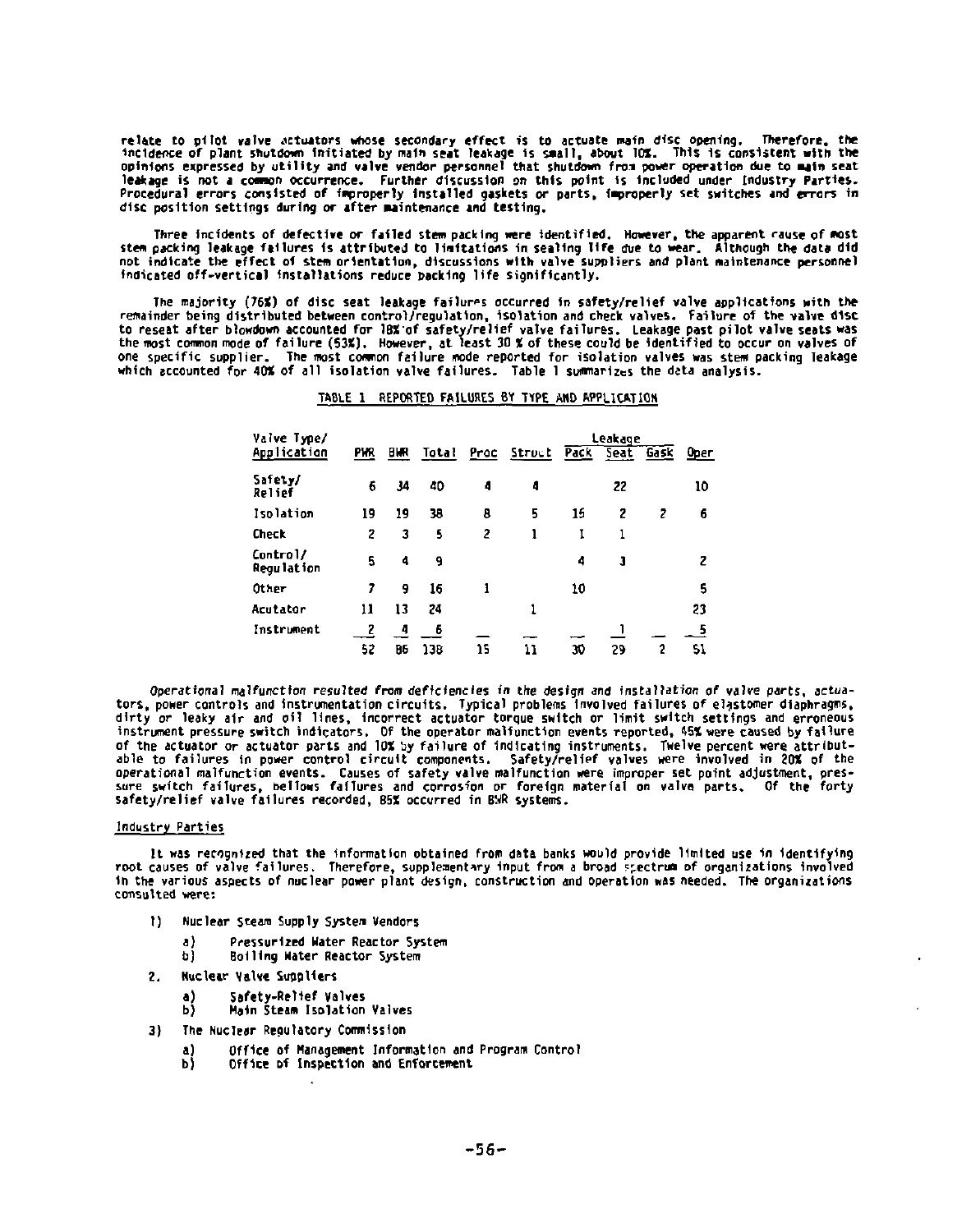relate to pilot valve actuators whose secondary effect is to actuate main disc opening. Therefore, the incidence of plant shutdown initiated by main seat leakage is small, about 10%. This is consistent with the opinions expressed by utility and valve vendor personnel that shutdown from power operation due to main seat leakage is not a common occurrence. Further discussion on this point is included under Industry Parties. Procedural errors consisted of improperly installed gaskets or parts, improperly set switches and errors in disc position settings during or after maintenance and testing.

Three incidents of defective or failed stem packing were identified. However, the apparent cause of most stem packing leakage failures is attributed to limitations in sealing life due to wear. Although the data did not indicate the effect of stem orientation, discussions with valve suppliers and plant maintenance personnel indicated off-vertical installations reduce packing life significantly.

The majority (76%) of disc seat leakage failures occurred in safety/relief valve applications with the remainder being distributed between control/regulation, isolation and check valves. Failure of the valve disc to reseat after blowdown accounted for 18% of safety/relief valve failures. Leakage past pilot valve seats was the most common mode of failure (53%). However, at least 30 % of these could be identified to occur on valves of one specific supplier. The most common failure mode reported for isolation valves was stem packing leakage which accounted for 40% of all isolation valve failures. Table 1 summarizes the data analysis.

TABLE 1 REPORTED FAILURES BY TYPE AND APPLICATION

| Valve Type/ Application | PWR | BWR | Total | Proc | Struct | Leakage Pack | Leakage Seat | Leakage Gask | Oper |
|---|---|---|---|---|---|---|---|---|---|
| Safety/ Relief | 6 | 34 | 40 | 4 | 4 | | 22 | | 10 |
| Isolation | 19 | 19 | 38 | 8 | 5 | 15 | 2 | 2 | 6 |
| Check | 2 | 3 | 5 | 2 | 1 | 1 | 1 | | |
| Control/ Regulation | 5 | 4 | 9 | | | 4 | 3 | | 2 |
| Other | 7 | 9 | 16 | 1 | | 10 | | | 5 |
| Acutator | 11 | 13 | 24 | | 1 | | | | 23 |
| Instrument | 2 | 4 | 6 | | | | 1 | | 5 |
| | 52 | 86 | 138 | 15 | 11 | 30 | 29 | 2 | 51 |

*Operational malfunction resulted from deficiencies in the design and installation of valve parts*, actuators, power controls and instrumentation circuits. Typical problems involved failures of elastomer diaphragms, dirty or leaky air and oil lines, incorrect actuator torque switch or limit switch settings and erroneous instrument pressure switch indicators. Of the operator malfunction events reported, 45% were caused by failure of the actuator or actuator parts and 10% by failure of indicating instruments. Twelve percent were attributable to failures in power control circuit components. Safety/relief valves were involved in 20% of the operational malfunction events. Causes of safety valve malfunction were improper set point adjustment, pressure switch failures, bellows failures and corrosion or foreign material on valve parts. Of the forty safety/relief valve failures recorded, 85% occurred in BWR systems.

## Industry Parties

It was recognized that the information obtained from data banks would provide limited use in identifying root causes of valve failures. Therefore, supplementary input from a broad spectrum of organizations involved in the various aspects of nuclear power plant design, construction and operation was needed. The organizations consulted were:

1) Nuclear Steam Supply System Vendors
   a) Pressurized Water Reactor System
   b) Boiling Water Reactor System
2. Nuclear Valve Suppliers
   a) Safety-Relief Valves
   b) Main Steam Isolation Valves
3) The Nuclear Regulatory Commission
   a) Office of Management Information and Program Control
   b) Office of Inspection and Enforcement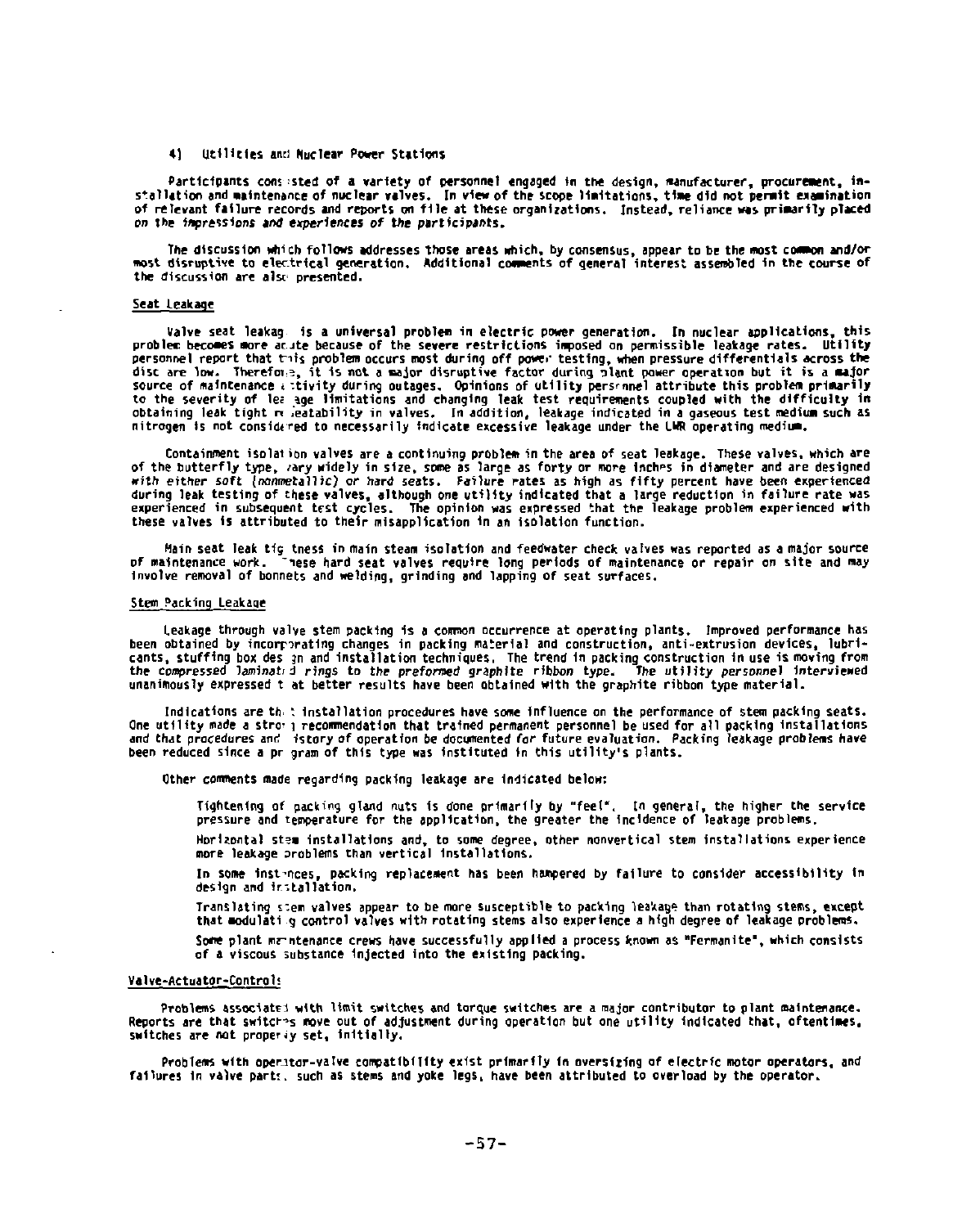4) Utilities and Nuclear Power Stations

Participants consisted of a variety of personnel engaged in the design, manufacturer, procurement, installation and maintenance of nuclear valves. In view of the scope limitations, time did not permit examination of relevant failure records and reports on file at these organizations. Instead, reliance was primarily placed on the impressions and experiences of the participants.

The discussion which follows addresses those areas which, by consensus, appear to be the most common and/or most disruptive to electrical generation. Additional comments of general interest assembled in the course of the discussion are also presented.

### Seat Leakage

Valve seat leakage is a universal problem in electric power generation. In nuclear applications, this problem becomes more acute because of the severe restrictions imposed on permissible leakage rates. Utility personnel report that this problem occurs most during off power testing, when pressure differentials across the disc are low. Therefore, it is not a major disruptive factor during plant power operation but it is a major source of maintenance activity during outages. Opinions of utility personnel attribute this problem primarily to the severity of leakage limitations and changing leak test requirements coupled with the difficulty in obtaining leak tight repeatability in valves. In addition, leakage indicated in a gaseous test medium such as nitrogen is not considered to necessarily indicate excessive leakage under the LWR operating medium.

Containment isolation valves are a continuing problem in the area of seat leakage. These valves, which are of the butterfly type, vary widely in size, some as large as forty or more inches in diameter and are designed with either soft (nonmetallic) or hard seats. Failure rates as high as fifty percent have been experienced during leak testing of these valves, although one utility indicated that a large reduction in failure rate was experienced in subsequent test cycles. The opinion was expressed that the leakage problem experienced with these valves is attributed to their misapplication in an isolation function.

Main seat leak tightness in main steam isolation and feedwater check valves was reported as a major source of maintenance work. These hard seat valves require long periods of maintenance or repair on site and may involve removal of bonnets and welding, grinding and lapping of seat surfaces.

### Stem Packing Leakage

Leakage through valve stem packing is a common occurrence at operating plants. Improved performance has been obtained by incorporating changes in packing material and construction, anti-extrusion devices, lubricants, stuffing box design and installation techniques. The trend in packing construction in use is moving from the compressed laminated rings to the preformed graphite ribbon type. The utility personnel interviewed unanimously expressed that better results have been obtained with the graphite ribbon type material.

Indications are that installation procedures have some influence on the performance of stem packing seats. One utility made a strong recommendation that trained permanent personnel be used for all packing installations and that procedures and history of operation be documented for future evaluation. Packing leakage problems have been reduced since a program of this type was instituted in this utility's plants.

Other comments made regarding packing leakage are indicated below:

Tightening of packing gland nuts is done primarily by "feel". In general, the higher the service pressure and temperature for the application, the greater the incidence of leakage problems.

Horizontal stem installations and, to some degree, other nonvertical stem installations experience more leakage problems than vertical installations.

In some instances, packing replacement has been hampered by failure to consider accessibility in design and installation.

Translating stem valves appear to be more susceptible to packing leakage than rotating stems, except that modulating control valves with rotating stems also experience a high degree of leakage problems.

Some plant maintenance crews have successfully applied a process known as "Fermanite", which consists of a viscous substance injected into the existing packing.

### Valve-Actuator-Controls

Problems associated with limit switches and torque switches are a major contributor to plant maintenance. Reports are that switches move out of adjustment during operation but one utility indicated that, oftentimes, switches are not properly set, initially.

Problems with operator-valve compatibility exist primarily in oversizing of electric motor operators, and failures in valve parts, such as stems and yoke legs, have been attributed to overload by the operator.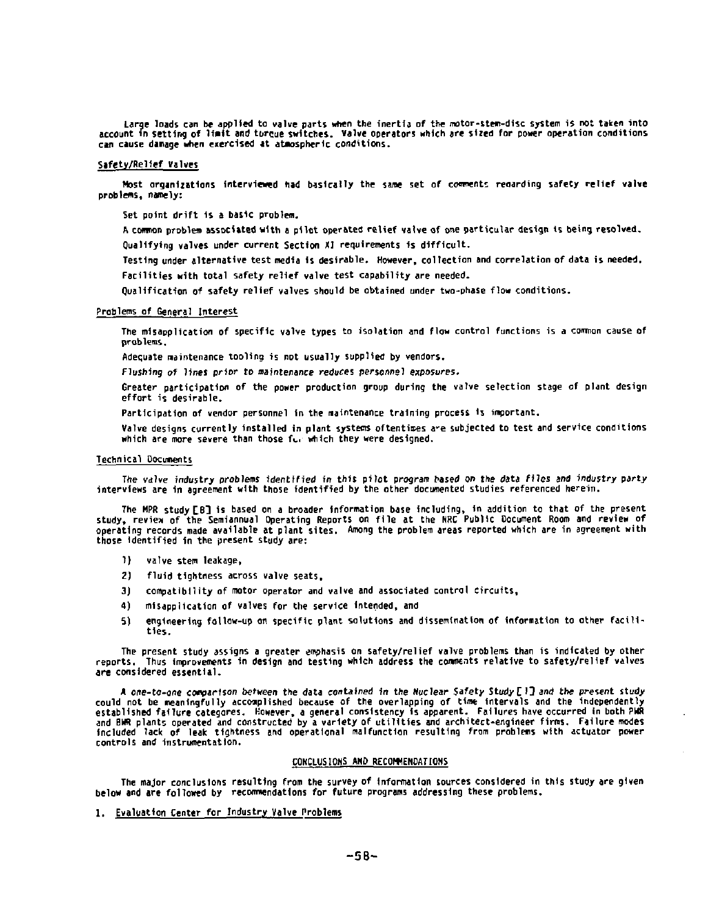Large loads can be applied to valve parts when the inertia of the motor-stem-disc system is not taken into account in setting of limit and torque switches. Valve operators which are sized for power operation conditions can cause damage when exercised at atmospheric conditions.

### Safety/Relief Valves

Most organizations interviewed had basically the same set of comments regarding safety relief valve problems, namely:

Set point drift is a basic problem.

A common problem associated with a pilot operated relief valve of one particular design is being resolved.

Qualifying valves under current Section XI requirements is difficult.

Testing under alternative test media is desirable. However, collection and correlation of data is needed.

Facilities with total safety relief valve test capability are needed.

Qualification of safety relief valves should be obtained under two-phase flow conditions.

### Problems of General Interest

The misapplication of specific valve types to isolation and flow control functions is a common cause of problems.

Adequate maintenance tooling is not usually supplied by vendors.

*Flushing of lines prior to maintenance reduces personnel exposures.*

Greater participation of the power production group during the valve selection stage of plant design effort is desirable.

Participation of vendor personnel in the maintenance training process is important.

Valve designs currently installed in plant systems oftentimes are subjected to test and service conditions which are more severe than those for which they were designed.

### Technical Documents

*The valve industry problems identified in this pilot program based on the data files and industry party interviews are in agreement with those identified by the other documented studies referenced herein.*

The MPR study [8] is based on a broader information base including, in addition to that of the present study, review of the Semiannual Operating Reports on file at the NRC Public Document Room and review of operating records made available at plant sites. Among the problem areas reported which are in agreement with those identified in the present study are:

1) valve stem leakage,
2) fluid tightness across valve seats,
3) compatibility of motor operator and valve and associated control circuits,
4) misapplication of valves for the service intended, and
5) engineering follow-up on specific plant solutions and dissemination of information to other facilities.

The present study assigns a greater emphasis on safety/relief valve problems than is indicated by other reports. Thus improvements in design and testing which address the comments relative to safety/relief valves are considered essential.

*A one-to-one comparison between the data contained in the Nuclear Safety Study [1] and the present study* could not be meaningfully accomplished because of the overlapping of time intervals and the independently established failure categores. However, a general consistency is apparent. Failures have occurred in both PWR and BWR plants operated and constructed by a variety of utilities and architect-engineer firms. Failure modes included lack of leak tightness and operational malfunction resulting from problems with actuator power controls and instrumentation.

## CONCLUSIONS AND RECOMMENDATIONS

The major conclusions resulting from the survey of information sources considered in this study are given below and are followed by recommendations for future programs addressing these problems.

### 1. Evaluation Center for Industry Valve Problems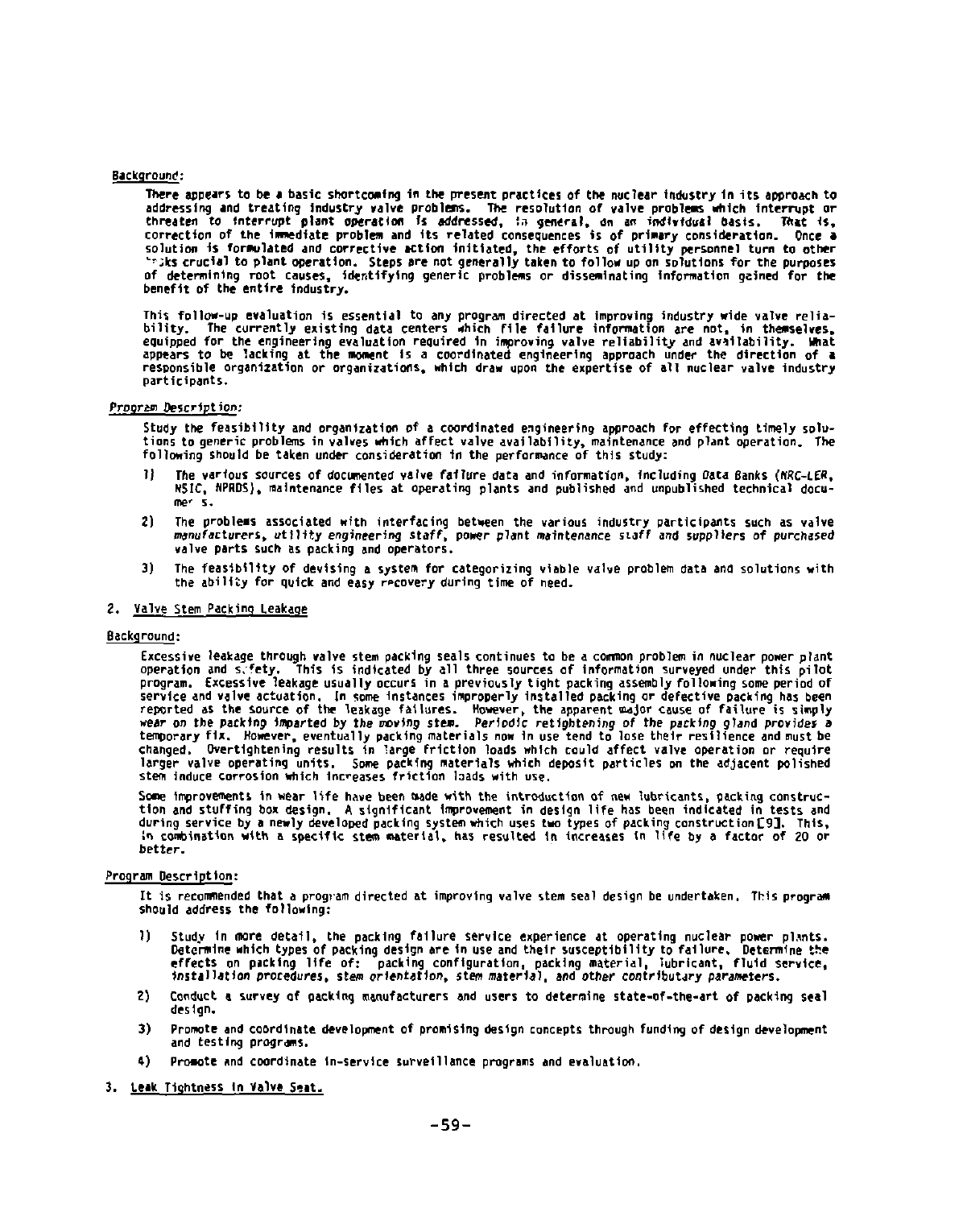Background:

There appears to be a basic shortcoming in the present practices of the nuclear industry in its approach to addressing and treating industry valve problems. The resolution of valve problems which interrupt or threaten to interrupt plant operation is addressed, in general, on an individual basis. That is, correction of the immediate problem and its related consequences is of primary consideration. Once a solution is formulated and corrective action initiated, the efforts of utility personnel turn to other tasks crucial to plant operation. Steps are not generally taken to follow up on solutions for the purposes of determining root causes, identifying generic problems or disseminating information gained for the benefit of the entire industry.

This follow-up evaluation is essential to any program directed at improving industry wide valve reliability. The currently existing data centers which file failure information are not, in themselves, equipped for the engineering evaluation required in improving valve reliability and availability. What appears to be lacking at the moment is a coordinated engineering approach under the direction of a responsible organization or organizations, which draw upon the expertise of all nuclear valve industry participants.

*Program Description:*

Study the feasibility and organization of a coordinated engineering approach for effecting timely solutions to generic problems in valves which affect valve availability, maintenance and plant operation. The following should be taken under consideration in the performance of this study:

1) The various sources of documented valve failure data and information, including Data Banks (NRC-LER, NSIC, NPRDS), maintenance files at operating plants and published and unpublished technical documents.

2) The problems associated with interfacing between the various industry participants such as valve manufacturers, utility engineering staff, power plant maintenance staff and suppliers of purchased valve parts such as packing and operators.

3) The feasibility of devising a system for categorizing viable valve problem data and solutions with the ability for quick and easy recovery during time of need.

## 2. Valve Stem Packing Leakage

Background:

Excessive leakage through valve stem packing seals continues to be a common problem in nuclear power plant operation and safety. This is indicated by all three sources of information surveyed under this pilot program. Excessive leakage usually occurs in a previously tight packing assembly following some period of service and valve actuation. In some instances improperly installed packing or defective packing has been reported as the source of the leakage failures. However, the apparent major cause of failure is simply *wear on the packing imparted by the moving stem. Periodic retightening of the packing gland provides a* temporary fix. However, eventually packing materials now in use tend to lose their resilience and must be changed. Overtightening results in large friction loads which could affect valve operation or require larger valve operating units. Some packing materials which deposit particles on the adjacent polished stem induce corrosion which increases friction loads with use.

Some improvements in wear life have been made with the introduction of new lubricants, packing construction and stuffing box design. A significant improvement in design life has been indicated in tests and during service by a newly developed packing system which uses two types of packing construction [9]. This, in combination with a specific stem material, has resulted in increases in life by a factor of 20 or better.

Program Description:

It is recommended that a program directed at improving valve stem seal design be undertaken. This program should address the following:

1) Study in more detail, the packing failure service experience at operating nuclear power plants. Determine which types of packing design are in use and their susceptibility to failure. Determine the effects on packing life of: packing configuration, packing material, lubricant, fluid service, *installation procedures, stem orientation, stem material, and other contributary parameters.*

2) Conduct a survey of packing manufacturers and users to determine state-of-the-art of packing seal design.

3) Promote and coordinate development of promising design concepts through funding of design development and testing programs.

4) Promote and coordinate in-service surveillance programs and evaluation.

## 3. Leak Tightness in Valve Seat.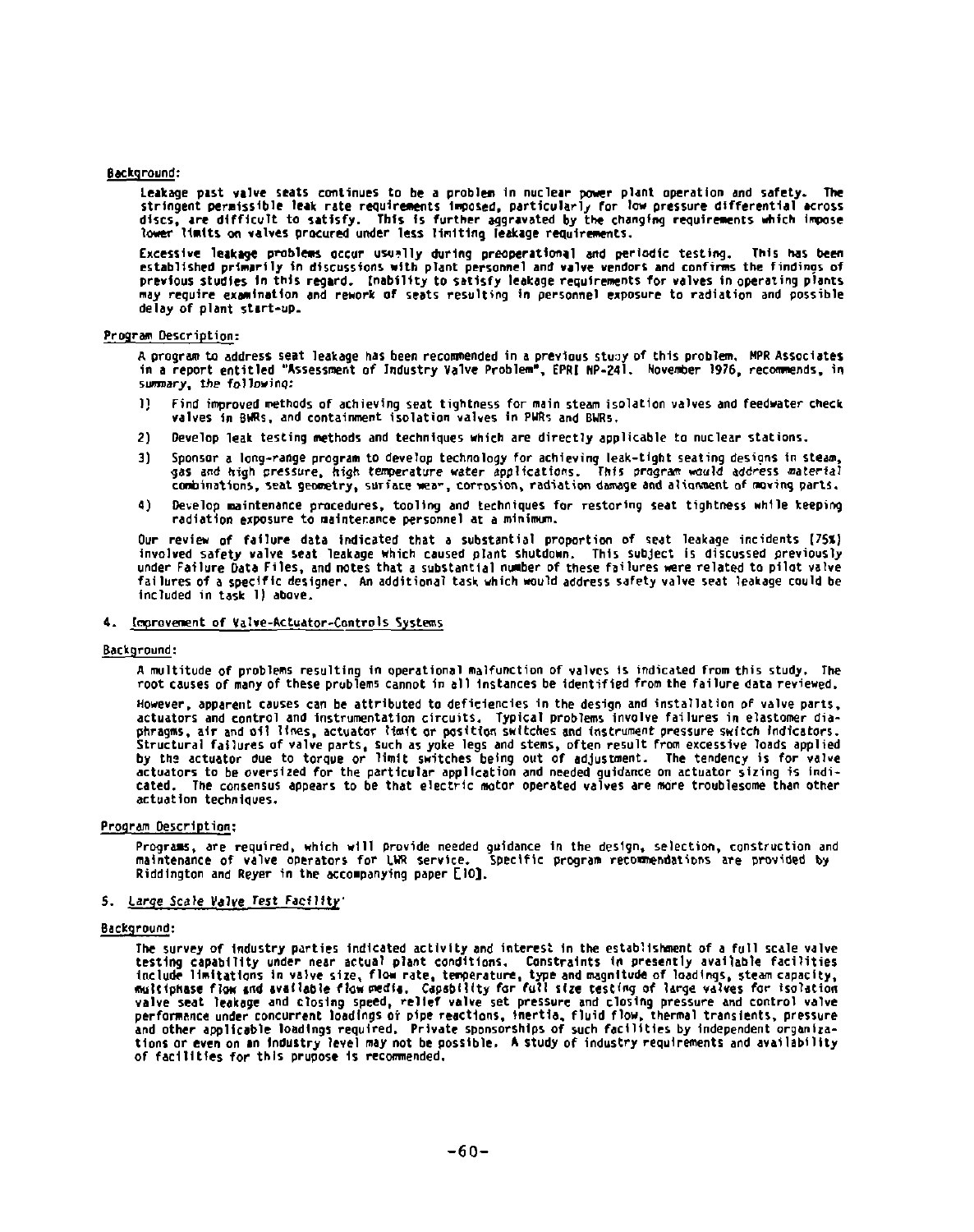Background:

Leakage past valve seats continues to be a problem in nuclear power plant operation and safety. The stringent permissible leak rate requirements imposed, particularly for low pressure differential across discs, are difficult to satisfy. This is further aggravated by the changing requirements which impose lower limits on valves procured under less limiting leakage requirements.

Excessive leakage problems occur usually during preoperational and periodic testing. This has been established primarily in discussions with plant personnel and valve vendors and confirms the findings of previous studies in this regard. Inability to satisfy leakage requirements for valves in operating plants may require examination and rework of seats resulting in personnel exposure to radiation and possible delay of plant start-up.

Program Description:

A program to address seat leakage has been recommended in a previous study of this problem. MPR Associates in a report entitled "Assessment of Industry Valve Problem", EPRI NP-241. November 1976, recommends, in summary, the following:

1) Find improved methods of achieving seat tightness for main steam isolation valves and feedwater check valves in BWRs, and containment isolation valves in PWRs and BWRs.

2) Develop leak testing methods and techniques which are directly applicable to nuclear stations.

3) Sponsor a long-range program to develop technology for achieving leak-tight seating designs in steam, gas and high pressure, high temperature water applications. This program would address material combinations, seat geometry, surface wear, corrosion, radiation damage and alignment of moving parts.

4) Develop maintenance procedures, tooling and techniques for restoring seat tightness while keeping radiation exposure to maintenance personnel at a minimum.

Our review of failure data indicated that a substantial proportion of seat leakage incidents (75%) involved safety valve seat leakage which caused plant shutdown. This subject is discussed previously under Failure Data Files, and notes that a substantial number of these failures were related to pilot valve failures of a specific designer. An additional task which would address safety valve seat leakage could be included in task 1) above.

## 4. Improvement of Valve-Actuator-Controls Systems

Background:

A multitude of problems resulting in operational malfunction of valves is indicated from this study. The root causes of many of these problems cannot in all instances be identified from the failure data reviewed.

However, apparent causes can be attributed to deficiencies in the design and installation of valve parts, actuators and control and instrumentation circuits. Typical problems involve failures in elastomer diaphragms, air and oil lines, actuator limit or position switches and instrument pressure switch indicators. Structural failures of valve parts, such as yoke legs and stems, often result from excessive loads applied by the actuator due to torque or limit switches being out of adjustment. The tendency is for valve actuators to be oversized for the particular application and needed guidance on actuator sizing is indicated. The consensus appears to be that electric motor operated valves are more troublesome than other actuation techniques.

Program Description:

Programs, are required, which will provide needed guidance in the design, selection, construction and maintenance of valve operators for LWR service. Specific program recommendations are provided by Riddington and Reyer in the accompanying paper [10].

## 5. *Large Scale Valve Test Facility*

Background:

The survey of industry parties indicated activity and interest in the establishment of a full scale valve testing capability under near actual plant conditions. Constraints in presently available facilities include limitations in valve size, flow rate, temperature, type and magnitude of loadings, steam capacity, multiphase flow and available flow media. Capability for full size testing of large valves for isolation valve seat leakage and closing speed, relief valve set pressure and closing pressure and control valve performance under concurrent loadings of pipe reactions, inertia, fluid flow, thermal transients, pressure and other applicable loadings required. Private sponsorships of such facilities by independent organizations or even on an industry level may not be possible. A study of industry requirements and availability of facilities for this prupose is recommended.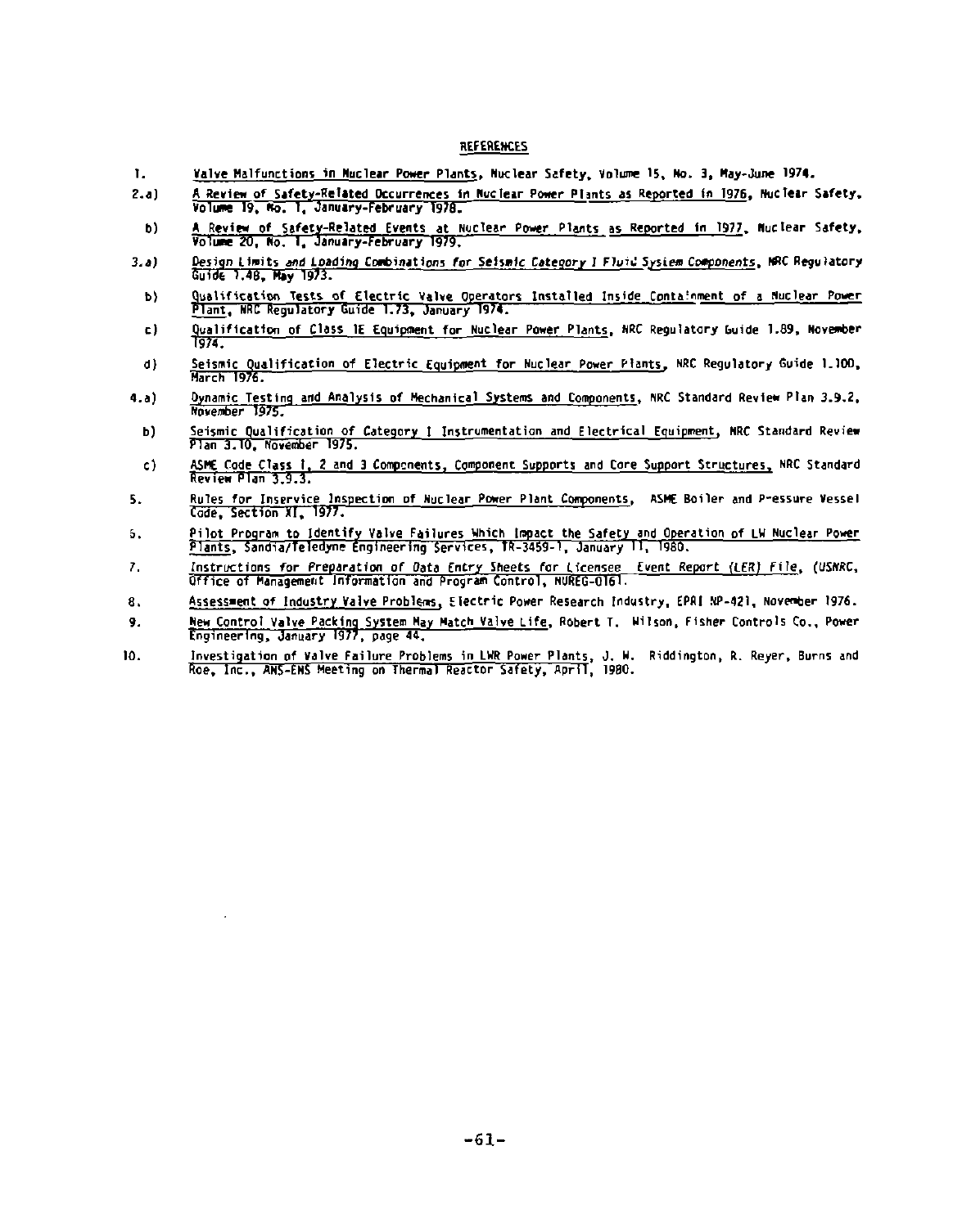## REFERENCES

1. Valve Malfunctions in Nuclear Power Plants, Nuclear Safety, Volume 15, No. 3, May-June 1974.

2. a) A Review of Safety-Related Occurrences in Nuclear Power Plants as Reported in 1976, Nuclear Safety, Volume 19, No. 1, January-February 1978.

   b) A Review of Safety-Related Events at Nuclear Power Plants as Reported in 1977, Nuclear Safety, Volume 20, No. 1, January-February 1979.

3. a) *Design Limits and Loading Combinations for Seismic Category I Fluid System Components*, NRC Regulatory Guide 1.48, May 1973.

   b) Qualification Tests of Electric Valve Operators Installed Inside Containment of a Nuclear Power Plant, NRC Regulatory Guide 1.73, January 1974.

   c) Qualification of Class 1E Equipment for Nuclear Power Plants, NRC Regulatory Guide 1.89, November 1974.

   d) Seismic Qualification of Electric Equipment for Nuclear Power Plants, NRC Regulatory Guide 1.100, March 1976.

4. a) Dynamic Testing and Analysis of Mechanical Systems and Components, NRC Standard Review Plan 3.9.2, November 1975.

   b) Seismic Qualification of Category I Instrumentation and Electrical Equipment, NRC Standard Review Plan 3.10, November 1975.

   c) ASME Code Class 1, 2 and 3 Components, Component Supports and Core Support Structures, NRC Standard Review Plan 3.9.3.

5. Rules for Inservice Inspection of Nuclear Power Plant Components, ASME Boiler and Pressure Vessel Code, Section XI, 1977.

6. Pilot Program to Identify Valve Failures Which Impact the Safety and Operation of LW Nuclear Power Plants, Sandia/Teledyne Engineering Services, TR-3459-1, January 11, 1980.

7. *Instructions for Preparation of Data Entry Sheets for Licensee Event Report (LER) File*, (USNRC, Office of Management Information and Program Control, NUREG-0161.

8. Assessment of Industry Valve Problems, Electric Power Research Industry, EPRI NP-421, November 1976.

9. New Control Valve Packing System May Match Valve Life, Robert T. Wilson, Fisher Controls Co., Power Engineering, January 1977, page 44.

10. Investigation of Valve Failure Problems in LWR Power Plants, J. W. Riddington, R. Reyer, Burns and Roe, Inc., ANS-ENS Meeting on Thermal Reactor Safety, April, 1980.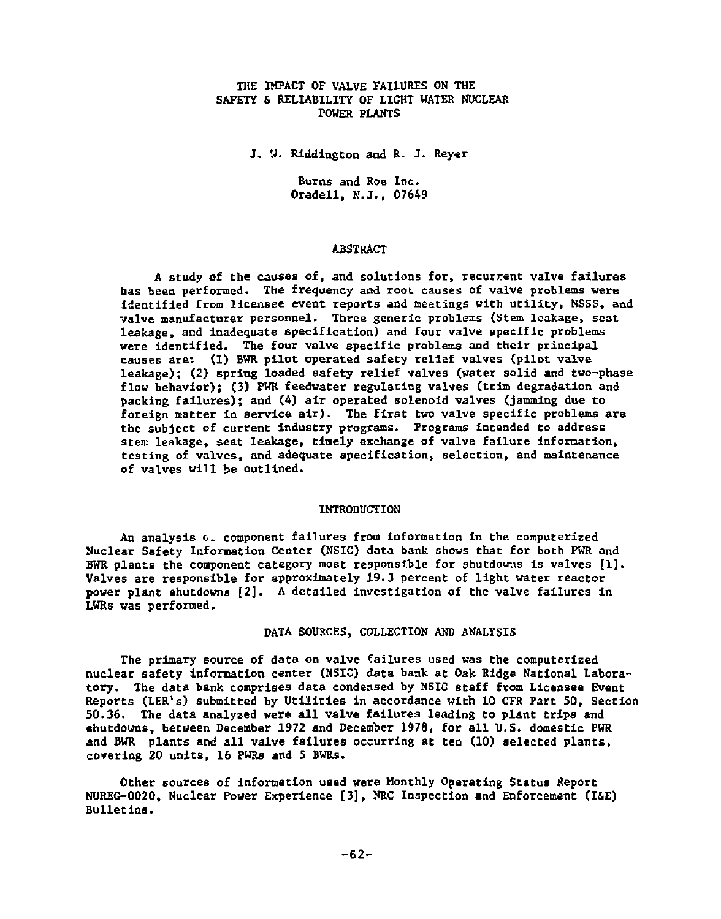# THE IMPACT OF VALVE FAILURES ON THE SAFETY & RELIABILITY OF LIGHT WATER NUCLEAR POWER PLANTS

J. W. Riddington and R. J. Reyer

Burns and Roe Inc.
Oradell, N.J., 07649

## ABSTRACT

A study of the causes of, and solutions for, recurrent valve failures has been performed. The frequency and root causes of valve problems were identified from licensee event reports and meetings with utility, NSSS, and valve manufacturer personnel. Three generic problems (Stem leakage, seat leakage, and inadequate specification) and four valve specific problems were identified. The four valve specific problems and their principal causes are: (1) BWR pilot operated safety relief valves (pilot valve leakage); (2) spring loaded safety relief valves (water solid and two-phase flow behavior); (3) PWR feedwater regulating valves (trim degradation and packing failures); and (4) air operated solenoid valves (jamming due to foreign matter in service air). The first two valve specific problems are the subject of current industry programs. Programs intended to address stem leakage, seat leakage, timely exchange of valve failure information, testing of valves, and adequate specification, selection, and maintenance of valves will be outlined.

## INTRODUCTION

An analysis of component failures from information in the computerized Nuclear Safety Information Center (NSIC) data bank shows that for both PWR and BWR plants the component category most responsible for shutdowns is valves [1]. Valves are responsible for approximately 19.3 percent of light water reactor power plant shutdowns [2]. A detailed investigation of the valve failures in LWRs was performed.

## DATA SOURCES, COLLECTION AND ANALYSIS

The primary source of data on valve failures used was the computerized nuclear safety information center (NSIC) data bank at Oak Ridge National Laboratory. The data bank comprises data condensed by NSIC staff from Licensee Event Reports (LER's) submitted by Utilities in accordance with 10 CFR Part 50, Section 50.36. The data analyzed were all valve failures leading to plant trips and shutdowns, between December 1972 and December 1978, for all U.S. domestic PWR and BWR plants and all valve failures occurring at ten (10) selected plants, covering 20 units, 16 PWRs and 5 BWRs.

Other sources of information used were Monthly Operating Status Report NUREG-0020, Nuclear Power Experience [3], NRC Inspection and Enforcement (I&E) Bulletins.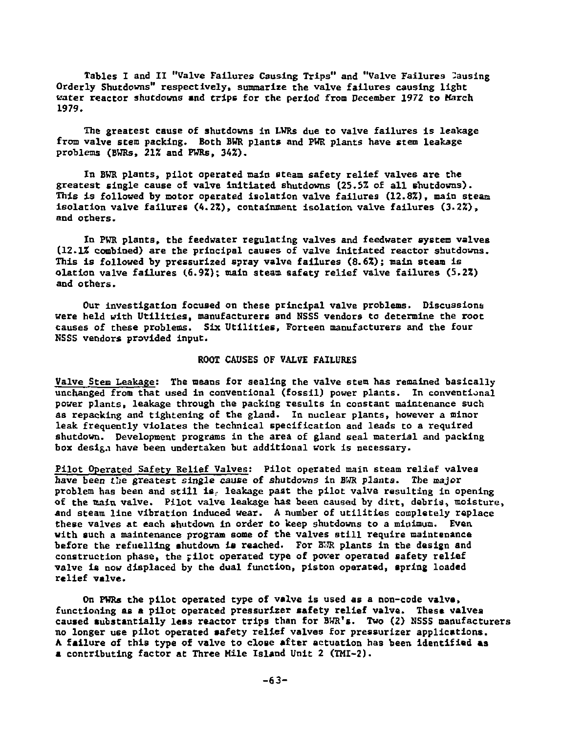Tables I and II "Valve Failures Causing Trips" and "Valve Failures Causing Orderly Shutdowns" respectively, summarize the valve failures causing light water reactor shutdowns and trips for the period from December 1972 to March 1979.

The greatest cause of shutdowns in LWRs due to valve failures is leakage from valve stem packing. Both BWR plants and PWR plants have stem leakage problems (BWRs, 21% and PWRs, 34%).

In BWR plants, pilot operated main steam safety relief valves are the greatest single cause of valve initiated shutdowns (25.5% of all shutdowns). This is followed by motor operated isolation valve failures (12.8%), main steam isolation valve failures (4.2%), containment isolation valve failures (3.2%), and others.

In PWR plants, the feedwater regulating valves and feedwater system valves (12.1% combined) are the principal causes of valve initiated reactor shutdowns. This is followed by pressurized spray valve failures (8.6%); main steam is olation valve failures (6.9%); main steam safety relief valve failures (5.2%) and others.

Our investigation focused on these principal valve problems. Discussions were held with Utilities, manufacturers and NSSS vendors to determine the root causes of these problems. Six Utilities, Forteen manufacturers and the four NSSS vendors provided input.

## ROOT CAUSES OF VALVE FAILURES

Valve Stem Leakage: The means for sealing the valve stem has remained basically unchanged from that used in conventional (fossil) power plants. In conventional power plants, leakage through the packing results in constant maintenance such as repacking and tightening of the gland. In nuclear plants, however a minor leak frequently violates the technical specification and leads to a required shutdown. Development programs in the area of gland seal material and packing box design have been undertaken but additional work is necessary.

Pilot Operated Safety Relief Valves: Pilot operated main steam relief valves have been the greatest single cause of shutdowns in BWR plants. The major problem has been and still is, leakage past the pilot valve resulting in opening of the main valve. Pilot valve leakage has been caused by dirt, debris, moisture, and steam line vibration induced wear. A number of utilities completely replace these valves at each shutdown in order to keep shutdowns to a minimum. Even with such a maintenance program some of the valves still require maintenance before the refuelling shutdown is reached. For BWR plants in the design and construction phase, the pilot operated type of power operated safety relief valve is now displaced by the dual function, piston operated, spring loaded relief valve.

On PWRs the pilot operated type of valve is used as a non-code valve, functioning as a pilot operated pressurizer safety relief valve. These valves caused substantially less reactor trips than for BWR's. Two (2) NSSS manufacturers no longer use pilot operated safety relief valves for pressurizer applications. A failure of this type of valve to close after actuation has been identified as a contributing factor at Three Mile Island Unit 2 (TMI-2).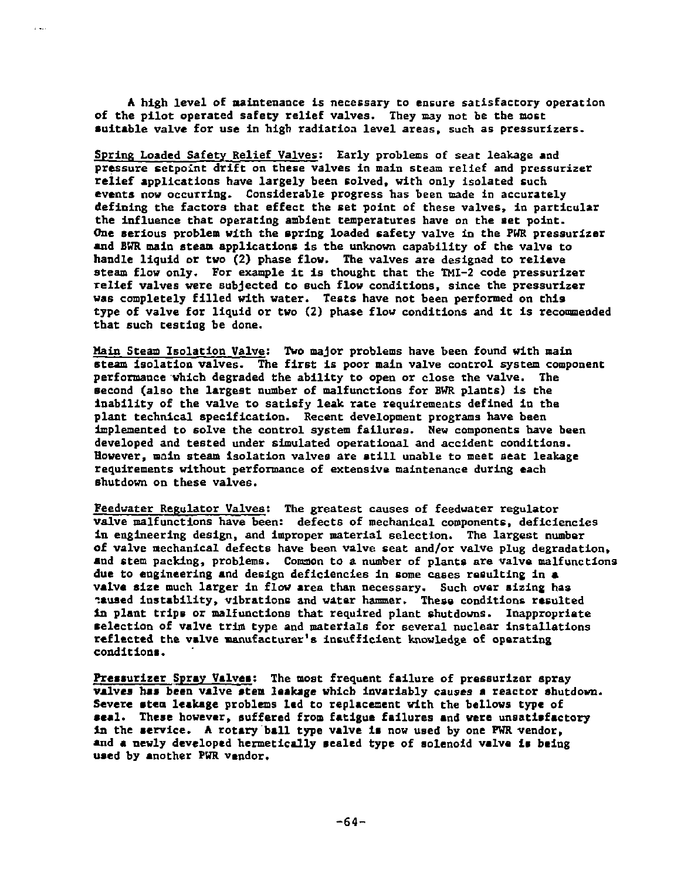A high level of maintenance is necessary to ensure satisfactory operation of the pilot operated safety relief valves. They may not be the most suitable valve for use in high radiation level areas, such as pressurizers.

Spring Loaded Safety Relief Valves: Early problems of seat leakage and pressure setpoint drift on these valves in main steam relief and pressurizer relief applications have largely been solved, with only isolated such events now occurring. Considerable progress has been made in accurately defining the factors that effect the set point of these valves, in particular the influence that operating ambient temperatures have on the set point. One serious problem with the spring loaded safety valve in the PWR pressurizer and BWR main steam applications is the unknown capability of the valve to handle liquid or two (2) phase flow. The valves are designed to relieve steam flow only. For example it is thought that the TMI-2 code pressurizer relief valves were subjected to such flow conditions, since the pressurizer was completely filled with water. Tests have not been performed on this type of valve for liquid or two (2) phase flow conditions and it is recommended that such testing be done.

Main Steam Isolation Valve: Two major problems have been found with main steam isolation valves. The first is poor main valve control system component performance which degraded the ability to open or close the valve. The second (also the largest number of malfunctions for BWR plants) is the inability of the valve to satisfy leak rate requirements defined in the plant technical specification. Recent development programs have been implemented to solve the control system failures. New components have been developed and tested under simulated operational and accident conditions. However, main steam isolation valves are still unable to meet seat leakage requirements without performance of extensive maintenance during each shutdown on these valves.

Feedwater Regulator Valves: The greatest causes of feedwater regulator valve malfunctions have been: defects of mechanical components, deficiencies in engineering design, and improper material selection. The largest number of valve mechanical defects have been valve seat and/or valve plug degradation, and stem packing, problems. Common to a number of plants are valve malfunctions due to engineering and design deficiencies in some cases resulting in a valve size much larger in flow area than necessary. Such over sizing has caused instability, vibrations and water hammer. These conditions resulted in plant trips or malfunctions that required plant shutdowns. Inappropriate selection of valve trim type and materials for several nuclear installations reflected the valve manufacturer's insufficient knowledge of operating conditions.

Pressurizer Spray Valves: The most frequent failure of pressurizer spray valves has been valve stem leakage which invariably causes a reactor shutdown. Severe stem leakage problems led to replacement with the bellows type of seal. These however, suffered from fatigue failures and were unsatisfactory in the service. A rotary ball type valve is now used by one PWR vendor, and a newly developed hermetically sealed type of solenoid valve is being used by another PWR vendor.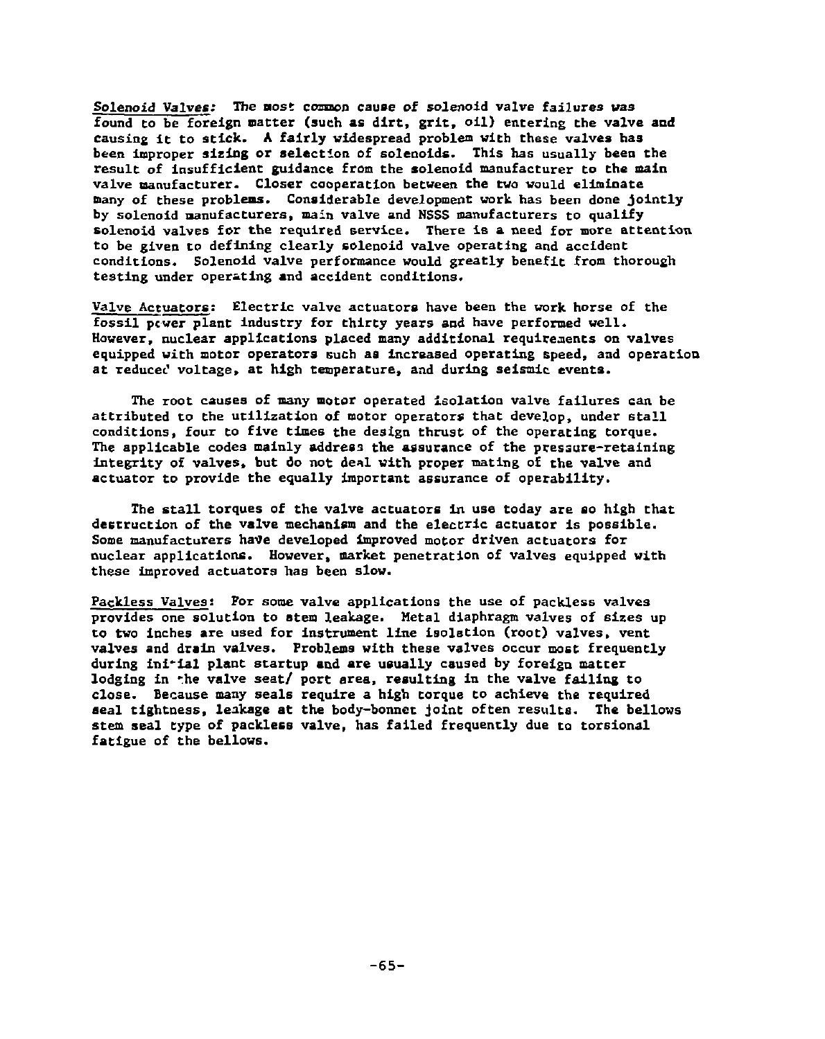*Solenoid Valves:* The most common cause of solenoid valve failures was found to be foreign matter (such as dirt, grit, oil) entering the valve and causing it to stick. A fairly widespread problem with these valves has been improper sizing or selection of solenoids. This has usually been the result of insufficient guidance from the solenoid manufacturer to the main valve manufacturer. Closer cooperation between the two would eliminate many of these problems. Considerable development work has been done jointly by solenoid manufacturers, main valve and NSSS manufacturers to qualify solenoid valves for the required service. There is a need for more attention to be given to defining clearly solenoid valve operating and accident conditions. Solenoid valve performance would greatly benefit from thorough testing under operating and accident conditions.

*Valve Actuators:* Electric valve actuators have been the work horse of the fossil power plant industry for thirty years and have performed well. However, nuclear applications placed many additional requirements on valves equipped with motor operators such as increased operating speed, and operation at reduced voltage, at high temperature, and during seismic events.

The root causes of many motor operated isolation valve failures can be attributed to the utilization of motor operators that develop, under stall conditions, four to five times the design thrust of the operating torque. The applicable codes mainly address the assurance of the pressure-retaining integrity of valves, but do not deal with proper mating of the valve and actuator to provide the equally important assurance of operability.

The stall torques of the valve actuators in use today are so high that destruction of the valve mechanism and the electric actuator is possible. Some manufacturers have developed improved motor driven actuators for nuclear applications. However, market penetration of valves equipped with these improved actuators has been slow.

*Packless Valves:* For some valve applications the use of packless valves provides one solution to stem leakage. Metal diaphragm valves of sizes up to two inches are used for instrument line isolation (root) valves, vent valves and drain valves. Problems with these valves occur most frequently during initial plant startup and are usually caused by foreign matter lodging in the valve seat/ port area, resulting in the valve failing to close. Because many seals require a high torque to achieve the required seal tightness, leakage at the body-bonnet joint often results. The bellows stem seal type of packless valve, has failed frequently due to torsional fatigue of the bellows.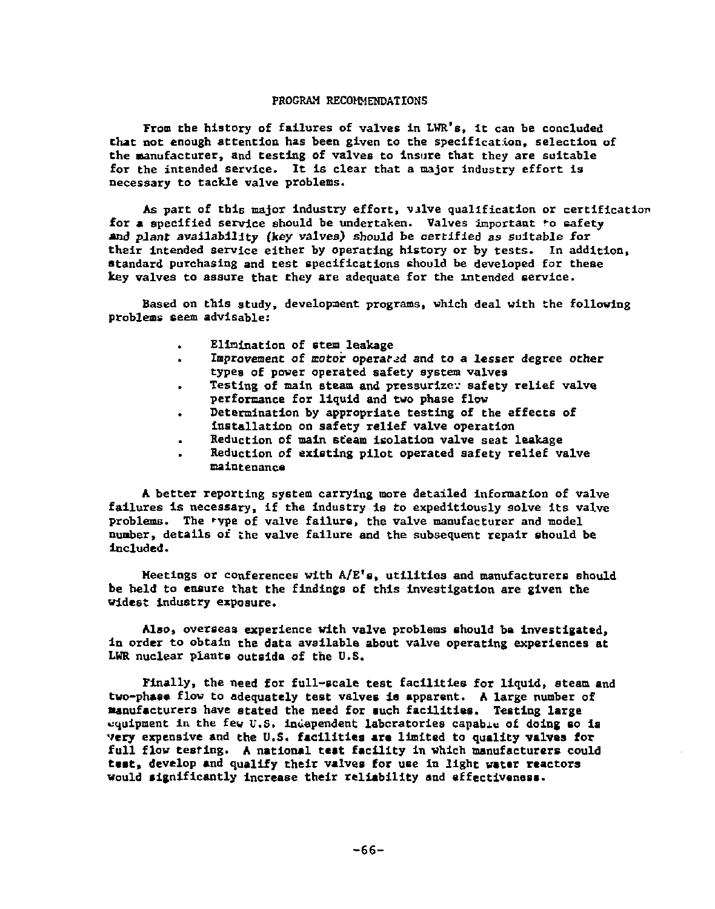## PROGRAM RECOMMENDATIONS

From the history of failures of valves in LWR's, it can be concluded that not enough attention has been given to the specification, selection of the manufacturer, and testing of valves to insure that they are suitable for the intended service. It is clear that a major industry effort is necessary to tackle valve problems.

As part of this major industry effort, valve qualification or certification for a specified service should be undertaken. Valves important to safety and plant availability (key valves) should be certified as suitable for their intended service either by operating history or by tests. In addition, standard purchasing and test specifications should be developed for these key valves to assure that they are adequate for the intended service.

Based on this study, development programs, which deal with the following problems seem advisable:

- Elimination of stem leakage
- Improvement of motor operated and to a lesser degree other types of power operated safety system valves
- Testing of main steam and pressurizer safety relief valve performance for liquid and two phase flow
- Determination by appropriate testing of the effects of installation on safety relief valve operation
- Reduction of main steam isolation valve seat leakage
- Reduction of existing pilot operated safety relief valve maintenance

A better reporting system carrying more detailed information of valve failures is necessary, if the industry is to expeditiously solve its valve problems. The type of valve failure, the valve manufacturer and model number, details of the valve failure and the subsequent repair should be included.

Meetings or conferences with A/E's, utilities and manufacturers should be held to ensure that the findings of this investigation are given the widest industry exposure.

Also, overseas experience with valve problems should be investigated, in order to obtain the data available about valve operating experiences at LWR nuclear plants outside of the U.S.

Finally, the need for full-scale test facilities for liquid, steam and two-phase flow to adequately test valves is apparent. A large number of manufacturers have stated the need for such facilities. Testing large equipment in the few U.S. independent laboratories capable of doing so is very expensive and the U.S. facilities are limited to quality valves for full flow testing. A national test facility in which manufacturers could test, develop and qualify their valves for use in light water reactors would significantly increase their reliability and effectiveness.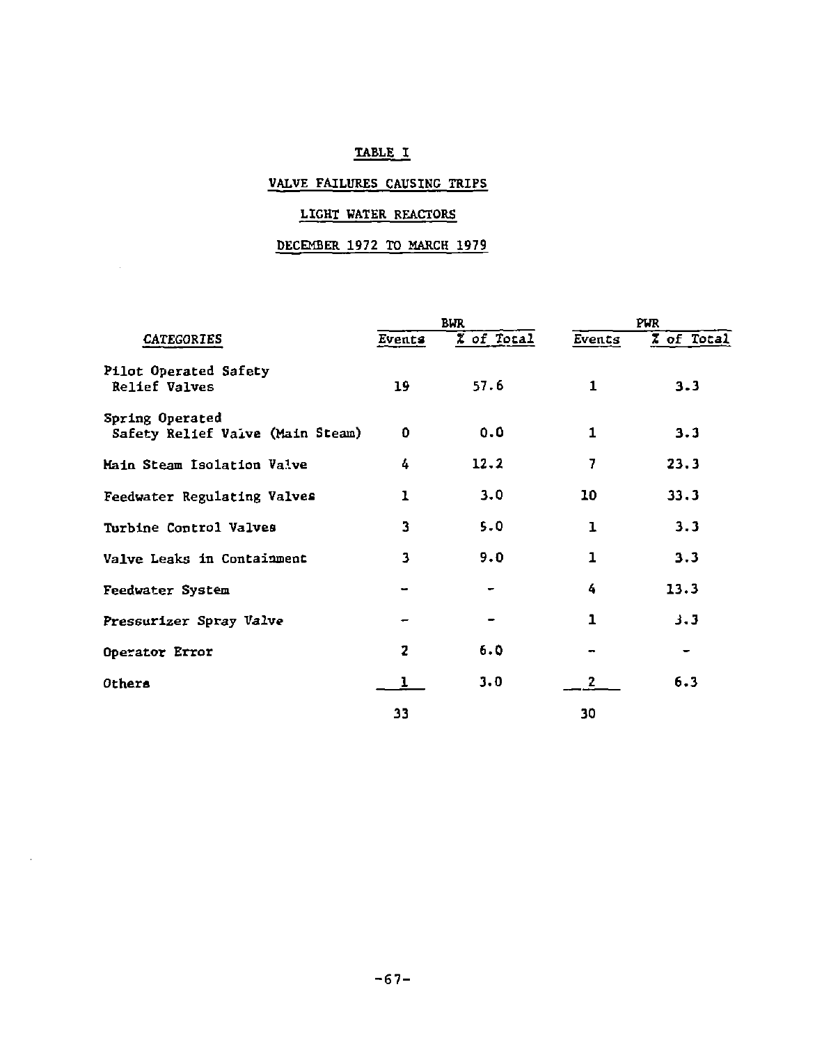TABLE I

VALVE FAILURES CAUSING TRIPS

LIGHT WATER REACTORS

DECEMBER 1972 TO MARCH 1979

| CATEGORIES | BWR | | PWR | |
|---|---|---|---|---|
| | Events | % of Total | Events | % of Total |
| Pilot Operated Safety Relief Valves | 19 | 57.6 | 1 | 3.3 |
| Spring Operated Safety Relief Valve (Main Steam) | 0 | 0.0 | 1 | 3.3 |
| Main Steam Isolation Valve | 4 | 12.2 | 7 | 23.3 |
| Feedwater Regulating Valves | 1 | 3.0 | 10 | 33.3 |
| Turbine Control Valves | 3 | 5.0 | 1 | 3.3 |
| Valve Leaks in Containment | 3 | 9.0 | 1 | 3.3 |
| Feedwater System | - | - | 4 | 13.3 |
| Pressurizer Spray Valve | - | - | 1 | 3.3 |
| Operator Error | 2 | 6.0 | - | - |
| Others | 1 | 3.0 | 2 | 6.3 |
| | 33 | | 30 | |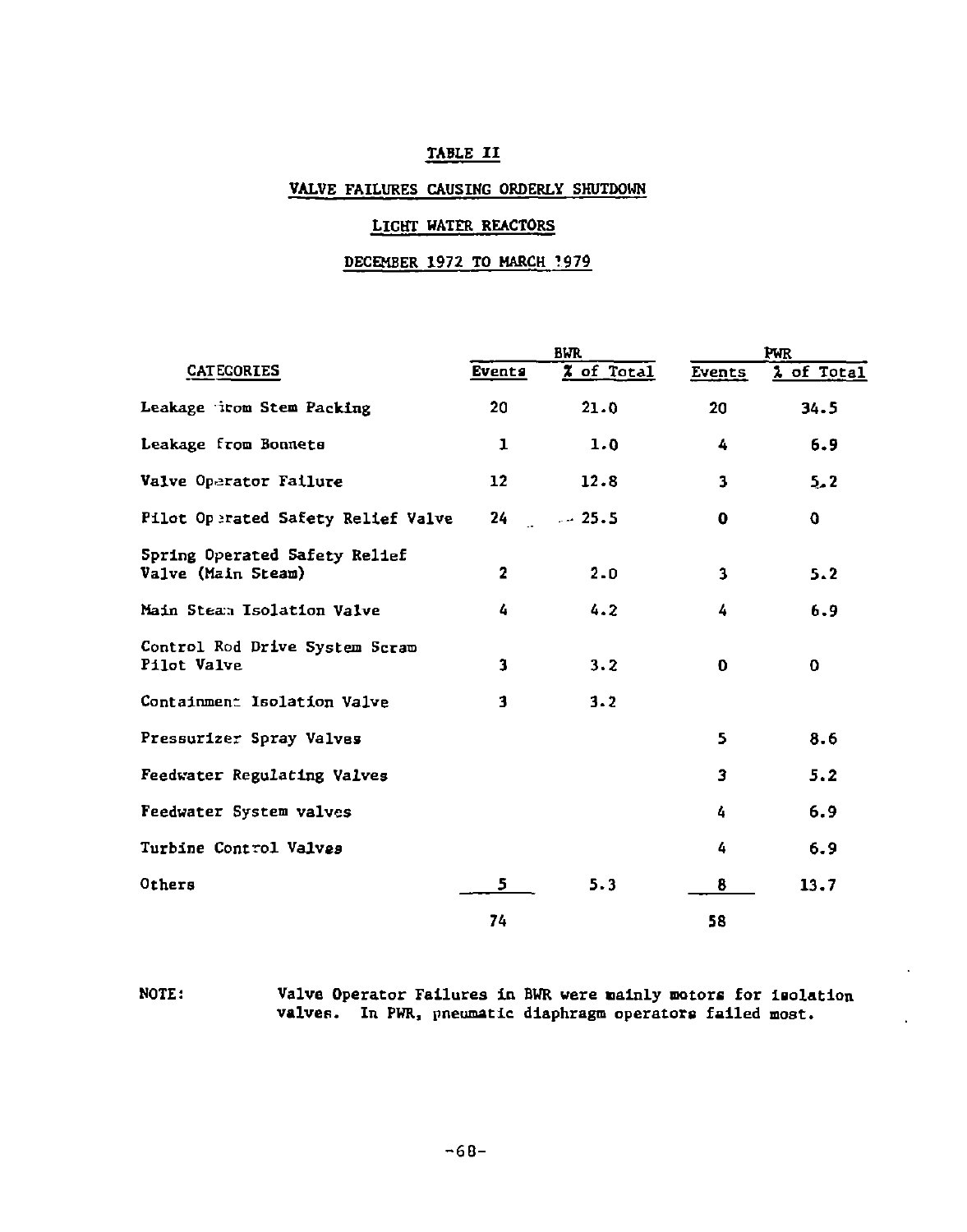## TABLE II

## VALVE FAILURES CAUSING ORDERLY SHUTDOWN

## LIGHT WATER REACTORS

## DECEMBER 1972 TO MARCH 1979

| CATEGORIES | BWR | | PWR | |
|---|---|---|---|---|
| | Events | % of Total | Events | % of Total |
| Leakage from Stem Packing | 20 | 21.0 | 20 | 34.5 |
| Leakage from Bonnets | 1 | 1.0 | 4 | 6.9 |
| Valve Operator Failure | 12 | 12.8 | 3 | 5.2 |
| Pilot Operated Safety Relief Valve | 24 | 25.5 | 0 | 0 |
| Spring Operated Safety Relief Valve (Main Steam) | 2 | 2.0 | 3 | 5.2 |
| Main Steam Isolation Valve | 4 | 4.2 | 4 | 6.9 |
| Control Rod Drive System Scram Pilot Valve | 3 | 3.2 | 0 | 0 |
| Containment Isolation Valve | 3 | 3.2 | | |
| Pressurizer Spray Valves | | | 5 | 8.6 |
| Feedwater Regulating Valves | | | 3 | 5.2 |
| Feedwater System valves | | | 4 | 6.9 |
| Turbine Control Valves | | | 4 | 6.9 |
| Others | 5 | 5.3 | 8 | 13.7 |
| | 74 | | 58 | |

NOTE: Valve Operator Failures in BWR were mainly motors for isolation valves. In PWR, pneumatic diaphragm operators failed most.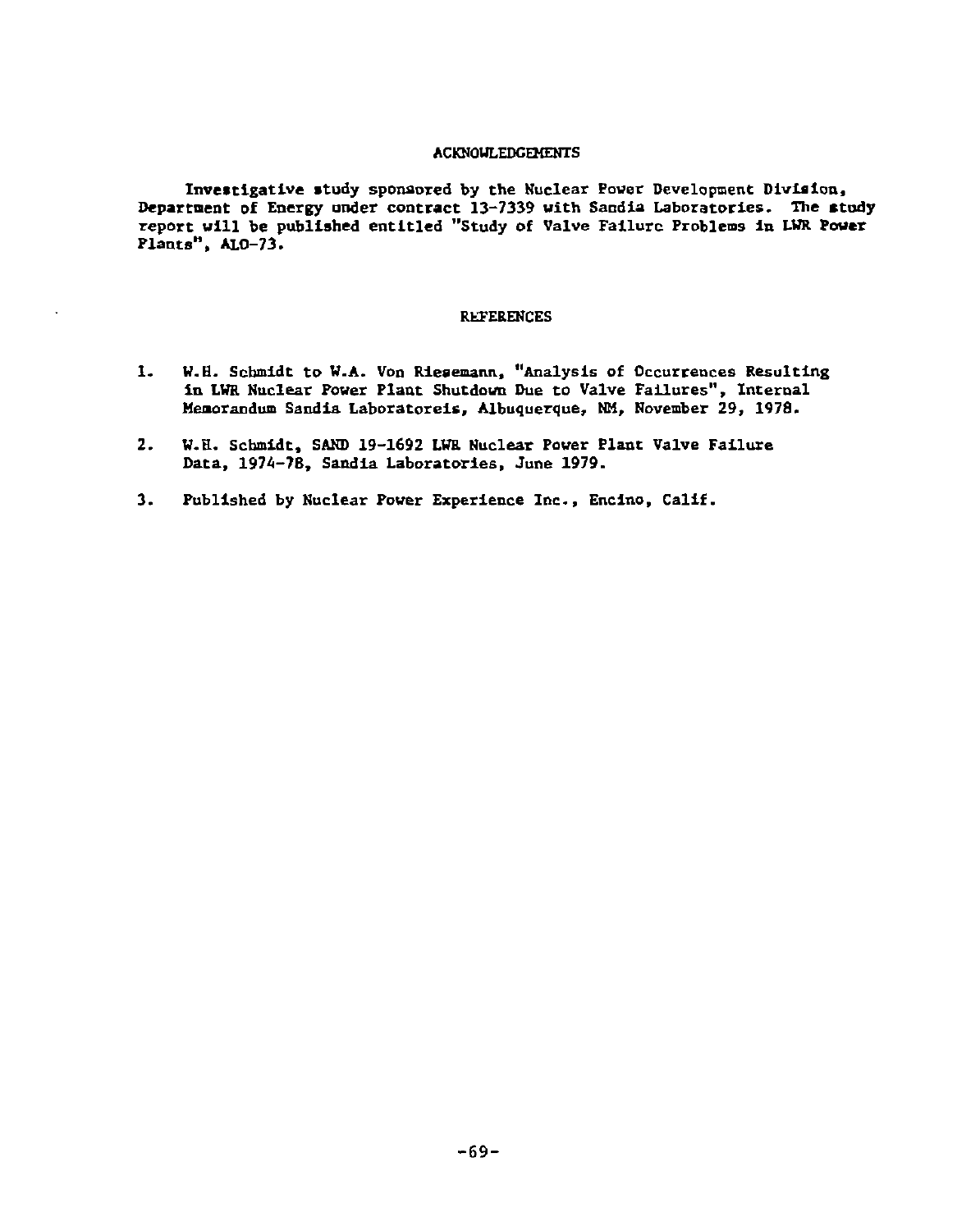## ACKNOWLEDGEMENTS

Investigative study sponsored by the Nuclear Power Development Division, Department of Energy under contract 13-7339 with Sandia Laboratories. The study report will be published entitled "Study of Valve Failure Problems in LWR Power Plants", ALO-73.

## REFERENCES

1. W.H. Schmidt to W.A. Von Riesemann, "Analysis of Occurrences Resulting in LWR Nuclear Power Plant Shutdown Due to Valve Failures", Internal Memorandum Sandia Laboratoreis, Albuquerque, NM, November 29, 1978.

2. W.H. Schmidt, SAND 19-1692 LWR Nuclear Power Plant Valve Failure Data, 1974-78, Sandia Laboratories, June 1979.

3. Published by Nuclear Power Experience Inc., Encino, Calif.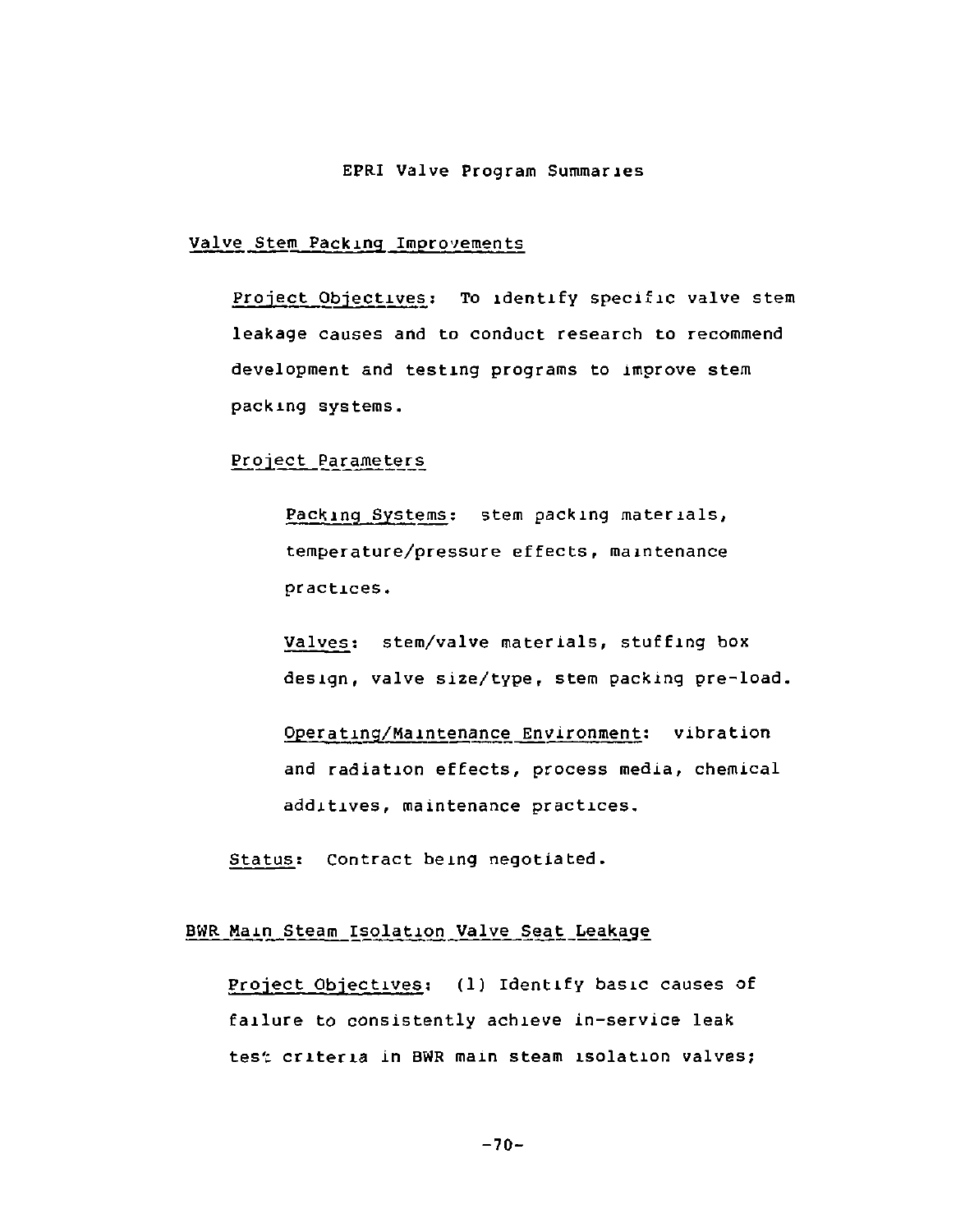# EPRI Valve Program Summaries

## Valve Stem Packing Improvements

Project Objectives: To identify specific valve stem leakage causes and to conduct research to recommend development and testing programs to improve stem packing systems.

Project Parameters

Packing Systems: stem packing materials, temperature/pressure effects, maintenance practices.

Valves: stem/valve materials, stuffing box design, valve size/type, stem packing pre-load.

Operating/Maintenance Environment: vibration and radiation effects, process media, chemical additives, maintenance practices.

Status: Contract being negotiated.

## BWR Main Steam Isolation Valve Seat Leakage

Project Objectives: (1) Identify basic causes of failure to consistently achieve in-service leak test criteria in BWR main steam isolation valves;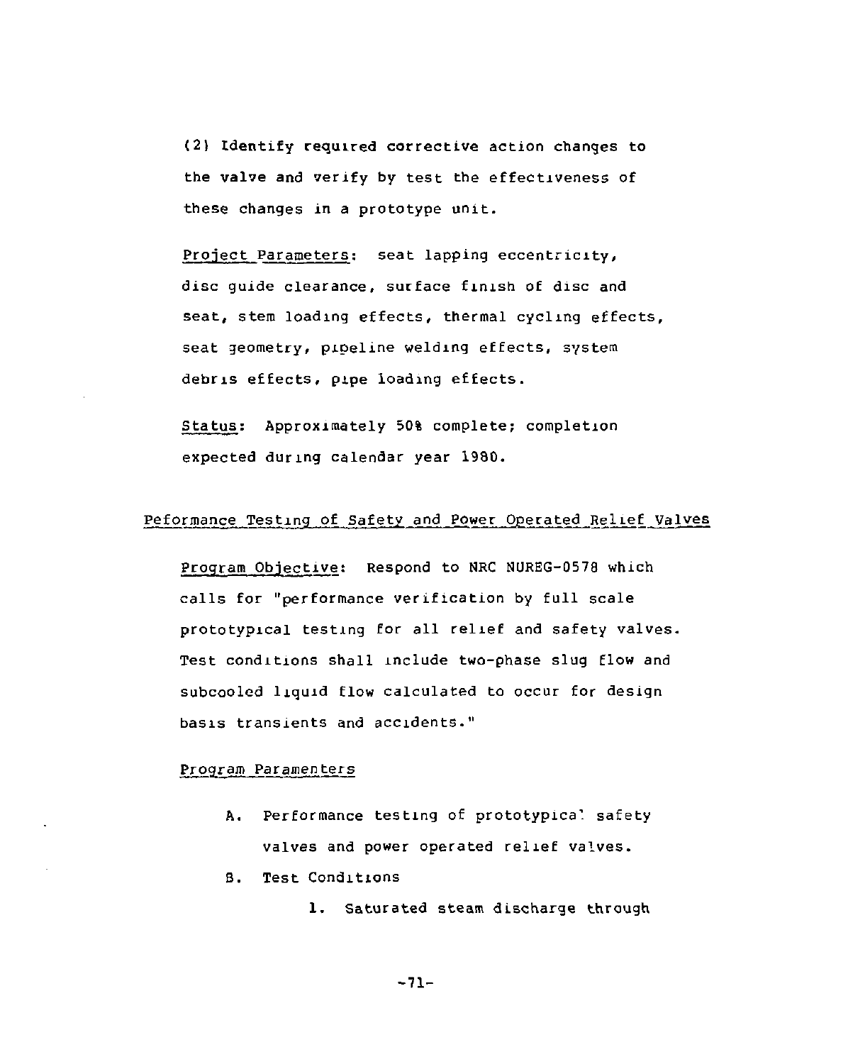(2) Identify required corrective action changes to the valve and verify by test the effectiveness of these changes in a prototype unit.

Project Parameters: seat lapping eccentricity, disc guide clearance, surface finish of disc and seat, stem loading effects, thermal cycling effects, seat geometry, pipeline welding effects, system debris effects, pipe loading effects.

Status: Approximately 50% complete; completion expected during calendar year 1980.

## Peformance Testing of Safety and Power Operated Relief Valves

Program Objective: Respond to NRC NUREG-0578 which calls for "performance verification by full scale prototypical testing for all relief and safety valves. Test conditions shall include two-phase slug flow and subcooled liquid flow calculated to occur for design basis transients and accidents."

Program Paramenters

A. Performance testing of prototypical safety valves and power operated relief valves.

B. Test Conditions

1. Saturated steam discharge through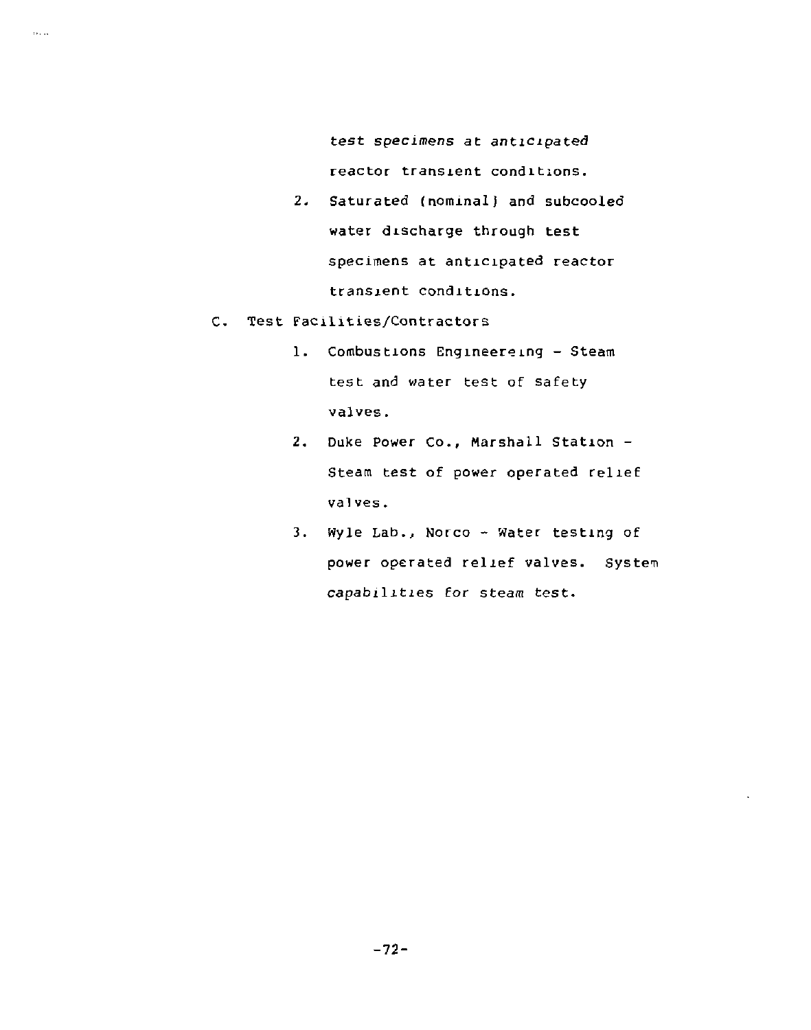test specimens at anticipated reactor transient conditions.

2. Saturated (nominal) and subcooled water discharge through test specimens at anticipated reactor transient conditions.

C. Test Facilities/Contractors

1. Combustions Engineereing - Steam test and water test of safety valves.
2. Duke Power Co., Marshall Station - Steam test of power operated relief valves.
3. Wyle Lab., Norco - Water testing of power operated relief valves. System capabilities for steam test.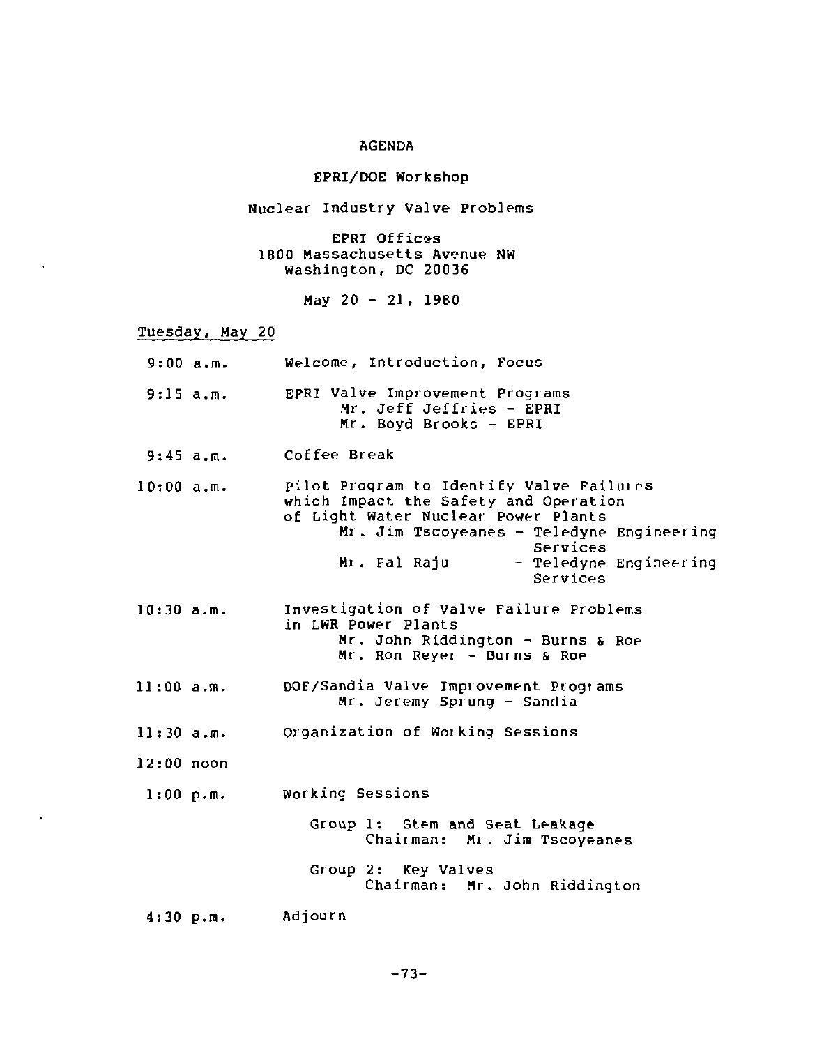# AGENDA

## EPRI/DOE Workshop

## Nuclear Industry Valve Problems

EPRI Offices
1800 Massachusetts Avenue NW
Washington, DC 20036

May 20 - 21, 1980

<u>Tuesday, May 20</u>

| | |
|---|---|
| 9:00 a.m. | Welcome, Introduction, Focus |
| 9:15 a.m. | EPRI Valve Improvement Programs<br>Mr. Jeff Jeffries - EPRI<br>Mr. Boyd Brooks - EPRI |
| 9:45 a.m. | Coffee Break |
| 10:00 a.m. | Pilot Program to Identify Valve Failures which Impact the Safety and Operation of Light Water Nuclear Power Plants<br>Mr. Jim Tscoyeanes - Teledyne Engineering Services<br>Mr. Pal Raju - Teledyne Engineering Services |
| 10:30 a.m. | Investigation of Valve Failure Problems in LWR Power Plants<br>Mr. John Riddington - Burns & Roe<br>Mr. Ron Reyer - Burns & Roe |
| 11:00 a.m. | DOE/Sandia Valve Improvement Programs<br>Mr. Jeremy Sprung - Sandia |
| 11:30 a.m. | Organization of Working Sessions |
| 12:00 noon | |
| 1:00 p.m. | Working Sessions<br>Group 1: Stem and Seat Leakage<br>Chairman: Mr. Jim Tscoyeanes<br>Group 2: Key Valves<br>Chairman: Mr. John Riddington |
| 4:30 p.m. | Adjourn |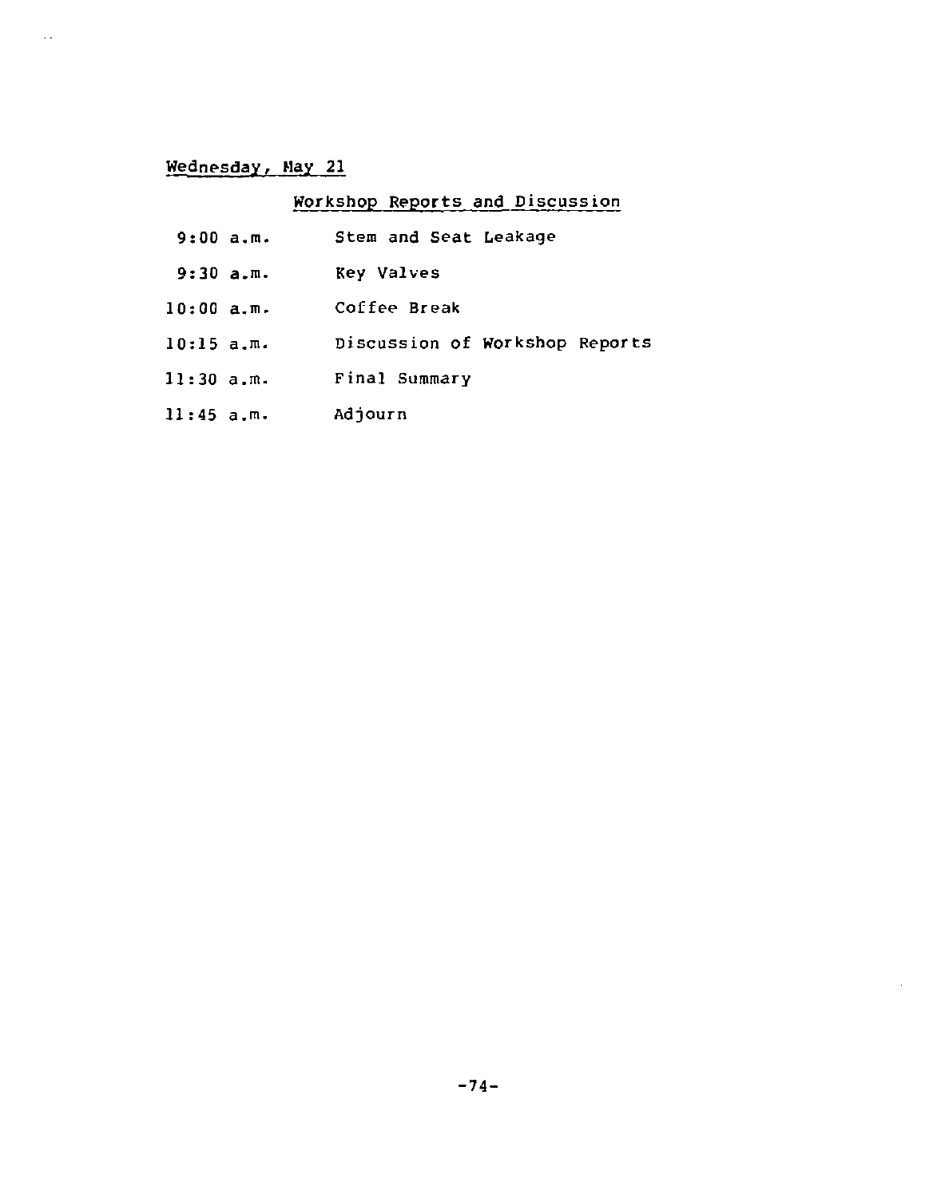Wednesday, May 21

Workshop Reports and Discussion

| | |
|---|---|
| 9:00 a.m. | Stem and Seat Leakage |
| 9:30 a.m. | Key Valves |
| 10:00 a.m. | Coffee Break |
| 10:15 a.m. | Discussion of Workshop Reports |
| 11:30 a.m. | Final Summary |
| 11:45 a.m. | Adjourn |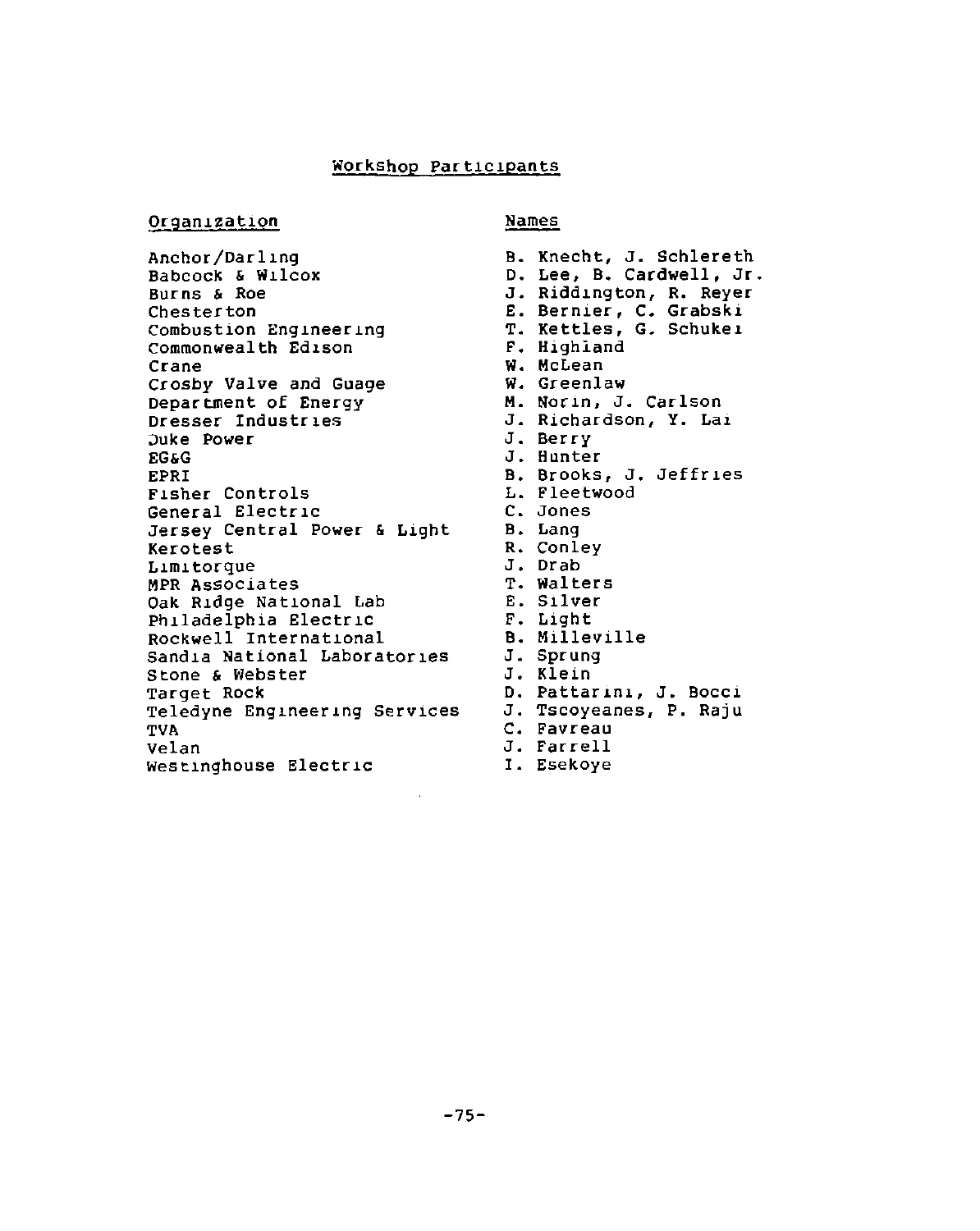## Workshop Participants

| Organization | Names |
|---|---|
| Anchor/Darling | B. Knecht, J. Schlereth |
| Babcock & Wilcox | D. Lee, B. Cardwell, Jr. |
| Burns & Roe | J. Riddington, R. Reyer |
| Chesterton | E. Bernier, C. Grabski |
| Combustion Engineering | T. Kettles, G. Schukei |
| Commonwealth Edison | F. Highland |
| Crane | W. McLean |
| Crosby Valve and Guage | W. Greenlaw |
| Department of Energy | M. Norin, J. Carlson |
| Dresser Industries | J. Richardson, Y. Lai |
| Duke Power | J. Berry |
| EG&G | J. Hunter |
| EPRI | B. Brooks, J. Jeffries |
| Fisher Controls | L. Fleetwood |
| General Electric | C. Jones |
| Jersey Central Power & Light | B. Lang |
| Kerotest | R. Conley |
| Limitorque | J. Drab |
| MPR Associates | T. Walters |
| Oak Ridge National Lab | E. Silver |
| Philadelphia Electric | F. Light |
| Rockwell International | B. Milleville |
| Sandia National Laboratories | J. Sprung |
| Stone & Webster | J. Klein |
| Target Rock | D. Pattarini, J. Bocci |
| Teledyne Engineering Services | J. Tscoyeanes, P. Raju |
| TVA | C. Favreau |
| Velan | J. Farrell |
| Westinghouse Electric | I. Esekoye |